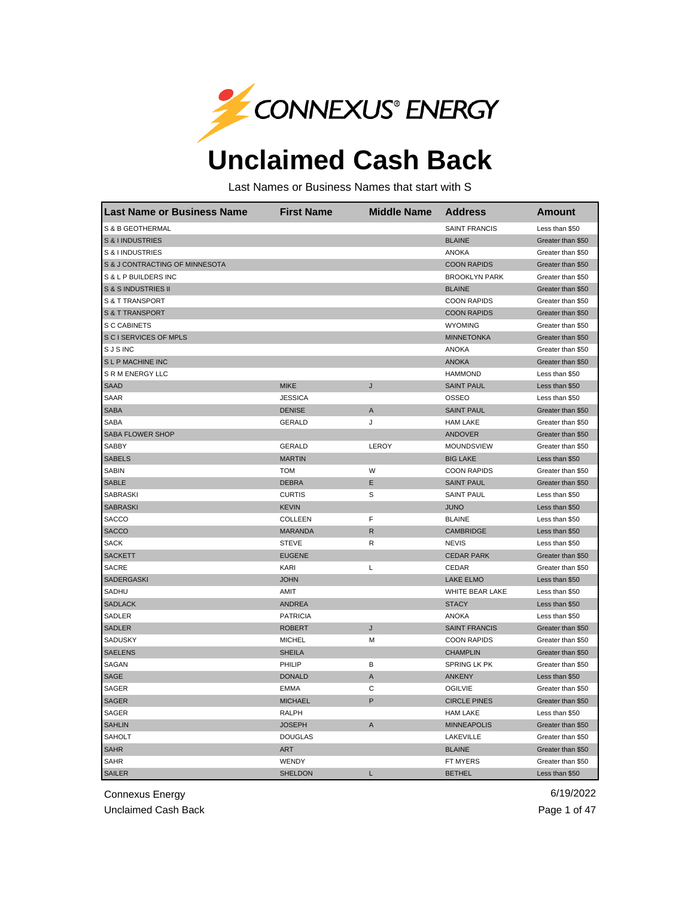CONNEXUS® ENERGY

# Unclaimed Cash Back

Last Names or Business Names that start with S

| Last Name or Business Name | First Name | Middle Name | Address | Amount |
|---|---|---|---|---|
| S & B GEOTHERMAL | | | SAINT FRANCIS | Less than $50 |
| S & I INDUSTRIES | | | BLAINE | Greater than $50 |
| S & I INDUSTRIES | | | ANOKA | Greater than $50 |
| S & J CONTRACTING OF MINNESOTA | | | COON RAPIDS | Greater than $50 |
| S & L P BUILDERS INC | | | BROOKLYN PARK | Greater than $50 |
| S & S INDUSTRIES II | | | BLAINE | Greater than $50 |
| S & T TRANSPORT | | | COON RAPIDS | Greater than $50 |
| S & T TRANSPORT | | | COON RAPIDS | Greater than $50 |
| S C CABINETS | | | WYOMING | Greater than $50 |
| S C I SERVICES OF MPLS | | | MINNETONKA | Greater than $50 |
| S J S INC | | | ANOKA | Greater than $50 |
| S L P MACHINE INC | | | ANOKA | Greater than $50 |
| S R M ENERGY LLC | | | HAMMOND | Less than $50 |
| SAAD | MIKE | J | SAINT PAUL | Less than $50 |
| SAAR | JESSICA | | OSSEO | Less than $50 |
| SABA | DENISE | A | SAINT PAUL | Greater than $50 |
| SABA | GERALD | J | HAM LAKE | Greater than $50 |
| SABA FLOWER SHOP | | | ANDOVER | Greater than $50 |
| SABBY | GERALD | LEROY | MOUNDSVIEW | Greater than $50 |
| SABELS | MARTIN | | BIG LAKE | Less than $50 |
| SABIN | TOM | W | COON RAPIDS | Greater than $50 |
| SABLE | DEBRA | E | SAINT PAUL | Greater than $50 |
| SABRASKI | CURTIS | S | SAINT PAUL | Less than $50 |
| SABRASKI | KEVIN | | JUNO | Less than $50 |
| SACCO | COLLEEN | F | BLAINE | Less than $50 |
| SACCO | MARANDA | R | CAMBRIDGE | Less than $50 |
| SACK | STEVE | R | NEVIS | Less than $50 |
| SACKETT | EUGENE | | CEDAR PARK | Greater than $50 |
| SACRE | KARI | L | CEDAR | Greater than $50 |
| SADERGASKI | JOHN | | LAKE ELMO | Less than $50 |
| SADHU | AMIT | | WHITE BEAR LAKE | Less than $50 |
| SADLACK | ANDREA | | STACY | Less than $50 |
| SADLER | PATRICIA | | ANOKA | Less than $50 |
| SADLER | ROBERT | J | SAINT FRANCIS | Greater than $50 |
| SADUSKY | MICHEL | M | COON RAPIDS | Greater than $50 |
| SAELENS | SHEILA | | CHAMPLIN | Greater than $50 |
| SAGAN | PHILIP | B | SPRING LK PK | Greater than $50 |
| SAGE | DONALD | A | ANKENY | Less than $50 |
| SAGER | EMMA | C | OGILVIE | Greater than $50 |
| SAGER | MICHAEL | P | CIRCLE PINES | Greater than $50 |
| SAGER | RALPH | | HAM LAKE | Less than $50 |
| SAHLIN | JOSEPH | A | MINNEAPOLIS | Greater than $50 |
| SAHOLT | DOUGLAS | | LAKEVILLE | Greater than $50 |
| SAHR | ART | | BLAINE | Greater than $50 |
| SAHR | WENDY | | FT MYERS | Greater than $50 |
| SAILER | SHELDON | L | BETHEL | Less than $50 |

Connexus Energy
Unclaimed Cash Back

6/19/2022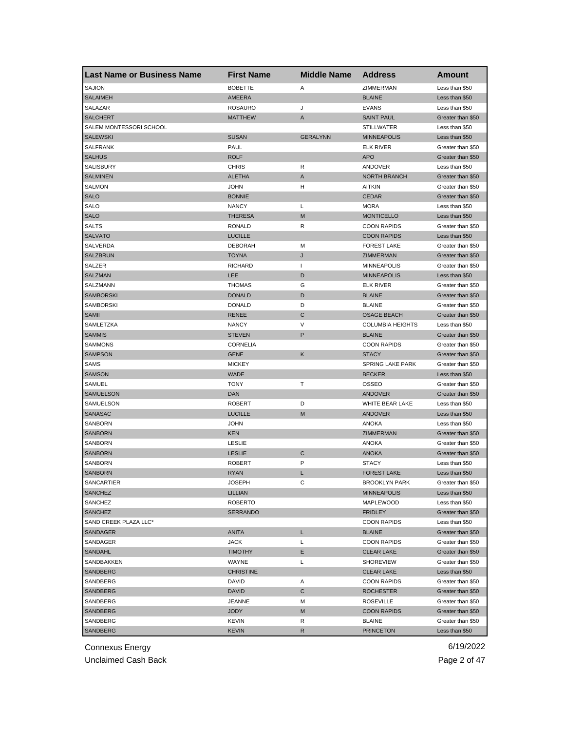| Last Name or Business Name | First Name | Middle Name | Address | Amount |
|---|---|---|---|---|
| SAJION | BOBETTE | A | ZIMMERMAN | Less than $50 |
| SALAIMEH | AMEERA | | BLAINE | Less than $50 |
| SALAZAR | ROSAURO | J | EVANS | Less than $50 |
| SALCHERT | MATTHEW | A | SAINT PAUL | Greater than $50 |
| SALEM MONTESSORI SCHOOL | | | STILLWATER | Less than $50 |
| SALEWSKI | SUSAN | GERALYNN | MINNEAPOLIS | Less than $50 |
| SALFRANK | PAUL | | ELK RIVER | Greater than $50 |
| SALHUS | ROLF | | APO | Greater than $50 |
| SALISBURY | CHRIS | R | ANDOVER | Less than $50 |
| SALMINEN | ALETHA | A | NORTH BRANCH | Greater than $50 |
| SALMON | JOHN | H | AITKIN | Greater than $50 |
| SALO | BONNIE | | CEDAR | Greater than $50 |
| SALO | NANCY | L | MORA | Less than $50 |
| SALO | THERESA | M | MONTICELLO | Less than $50 |
| SALTS | RONALD | R | COON RAPIDS | Greater than $50 |
| SALVATO | LUCILLE | | COON RAPIDS | Less than $50 |
| SALVERDA | DEBORAH | M | FOREST LAKE | Greater than $50 |
| SALZBRUN | TOYNA | J | ZIMMERMAN | Greater than $50 |
| SALZER | RICHARD | I | MINNEAPOLIS | Greater than $50 |
| SALZMAN | LEE | D | MINNEAPOLIS | Less than $50 |
| SALZMANN | THOMAS | G | ELK RIVER | Greater than $50 |
| SAMBORSKI | DONALD | D | BLAINE | Greater than $50 |
| SAMBORSKI | DONALD | D | BLAINE | Greater than $50 |
| SAMII | RENEE | C | OSAGE BEACH | Greater than $50 |
| SAMLETZKA | NANCY | V | COLUMBIA HEIGHTS | Less than $50 |
| SAMMIS | STEVEN | P | BLAINE | Greater than $50 |
| SAMMONS | CORNELIA | | COON RAPIDS | Greater than $50 |
| SAMPSON | GENE | K | STACY | Greater than $50 |
| SAMS | MICKEY | | SPRING LAKE PARK | Greater than $50 |
| SAMSON | WADE | | BECKER | Less than $50 |
| SAMUEL | TONY | T | OSSEO | Greater than $50 |
| SAMUELSON | DAN | | ANDOVER | Greater than $50 |
| SAMUELSON | ROBERT | D | WHITE BEAR LAKE | Less than $50 |
| SANASAC | LUCILLE | M | ANDOVER | Less than $50 |
| SANBORN | JOHN | | ANOKA | Less than $50 |
| SANBORN | KEN | | ZIMMERMAN | Greater than $50 |
| SANBORN | LESLIE | | ANOKA | Greater than $50 |
| SANBORN | LESLIE | C | ANOKA | Greater than $50 |
| SANBORN | ROBERT | P | STACY | Less than $50 |
| SANBORN | RYAN | L | FOREST LAKE | Less than $50 |
| SANCARTIER | JOSEPH | C | BROOKLYN PARK | Greater than $50 |
| SANCHEZ | LILLIAN | | MINNEAPOLIS | Less than $50 |
| SANCHEZ | ROBERTO | | MAPLEWOOD | Less than $50 |
| SANCHEZ | SERRANDO | | FRIDLEY | Greater than $50 |
| SAND CREEK PLAZA LLC* | | | COON RAPIDS | Less than $50 |
| SANDAGER | ANITA | L | BLAINE | Greater than $50 |
| SANDAGER | JACK | L | COON RAPIDS | Greater than $50 |
| SANDAHL | TIMOTHY | E | CLEAR LAKE | Greater than $50 |
| SANDBAKKEN | WAYNE | L | SHOREVIEW | Greater than $50 |
| SANDBERG | CHRISTINE | | CLEAR LAKE | Less than $50 |
| SANDBERG | DAVID | A | COON RAPIDS | Greater than $50 |
| SANDBERG | DAVID | C | ROCHESTER | Greater than $50 |
| SANDBERG | JEANNE | M | ROSEVILLE | Greater than $50 |
| SANDBERG | JODY | M | COON RAPIDS | Greater than $50 |
| SANDBERG | KEVIN | R | BLAINE | Greater than $50 |
| SANDBERG | KEVIN | R | PRINCETON | Less than $50 |

Connexus Energy
Unclaimed Cash Back
6/19/2022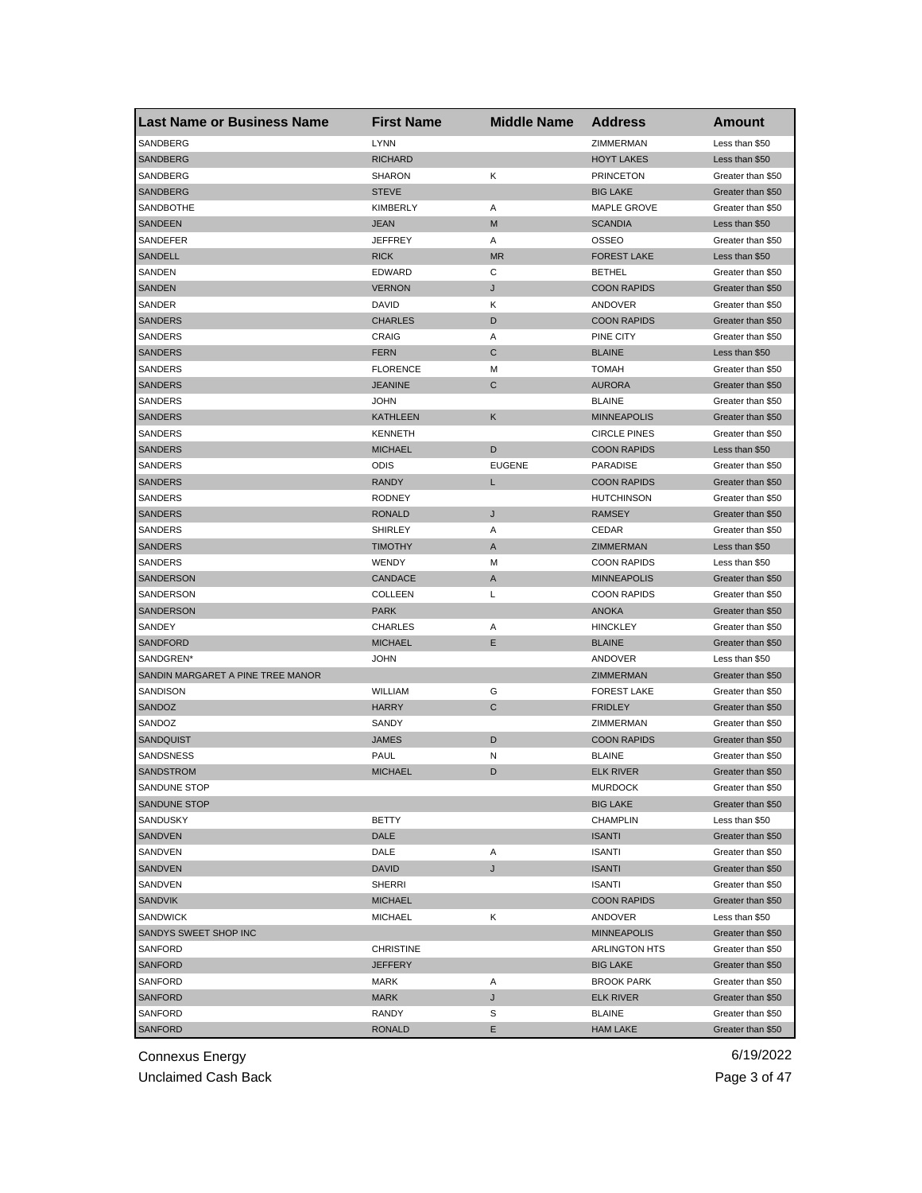| Last Name or Business Name | First Name | Middle Name | Address | Amount |
|---|---|---|---|---|
| SANDBERG | LYNN | | ZIMMERMAN | Less than $50 |
| SANDBERG | RICHARD | | HOYT LAKES | Less than $50 |
| SANDBERG | SHARON | K | PRINCETON | Greater than $50 |
| SANDBERG | STEVE | | BIG LAKE | Greater than $50 |
| SANDBOTHE | KIMBERLY | A | MAPLE GROVE | Greater than $50 |
| SANDEEN | JEAN | M | SCANDIA | Less than $50 |
| SANDEFER | JEFFREY | A | OSSEO | Greater than $50 |
| SANDELL | RICK | MR | FOREST LAKE | Less than $50 |
| SANDEN | EDWARD | C | BETHEL | Greater than $50 |
| SANDEN | VERNON | J | COON RAPIDS | Greater than $50 |
| SANDER | DAVID | K | ANDOVER | Greater than $50 |
| SANDERS | CHARLES | D | COON RAPIDS | Greater than $50 |
| SANDERS | CRAIG | A | PINE CITY | Greater than $50 |
| SANDERS | FERN | C | BLAINE | Less than $50 |
| SANDERS | FLORENCE | M | TOMAH | Greater than $50 |
| SANDERS | JEANINE | C | AURORA | Greater than $50 |
| SANDERS | JOHN | | BLAINE | Greater than $50 |
| SANDERS | KATHLEEN | K | MINNEAPOLIS | Greater than $50 |
| SANDERS | KENNETH | | CIRCLE PINES | Greater than $50 |
| SANDERS | MICHAEL | D | COON RAPIDS | Less than $50 |
| SANDERS | ODIS | EUGENE | PARADISE | Greater than $50 |
| SANDERS | RANDY | L | COON RAPIDS | Greater than $50 |
| SANDERS | RODNEY | | HUTCHINSON | Greater than $50 |
| SANDERS | RONALD | J | RAMSEY | Greater than $50 |
| SANDERS | SHIRLEY | A | CEDAR | Greater than $50 |
| SANDERS | TIMOTHY | A | ZIMMERMAN | Less than $50 |
| SANDERS | WENDY | M | COON RAPIDS | Less than $50 |
| SANDERSON | CANDACE | A | MINNEAPOLIS | Greater than $50 |
| SANDERSON | COLLEEN | L | COON RAPIDS | Greater than $50 |
| SANDERSON | PARK | | ANOKA | Greater than $50 |
| SANDEY | CHARLES | A | HINCKLEY | Greater than $50 |
| SANDFORD | MICHAEL | E | BLAINE | Greater than $50 |
| SANDGREN* | JOHN | | ANDOVER | Less than $50 |
| SANDIN MARGARET A PINE TREE MANOR | | | ZIMMERMAN | Greater than $50 |
| SANDISON | WILLIAM | G | FOREST LAKE | Greater than $50 |
| SANDOZ | HARRY | C | FRIDLEY | Greater than $50 |
| SANDOZ | SANDY | | ZIMMERMAN | Greater than $50 |
| SANDQUIST | JAMES | D | COON RAPIDS | Greater than $50 |
| SANDSNESS | PAUL | N | BLAINE | Greater than $50 |
| SANDSTROM | MICHAEL | D | ELK RIVER | Greater than $50 |
| SANDUNE STOP | | | MURDOCK | Greater than $50 |
| SANDUNE STOP | | | BIG LAKE | Greater than $50 |
| SANDUSKY | BETTY | | CHAMPLIN | Less than $50 |
| SANDVEN | DALE | | ISANTI | Greater than $50 |
| SANDVEN | DALE | A | ISANTI | Greater than $50 |
| SANDVEN | DAVID | J | ISANTI | Greater than $50 |
| SANDVEN | SHERRI | | ISANTI | Greater than $50 |
| SANDVIK | MICHAEL | | COON RAPIDS | Greater than $50 |
| SANDWICK | MICHAEL | K | ANDOVER | Less than $50 |
| SANDYS SWEET SHOP INC | | | MINNEAPOLIS | Greater than $50 |
| SANFORD | CHRISTINE | | ARLINGTON HTS | Greater than $50 |
| SANFORD | JEFFERY | | BIG LAKE | Greater than $50 |
| SANFORD | MARK | A | BROOK PARK | Greater than $50 |
| SANFORD | MARK | J | ELK RIVER | Greater than $50 |
| SANFORD | RANDY | S | BLAINE | Greater than $50 |
| SANFORD | RONALD | E | HAM LAKE | Greater than $50 |

Connexus Energy 6/19/2022
Unclaimed Cash Back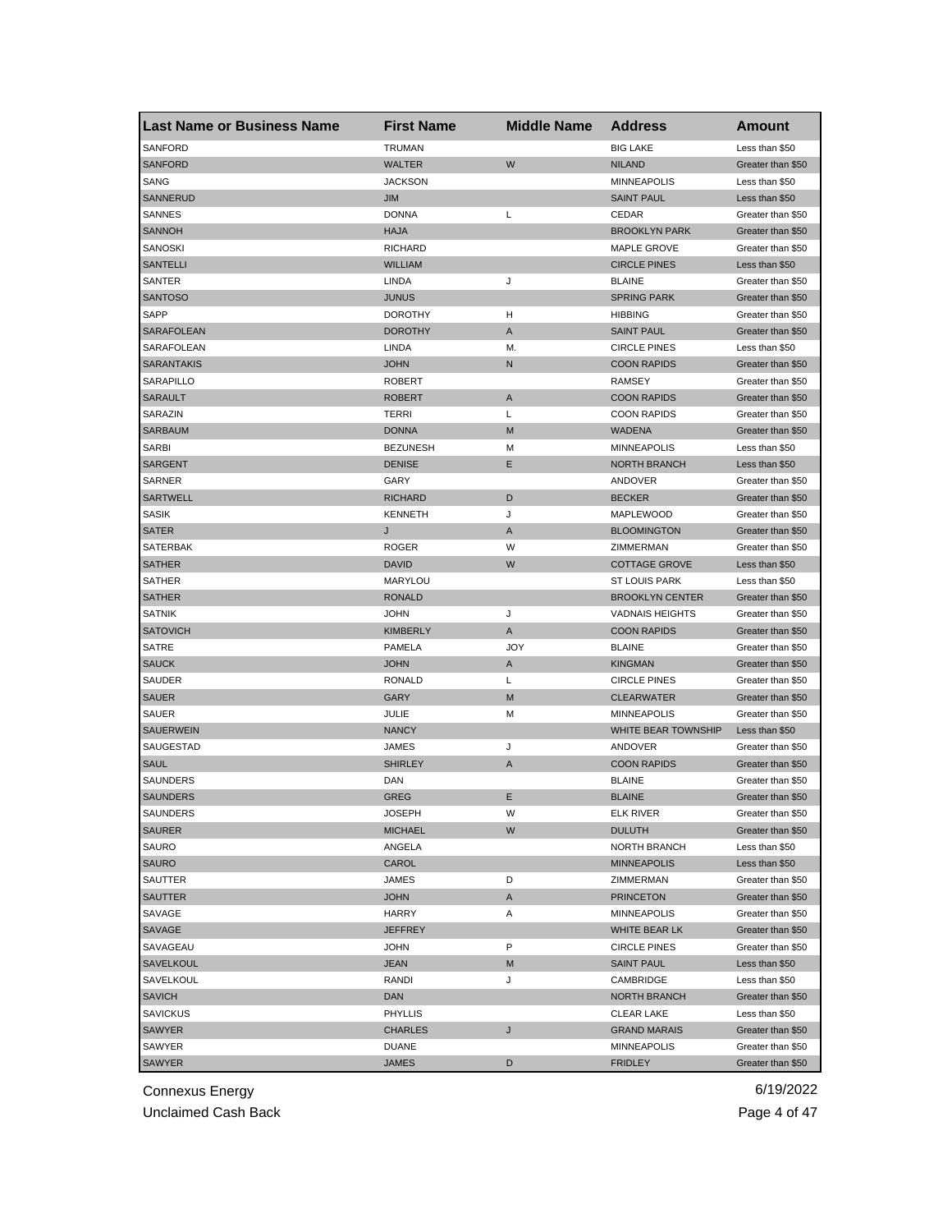| Last Name or Business Name | First Name | Middle Name | Address | Amount |
|---|---|---|---|---|
| SANFORD | TRUMAN | | BIG LAKE | Less than $50 |
| SANFORD | WALTER | W | NILAND | Greater than $50 |
| SANG | JACKSON | | MINNEAPOLIS | Less than $50 |
| SANNERUD | JIM | | SAINT PAUL | Less than $50 |
| SANNES | DONNA | L | CEDAR | Greater than $50 |
| SANNOH | HAJA | | BROOKLYN PARK | Greater than $50 |
| SANOSKI | RICHARD | | MAPLE GROVE | Greater than $50 |
| SANTELLI | WILLIAM | | CIRCLE PINES | Less than $50 |
| SANTER | LINDA | J | BLAINE | Greater than $50 |
| SANTOSO | JUNUS | | SPRING PARK | Greater than $50 |
| SAPP | DOROTHY | H | HIBBING | Greater than $50 |
| SARAFOLEAN | DOROTHY | A | SAINT PAUL | Greater than $50 |
| SARAFOLEAN | LINDA | M. | CIRCLE PINES | Less than $50 |
| SARANTAKIS | JOHN | N | COON RAPIDS | Greater than $50 |
| SARAPILLO | ROBERT | | RAMSEY | Greater than $50 |
| SARAULT | ROBERT | A | COON RAPIDS | Greater than $50 |
| SARAZIN | TERRI | L | COON RAPIDS | Greater than $50 |
| SARBAUM | DONNA | M | WADENA | Greater than $50 |
| SARBI | BEZUNESH | M | MINNEAPOLIS | Less than $50 |
| SARGENT | DENISE | E | NORTH BRANCH | Less than $50 |
| SARNER | GARY | | ANDOVER | Greater than $50 |
| SARTWELL | RICHARD | D | BECKER | Greater than $50 |
| SASIK | KENNETH | J | MAPLEWOOD | Greater than $50 |
| SATER | J | A | BLOOMINGTON | Greater than $50 |
| SATERBAK | ROGER | W | ZIMMERMAN | Greater than $50 |
| SATHER | DAVID | W | COTTAGE GROVE | Less than $50 |
| SATHER | MARYLOU | | ST LOUIS PARK | Less than $50 |
| SATHER | RONALD | | BROOKLYN CENTER | Greater than $50 |
| SATNIK | JOHN | J | VADNAIS HEIGHTS | Greater than $50 |
| SATOVICH | KIMBERLY | A | COON RAPIDS | Greater than $50 |
| SATRE | PAMELA | JOY | BLAINE | Greater than $50 |
| SAUCK | JOHN | A | KINGMAN | Greater than $50 |
| SAUDER | RONALD | L | CIRCLE PINES | Greater than $50 |
| SAUER | GARY | M | CLEARWATER | Greater than $50 |
| SAUER | JULIE | M | MINNEAPOLIS | Greater than $50 |
| SAUERWEIN | NANCY | | WHITE BEAR TOWNSHIP | Less than $50 |
| SAUGESTAD | JAMES | J | ANDOVER | Greater than $50 |
| SAUL | SHIRLEY | A | COON RAPIDS | Greater than $50 |
| SAUNDERS | DAN | | BLAINE | Greater than $50 |
| SAUNDERS | GREG | E | BLAINE | Greater than $50 |
| SAUNDERS | JOSEPH | W | ELK RIVER | Greater than $50 |
| SAURER | MICHAEL | W | DULUTH | Greater than $50 |
| SAURO | ANGELA | | NORTH BRANCH | Less than $50 |
| SAURO | CAROL | | MINNEAPOLIS | Less than $50 |
| SAUTTER | JAMES | D | ZIMMERMAN | Greater than $50 |
| SAUTTER | JOHN | A | PRINCETON | Greater than $50 |
| SAVAGE | HARRY | A | MINNEAPOLIS | Greater than $50 |
| SAVAGE | JEFFREY | | WHITE BEAR LK | Greater than $50 |
| SAVAGEAU | JOHN | P | CIRCLE PINES | Greater than $50 |
| SAVELKOUL | JEAN | M | SAINT PAUL | Less than $50 |
| SAVELKOUL | RANDI | J | CAMBRIDGE | Less than $50 |
| SAVICH | DAN | | NORTH BRANCH | Greater than $50 |
| SAVICKUS | PHYLLIS | | CLEAR LAKE | Less than $50 |
| SAWYER | CHARLES | J | GRAND MARAIS | Greater than $50 |
| SAWYER | DUANE | | MINNEAPOLIS | Greater than $50 |
| SAWYER | JAMES | D | FRIDLEY | Greater than $50 |

Connexus Energy 6/19/2022

Unclaimed Cash Back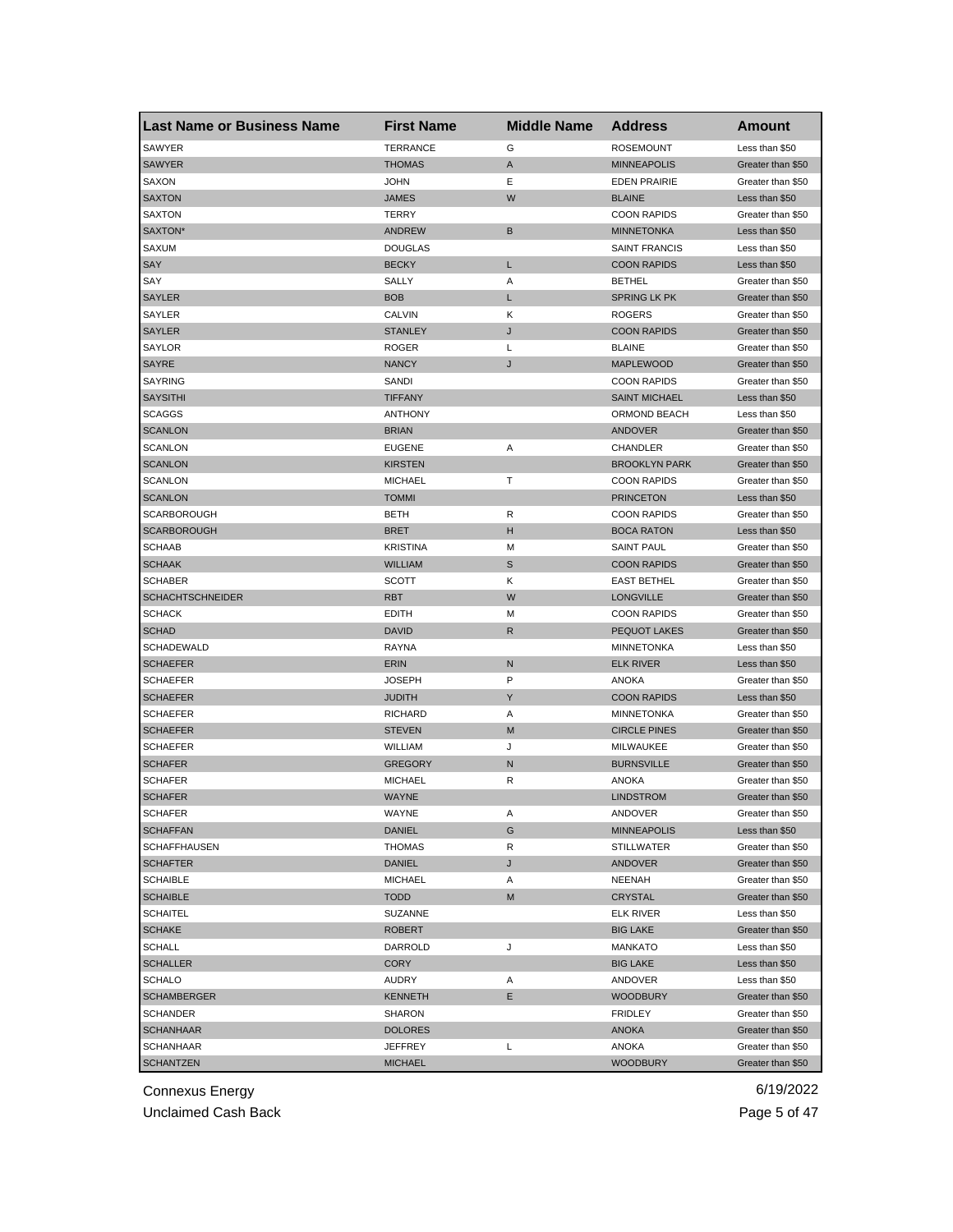| Last Name or Business Name | First Name | Middle Name | Address | Amount |
| --- | --- | --- | --- | --- |
| SAWYER | TERRANCE | G | ROSEMOUNT | Less than $50 |
| SAWYER | THOMAS | A | MINNEAPOLIS | Greater than $50 |
| SAXON | JOHN | E | EDEN PRAIRIE | Greater than $50 |
| SAXTON | JAMES | W | BLAINE | Less than $50 |
| SAXTON | TERRY | | COON RAPIDS | Greater than $50 |
| SAXTON* | ANDREW | B | MINNETONKA | Less than $50 |
| SAXUM | DOUGLAS | | SAINT FRANCIS | Less than $50 |
| SAY | BECKY | L | COON RAPIDS | Less than $50 |
| SAY | SALLY | A | BETHEL | Greater than $50 |
| SAYLER | BOB | L | SPRING LK PK | Greater than $50 |
| SAYLER | CALVIN | K | ROGERS | Greater than $50 |
| SAYLER | STANLEY | J | COON RAPIDS | Greater than $50 |
| SAYLOR | ROGER | L | BLAINE | Greater than $50 |
| SAYRE | NANCY | J | MAPLEWOOD | Greater than $50 |
| SAYRING | SANDI | | COON RAPIDS | Greater than $50 |
| SAYSITHI | TIFFANY | | SAINT MICHAEL | Less than $50 |
| SCAGGS | ANTHONY | | ORMOND BEACH | Less than $50 |
| SCANLON | BRIAN | | ANDOVER | Greater than $50 |
| SCANLON | EUGENE | A | CHANDLER | Greater than $50 |
| SCANLON | KIRSTEN | | BROOKLYN PARK | Greater than $50 |
| SCANLON | MICHAEL | T | COON RAPIDS | Greater than $50 |
| SCANLON | TOMMI | | PRINCETON | Less than $50 |
| SCARBOROUGH | BETH | R | COON RAPIDS | Greater than $50 |
| SCARBOROUGH | BRET | H | BOCA RATON | Less than $50 |
| SCHAAB | KRISTINA | M | SAINT PAUL | Greater than $50 |
| SCHAAK | WILLIAM | S | COON RAPIDS | Greater than $50 |
| SCHABER | SCOTT | K | EAST BETHEL | Greater than $50 |
| SCHACHTSCHNEIDER | RBT | W | LONGVILLE | Greater than $50 |
| SCHACK | EDITH | M | COON RAPIDS | Greater than $50 |
| SCHAD | DAVID | R | PEQUOT LAKES | Greater than $50 |
| SCHADEWALD | RAYNA | | MINNETONKA | Less than $50 |
| SCHAEFER | ERIN | N | ELK RIVER | Less than $50 |
| SCHAEFER | JOSEPH | P | ANOKA | Greater than $50 |
| SCHAEFER | JUDITH | Y | COON RAPIDS | Less than $50 |
| SCHAEFER | RICHARD | A | MINNETONKA | Greater than $50 |
| SCHAEFER | STEVEN | M | CIRCLE PINES | Greater than $50 |
| SCHAEFER | WILLIAM | J | MILWAUKEE | Greater than $50 |
| SCHAFER | GREGORY | N | BURNSVILLE | Greater than $50 |
| SCHAFER | MICHAEL | R | ANOKA | Greater than $50 |
| SCHAFER | WAYNE | | LINDSTROM | Greater than $50 |
| SCHAFER | WAYNE | A | ANDOVER | Greater than $50 |
| SCHAFFAN | DANIEL | G | MINNEAPOLIS | Less than $50 |
| SCHAFFHAUSEN | THOMAS | R | STILLWATER | Greater than $50 |
| SCHAFTER | DANIEL | J | ANDOVER | Greater than $50 |
| SCHAIBLE | MICHAEL | A | NEENAH | Greater than $50 |
| SCHAIBLE | TODD | M | CRYSTAL | Greater than $50 |
| SCHAITEL | SUZANNE | | ELK RIVER | Less than $50 |
| SCHAKE | ROBERT | | BIG LAKE | Greater than $50 |
| SCHALL | DARROLD | J | MANKATO | Less than $50 |
| SCHALLER | CORY | | BIG LAKE | Less than $50 |
| SCHALO | AUDRY | A | ANDOVER | Less than $50 |
| SCHAMBERGER | KENNETH | E | WOODBURY | Greater than $50 |
| SCHANDER | SHARON | | FRIDLEY | Greater than $50 |
| SCHANHAAR | DOLORES | | ANOKA | Greater than $50 |
| SCHANHAAR | JEFFREY | L | ANOKA | Greater than $50 |
| SCHANTZEN | MICHAEL | | WOODBURY | Greater than $50 |

Connexus Energy
Unclaimed Cash Back
6/19/2022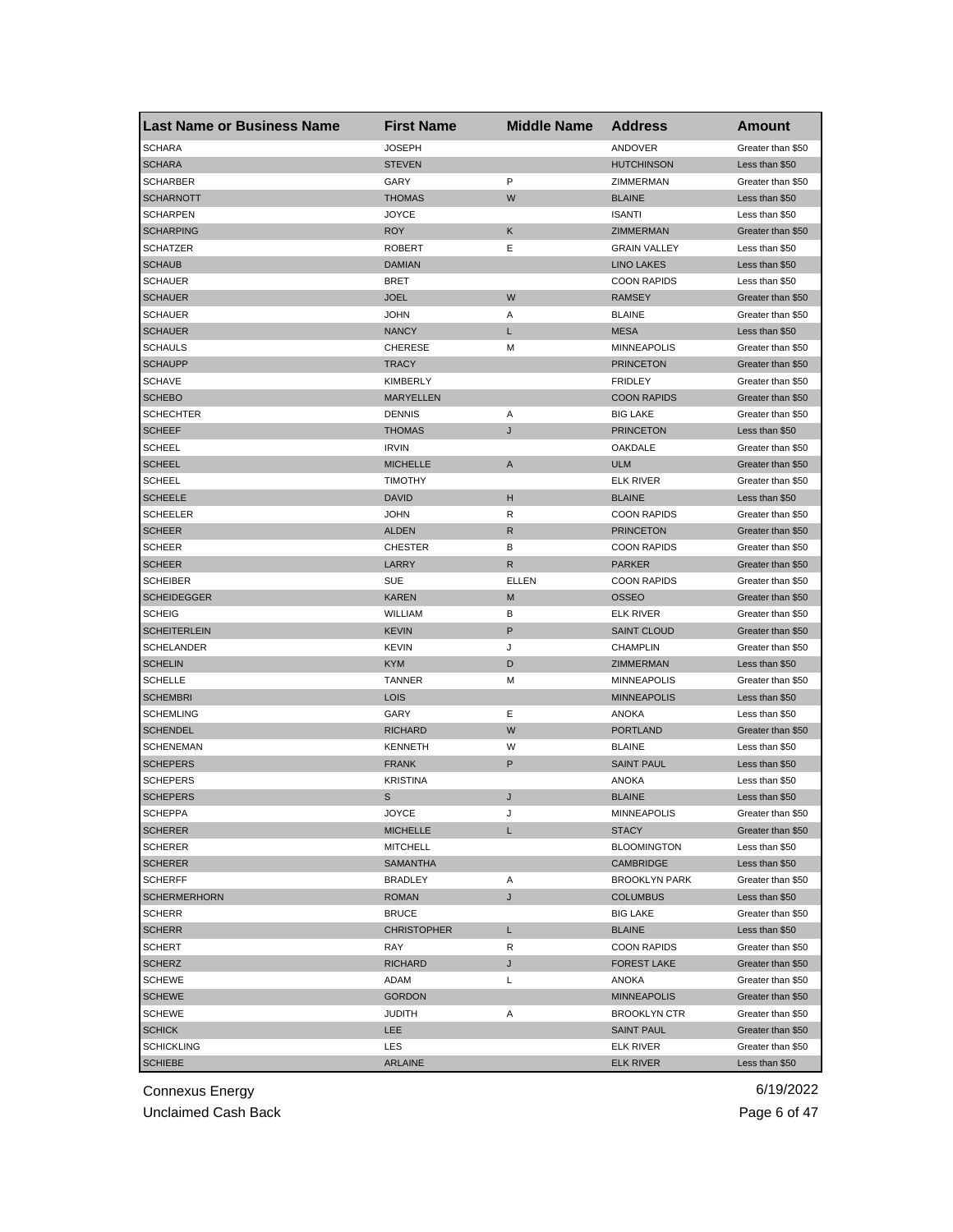| Last Name or Business Name | First Name | Middle Name | Address | Amount |
|---|---|---|---|---|
| SCHARA | JOSEPH | | ANDOVER | Greater than $50 |
| SCHARA | STEVEN | | HUTCHINSON | Less than $50 |
| SCHARBER | GARY | P | ZIMMERMAN | Greater than $50 |
| SCHARNOTT | THOMAS | W | BLAINE | Less than $50 |
| SCHARPEN | JOYCE | | ISANTI | Less than $50 |
| SCHARPING | ROY | K | ZIMMERMAN | Greater than $50 |
| SCHATZER | ROBERT | E | GRAIN VALLEY | Less than $50 |
| SCHAUB | DAMIAN | | LINO LAKES | Less than $50 |
| SCHAUER | BRET | | COON RAPIDS | Less than $50 |
| SCHAUER | JOEL | W | RAMSEY | Greater than $50 |
| SCHAUER | JOHN | A | BLAINE | Greater than $50 |
| SCHAUER | NANCY | L | MESA | Less than $50 |
| SCHAULS | CHERESE | M | MINNEAPOLIS | Greater than $50 |
| SCHAUPP | TRACY | | PRINCETON | Greater than $50 |
| SCHAVE | KIMBERLY | | FRIDLEY | Greater than $50 |
| SCHEBO | MARYELLEN | | COON RAPIDS | Greater than $50 |
| SCHECHTER | DENNIS | A | BIG LAKE | Greater than $50 |
| SCHEEF | THOMAS | J | PRINCETON | Less than $50 |
| SCHEEL | IRVIN | | OAKDALE | Greater than $50 |
| SCHEEL | MICHELLE | A | ULM | Greater than $50 |
| SCHEEL | TIMOTHY | | ELK RIVER | Greater than $50 |
| SCHEELE | DAVID | H | BLAINE | Less than $50 |
| SCHEELER | JOHN | R | COON RAPIDS | Greater than $50 |
| SCHEER | ALDEN | R | PRINCETON | Greater than $50 |
| SCHEER | CHESTER | B | COON RAPIDS | Greater than $50 |
| SCHEER | LARRY | R | PARKER | Greater than $50 |
| SCHEIBER | SUE | ELLEN | COON RAPIDS | Greater than $50 |
| SCHEIDEGGER | KAREN | M | OSSEO | Greater than $50 |
| SCHEIG | WILLIAM | B | ELK RIVER | Greater than $50 |
| SCHEITERLEIN | KEVIN | P | SAINT CLOUD | Greater than $50 |
| SCHELANDER | KEVIN | J | CHAMPLIN | Greater than $50 |
| SCHELIN | KYM | D | ZIMMERMAN | Less than $50 |
| SCHELLE | TANNER | M | MINNEAPOLIS | Greater than $50 |
| SCHEMBRI | LOIS | | MINNEAPOLIS | Less than $50 |
| SCHEMLING | GARY | E | ANOKA | Less than $50 |
| SCHENDEL | RICHARD | W | PORTLAND | Greater than $50 |
| SCHENEMAN | KENNETH | W | BLAINE | Less than $50 |
| SCHEPERS | FRANK | P | SAINT PAUL | Less than $50 |
| SCHEPERS | KRISTINA | | ANOKA | Less than $50 |
| SCHEPERS | S | J | BLAINE | Less than $50 |
| SCHEPPA | JOYCE | J | MINNEAPOLIS | Greater than $50 |
| SCHERER | MICHELLE | L | STACY | Greater than $50 |
| SCHERER | MITCHELL | | BLOOMINGTON | Less than $50 |
| SCHERER | SAMANTHA | | CAMBRIDGE | Less than $50 |
| SCHERFF | BRADLEY | A | BROOKLYN PARK | Greater than $50 |
| SCHERMERHORN | ROMAN | J | COLUMBUS | Less than $50 |
| SCHERR | BRUCE | | BIG LAKE | Greater than $50 |
| SCHERR | CHRISTOPHER | L | BLAINE | Less than $50 |
| SCHERT | RAY | R | COON RAPIDS | Greater than $50 |
| SCHERZ | RICHARD | J | FOREST LAKE | Greater than $50 |
| SCHEWE | ADAM | L | ANOKA | Greater than $50 |
| SCHEWE | GORDON | | MINNEAPOLIS | Greater than $50 |
| SCHEWE | JUDITH | A | BROOKLYN CTR | Greater than $50 |
| SCHICK | LEE | | SAINT PAUL | Greater than $50 |
| SCHICKLING | LES | | ELK RIVER | Greater than $50 |
| SCHIEBE | ARLAINE | | ELK RIVER | Less than $50 |

Connexus Energy 6/19/2022

Unclaimed Cash Back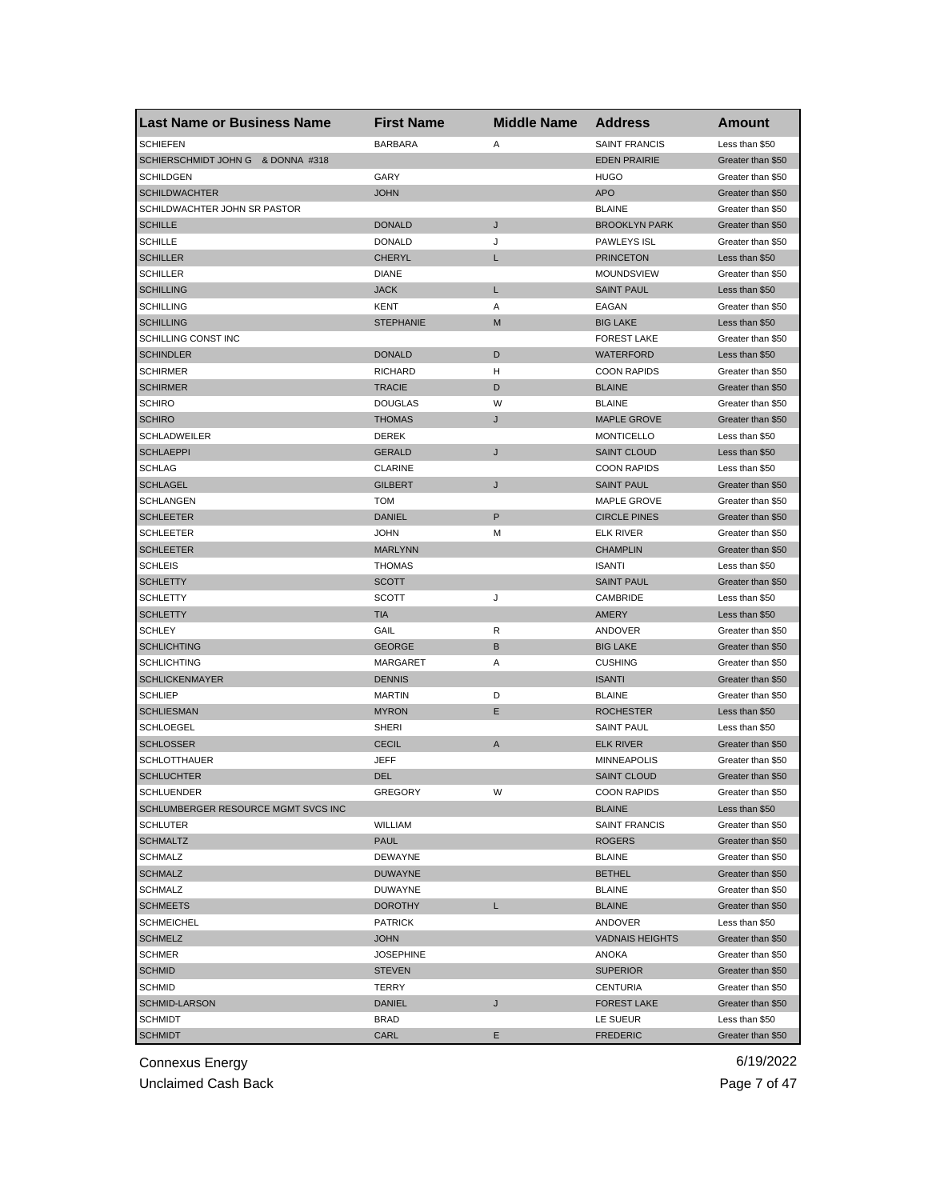| Last Name or Business Name | First Name | Middle Name | Address | Amount |
|---|---|---|---|---|
| SCHIEFEN | BARBARA | A | SAINT FRANCIS | Less than $50 |
| SCHIERSCHMIDT JOHN G & DONNA #318 | | | EDEN PRAIRIE | Greater than $50 |
| SCHILDGEN | GARY | | HUGO | Greater than $50 |
| SCHILDWACHTER | JOHN | | APO | Greater than $50 |
| SCHILDWACHTER JOHN SR PASTOR | | | BLAINE | Greater than $50 |
| SCHILLE | DONALD | J | BROOKLYN PARK | Greater than $50 |
| SCHILLE | DONALD | J | PAWLEYS ISL | Greater than $50 |
| SCHILLER | CHERYL | L | PRINCETON | Less than $50 |
| SCHILLER | DIANE | | MOUNDSVIEW | Greater than $50 |
| SCHILLING | JACK | L | SAINT PAUL | Less than $50 |
| SCHILLING | KENT | A | EAGAN | Greater than $50 |
| SCHILLING | STEPHANIE | M | BIG LAKE | Less than $50 |
| SCHILLING CONST INC | | | FOREST LAKE | Greater than $50 |
| SCHINDLER | DONALD | D | WATERFORD | Less than $50 |
| SCHIRMER | RICHARD | H | COON RAPIDS | Greater than $50 |
| SCHIRMER | TRACIE | D | BLAINE | Greater than $50 |
| SCHIRO | DOUGLAS | W | BLAINE | Greater than $50 |
| SCHIRO | THOMAS | J | MAPLE GROVE | Greater than $50 |
| SCHLADWEILER | DEREK | | MONTICELLO | Less than $50 |
| SCHLAEPPI | GERALD | J | SAINT CLOUD | Less than $50 |
| SCHLAG | CLARINE | | COON RAPIDS | Less than $50 |
| SCHLAGEL | GILBERT | J | SAINT PAUL | Greater than $50 |
| SCHLANGEN | TOM | | MAPLE GROVE | Greater than $50 |
| SCHLEETER | DANIEL | P | CIRCLE PINES | Greater than $50 |
| SCHLEETER | JOHN | M | ELK RIVER | Greater than $50 |
| SCHLEETER | MARLYNN | | CHAMPLIN | Greater than $50 |
| SCHLEIS | THOMAS | | ISANTI | Less than $50 |
| SCHLETTY | SCOTT | | SAINT PAUL | Greater than $50 |
| SCHLETTY | SCOTT | J | CAMBRIDE | Less than $50 |
| SCHLETTY | TIA | | AMERY | Less than $50 |
| SCHLEY | GAIL | R | ANDOVER | Greater than $50 |
| SCHLICHTING | GEORGE | B | BIG LAKE | Greater than $50 |
| SCHLICHTING | MARGARET | A | CUSHING | Greater than $50 |
| SCHLICKENMAYER | DENNIS | | ISANTI | Greater than $50 |
| SCHLIEP | MARTIN | D | BLAINE | Greater than $50 |
| SCHLIESMAN | MYRON | E | ROCHESTER | Less than $50 |
| SCHLOEGEL | SHERI | | SAINT PAUL | Less than $50 |
| SCHLOSSER | CECIL | A | ELK RIVER | Greater than $50 |
| SCHLOTTHAUER | JEFF | | MINNEAPOLIS | Greater than $50 |
| SCHLUCHTER | DEL | | SAINT CLOUD | Greater than $50 |
| SCHLUENDER | GREGORY | W | COON RAPIDS | Greater than $50 |
| SCHLUMBERGER RESOURCE MGMT SVCS INC | | | BLAINE | Less than $50 |
| SCHLUTER | WILLIAM | | SAINT FRANCIS | Greater than $50 |
| SCHMALTZ | PAUL | | ROGERS | Greater than $50 |
| SCHMALZ | DEWAYNE | | BLAINE | Greater than $50 |
| SCHMALZ | DUWAYNE | | BETHEL | Greater than $50 |
| SCHMALZ | DUWAYNE | | BLAINE | Greater than $50 |
| SCHMEETS | DOROTHY | L | BLAINE | Greater than $50 |
| SCHMEICHEL | PATRICK | | ANDOVER | Less than $50 |
| SCHMELZ | JOHN | | VADNAIS HEIGHTS | Greater than $50 |
| SCHMER | JOSEPHINE | | ANOKA | Greater than $50 |
| SCHMID | STEVEN | | SUPERIOR | Greater than $50 |
| SCHMID | TERRY | | CENTURIA | Greater than $50 |
| SCHMID-LARSON | DANIEL | J | FOREST LAKE | Greater than $50 |
| SCHMIDT | BRAD | | LE SUEUR | Less than $50 |
| SCHMIDT | CARL | E | FREDERIC | Greater than $50 |

Connexus Energy
Unclaimed Cash Back
6/19/2022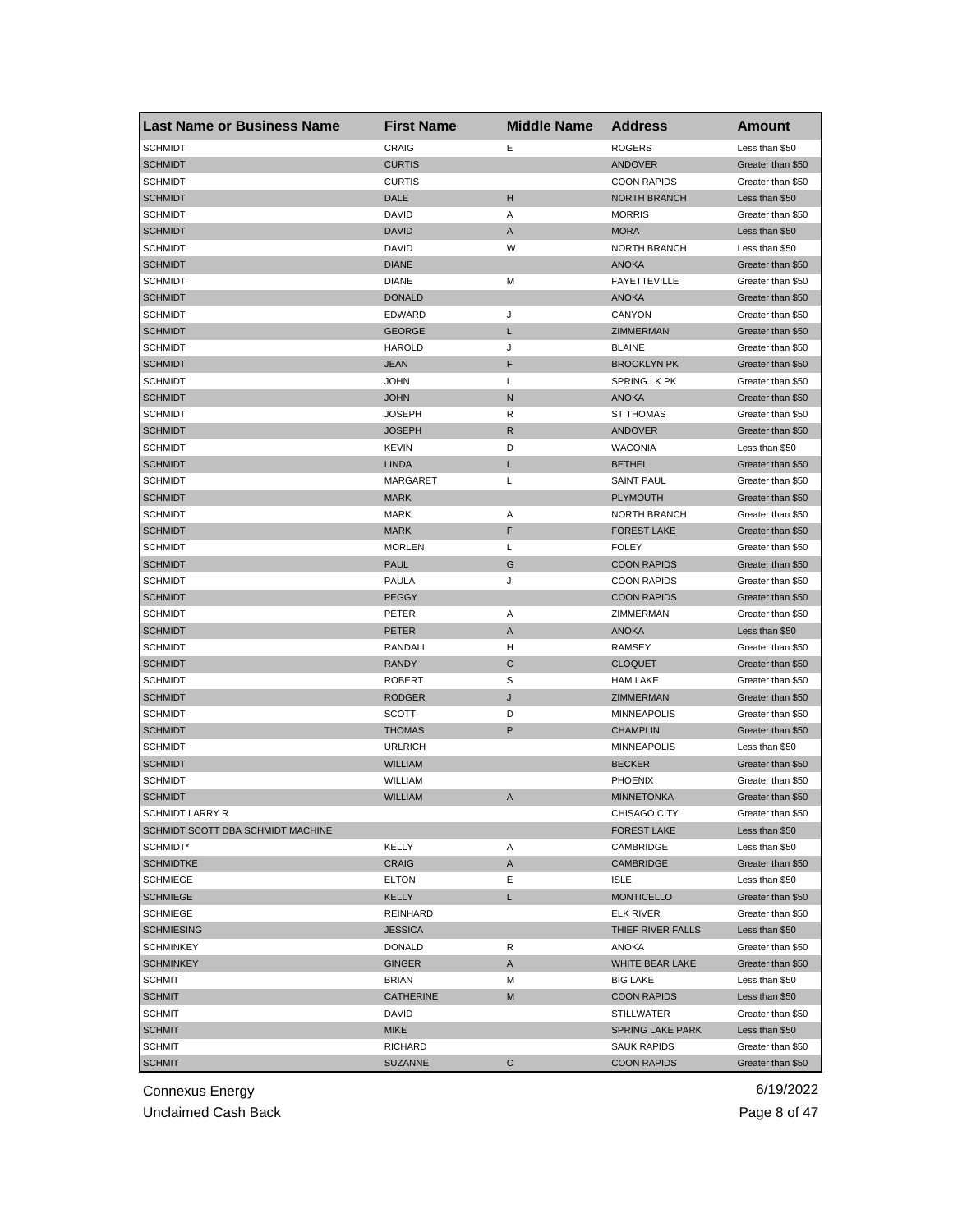| Last Name or Business Name | First Name | Middle Name | Address | Amount |
| --- | --- | --- | --- | --- |
| SCHMIDT | CRAIG | E | ROGERS | Less than $50 |
| SCHMIDT | CURTIS | | ANDOVER | Greater than $50 |
| SCHMIDT | CURTIS | | COON RAPIDS | Greater than $50 |
| SCHMIDT | DALE | H | NORTH BRANCH | Less than $50 |
| SCHMIDT | DAVID | A | MORRIS | Greater than $50 |
| SCHMIDT | DAVID | A | MORA | Less than $50 |
| SCHMIDT | DAVID | W | NORTH BRANCH | Less than $50 |
| SCHMIDT | DIANE | | ANOKA | Greater than $50 |
| SCHMIDT | DIANE | M | FAYETTEVILLE | Greater than $50 |
| SCHMIDT | DONALD | | ANOKA | Greater than $50 |
| SCHMIDT | EDWARD | J | CANYON | Greater than $50 |
| SCHMIDT | GEORGE | L | ZIMMERMAN | Greater than $50 |
| SCHMIDT | HAROLD | J | BLAINE | Greater than $50 |
| SCHMIDT | JEAN | F | BROOKLYN PK | Greater than $50 |
| SCHMIDT | JOHN | L | SPRING LK PK | Greater than $50 |
| SCHMIDT | JOHN | N | ANOKA | Greater than $50 |
| SCHMIDT | JOSEPH | R | ST THOMAS | Greater than $50 |
| SCHMIDT | JOSEPH | R | ANDOVER | Greater than $50 |
| SCHMIDT | KEVIN | D | WACONIA | Less than $50 |
| SCHMIDT | LINDA | L | BETHEL | Greater than $50 |
| SCHMIDT | MARGARET | L | SAINT PAUL | Greater than $50 |
| SCHMIDT | MARK | | PLYMOUTH | Greater than $50 |
| SCHMIDT | MARK | A | NORTH BRANCH | Greater than $50 |
| SCHMIDT | MARK | F | FOREST LAKE | Greater than $50 |
| SCHMIDT | MORLEN | L | FOLEY | Greater than $50 |
| SCHMIDT | PAUL | G | COON RAPIDS | Greater than $50 |
| SCHMIDT | PAULA | J | COON RAPIDS | Greater than $50 |
| SCHMIDT | PEGGY | | COON RAPIDS | Greater than $50 |
| SCHMIDT | PETER | A | ZIMMERMAN | Greater than $50 |
| SCHMIDT | PETER | A | ANOKA | Less than $50 |
| SCHMIDT | RANDALL | H | RAMSEY | Greater than $50 |
| SCHMIDT | RANDY | C | CLOQUET | Greater than $50 |
| SCHMIDT | ROBERT | S | HAM LAKE | Greater than $50 |
| SCHMIDT | RODGER | J | ZIMMERMAN | Greater than $50 |
| SCHMIDT | SCOTT | D | MINNEAPOLIS | Greater than $50 |
| SCHMIDT | THOMAS | P | CHAMPLIN | Greater than $50 |
| SCHMIDT | URLRICH | | MINNEAPOLIS | Less than $50 |
| SCHMIDT | WILLIAM | | BECKER | Greater than $50 |
| SCHMIDT | WILLIAM | | PHOENIX | Greater than $50 |
| SCHMIDT | WILLIAM | A | MINNETONKA | Greater than $50 |
| SCHMIDT LARRY R | | | CHISAGO CITY | Greater than $50 |
| SCHMIDT SCOTT DBA SCHMIDT MACHINE | | | FOREST LAKE | Less than $50 |
| SCHMIDT* | KELLY | A | CAMBRIDGE | Less than $50 |
| SCHMIDTKE | CRAIG | A | CAMBRIDGE | Greater than $50 |
| SCHMIEGE | ELTON | E | ISLE | Less than $50 |
| SCHMIEGE | KELLY | L | MONTICELLO | Greater than $50 |
| SCHMIEGE | REINHARD | | ELK RIVER | Greater than $50 |
| SCHMIESING | JESSICA | | THIEF RIVER FALLS | Less than $50 |
| SCHMINKEY | DONALD | R | ANOKA | Greater than $50 |
| SCHMINKEY | GINGER | A | WHITE BEAR LAKE | Greater than $50 |
| SCHMIT | BRIAN | M | BIG LAKE | Less than $50 |
| SCHMIT | CATHERINE | M | COON RAPIDS | Less than $50 |
| SCHMIT | DAVID | | STILLWATER | Greater than $50 |
| SCHMIT | MIKE | | SPRING LAKE PARK | Less than $50 |
| SCHMIT | RICHARD | | SAUK RAPIDS | Greater than $50 |
| SCHMIT | SUZANNE | C | COON RAPIDS | Greater than $50 |

Connexus Energy
Unclaimed Cash Back
6/19/2022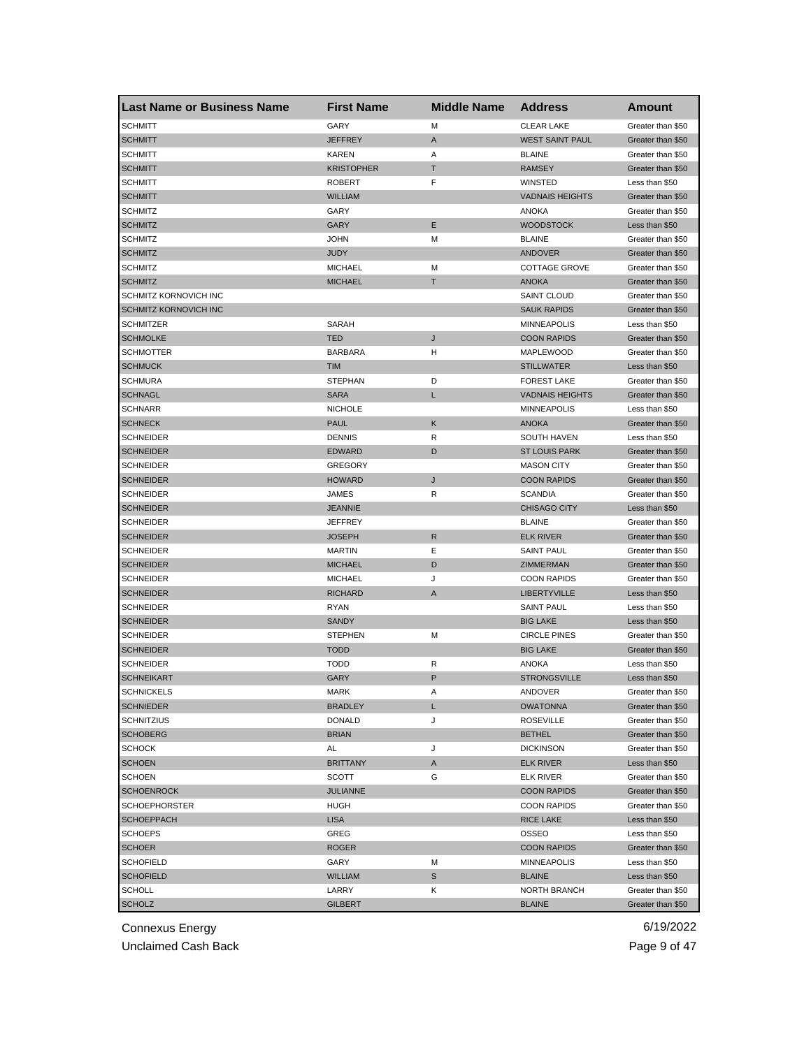| Last Name or Business Name | First Name | Middle Name | Address | Amount |
|---|---|---|---|---|
| SCHMITT | GARY | M | CLEAR LAKE | Greater than $50 |
| SCHMITT | JEFFREY | A | WEST SAINT PAUL | Greater than $50 |
| SCHMITT | KAREN | A | BLAINE | Greater than $50 |
| SCHMITT | KRISTOPHER | T | RAMSEY | Greater than $50 |
| SCHMITT | ROBERT | F | WINSTED | Less than $50 |
| SCHMITT | WILLIAM | | VADNAIS HEIGHTS | Greater than $50 |
| SCHMITZ | GARY | | ANOKA | Greater than $50 |
| SCHMITZ | GARY | E | WOODSTOCK | Less than $50 |
| SCHMITZ | JOHN | M | BLAINE | Greater than $50 |
| SCHMITZ | JUDY | | ANDOVER | Greater than $50 |
| SCHMITZ | MICHAEL | M | COTTAGE GROVE | Greater than $50 |
| SCHMITZ | MICHAEL | T | ANOKA | Greater than $50 |
| SCHMITZ KORNOVICH INC | | | SAINT CLOUD | Greater than $50 |
| SCHMITZ KORNOVICH INC | | | SAUK RAPIDS | Greater than $50 |
| SCHMITZER | SARAH | | MINNEAPOLIS | Less than $50 |
| SCHMOLKE | TED | J | COON RAPIDS | Greater than $50 |
| SCHMOTTER | BARBARA | H | MAPLEWOOD | Greater than $50 |
| SCHMUCK | TIM | | STILLWATER | Less than $50 |
| SCHMURA | STEPHAN | D | FOREST LAKE | Greater than $50 |
| SCHNAGL | SARA | L | VADNAIS HEIGHTS | Greater than $50 |
| SCHNARR | NICHOLE | | MINNEAPOLIS | Less than $50 |
| SCHNECK | PAUL | K | ANOKA | Greater than $50 |
| SCHNEIDER | DENNIS | R | SOUTH HAVEN | Less than $50 |
| SCHNEIDER | EDWARD | D | ST LOUIS PARK | Greater than $50 |
| SCHNEIDER | GREGORY | | MASON CITY | Greater than $50 |
| SCHNEIDER | HOWARD | J | COON RAPIDS | Greater than $50 |
| SCHNEIDER | JAMES | R | SCANDIA | Greater than $50 |
| SCHNEIDER | JEANNIE | | CHISAGO CITY | Less than $50 |
| SCHNEIDER | JEFFREY | | BLAINE | Greater than $50 |
| SCHNEIDER | JOSEPH | R | ELK RIVER | Greater than $50 |
| SCHNEIDER | MARTIN | E | SAINT PAUL | Greater than $50 |
| SCHNEIDER | MICHAEL | D | ZIMMERMAN | Greater than $50 |
| SCHNEIDER | MICHAEL | J | COON RAPIDS | Greater than $50 |
| SCHNEIDER | RICHARD | A | LIBERTYVILLE | Less than $50 |
| SCHNEIDER | RYAN | | SAINT PAUL | Less than $50 |
| SCHNEIDER | SANDY | | BIG LAKE | Less than $50 |
| SCHNEIDER | STEPHEN | M | CIRCLE PINES | Greater than $50 |
| SCHNEIDER | TODD | | BIG LAKE | Greater than $50 |
| SCHNEIDER | TODD | R | ANOKA | Less than $50 |
| SCHNEIKART | GARY | P | STRONGSVILLE | Less than $50 |
| SCHNICKELS | MARK | A | ANDOVER | Greater than $50 |
| SCHNIEDER | BRADLEY | L | OWATONNA | Greater than $50 |
| SCHNITZIUS | DONALD | J | ROSEVILLE | Greater than $50 |
| SCHOBERG | BRIAN | | BETHEL | Greater than $50 |
| SCHOCK | AL | J | DICKINSON | Greater than $50 |
| SCHOEN | BRITTANY | A | ELK RIVER | Less than $50 |
| SCHOEN | SCOTT | G | ELK RIVER | Greater than $50 |
| SCHOENROCK | JULIANNE | | COON RAPIDS | Greater than $50 |
| SCHOEPHORSTER | HUGH | | COON RAPIDS | Greater than $50 |
| SCHOEPPACH | LISA | | RICE LAKE | Less than $50 |
| SCHOEPS | GREG | | OSSEO | Less than $50 |
| SCHOER | ROGER | | COON RAPIDS | Greater than $50 |
| SCHOFIELD | GARY | M | MINNEAPOLIS | Less than $50 |
| SCHOFIELD | WILLIAM | S | BLAINE | Less than $50 |
| SCHOLL | LARRY | K | NORTH BRANCH | Greater than $50 |
| SCHOLZ | GILBERT | | BLAINE | Greater than $50 |

Connexus Energy
Unclaimed Cash Back
6/19/2022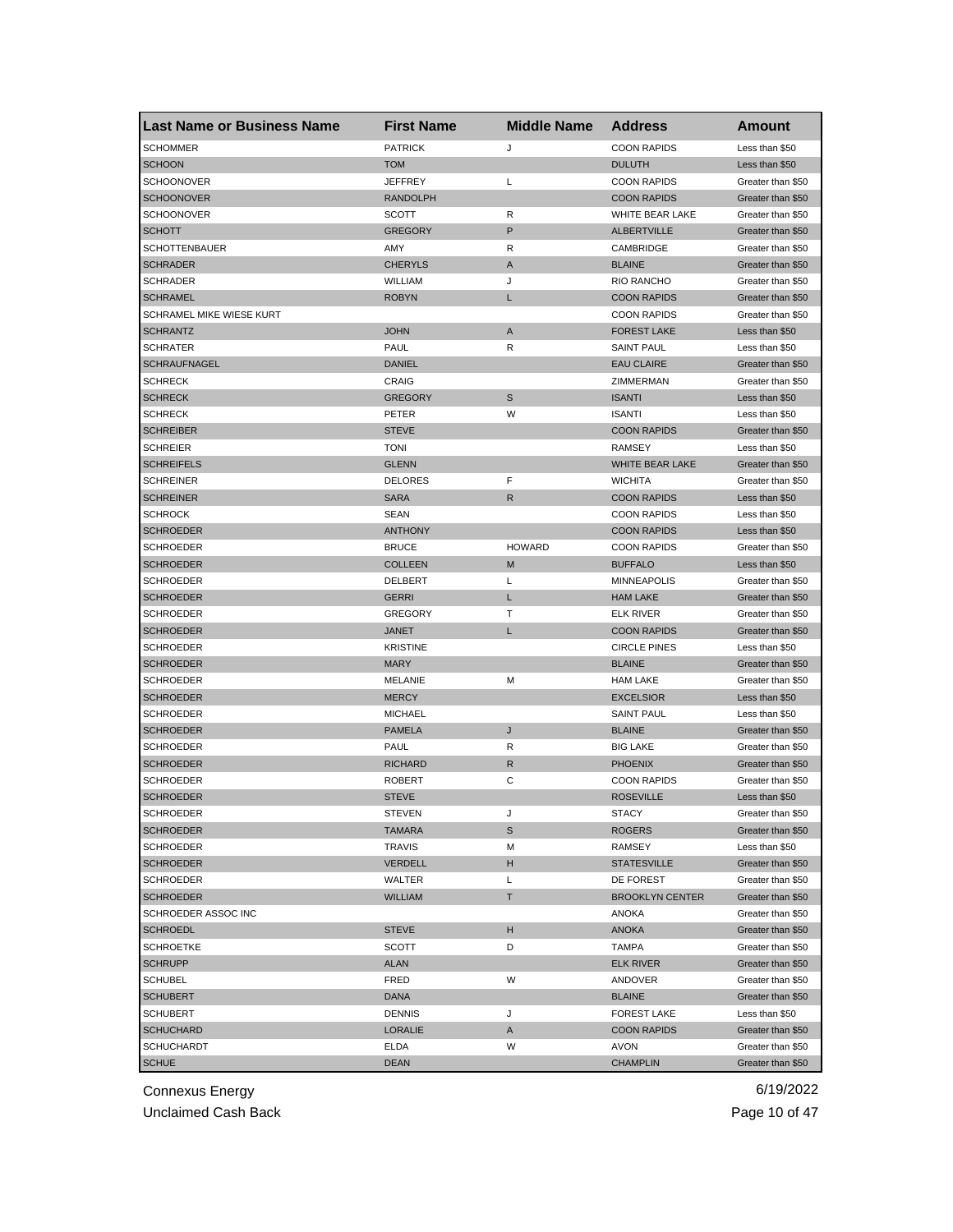| Last Name or Business Name | First Name | Middle Name | Address | Amount |
|---|---|---|---|---|
| SCHOMMER | PATRICK | J | COON RAPIDS | Less than $50 |
| SCHOON | TOM | | DULUTH | Less than $50 |
| SCHOONOVER | JEFFREY | L | COON RAPIDS | Greater than $50 |
| SCHOONOVER | RANDOLPH | | COON RAPIDS | Greater than $50 |
| SCHOONOVER | SCOTT | R | WHITE BEAR LAKE | Greater than $50 |
| SCHOTT | GREGORY | P | ALBERTVILLE | Greater than $50 |
| SCHOTTENBAUER | AMY | R | CAMBRIDGE | Greater than $50 |
| SCHRADER | CHERYLS | A | BLAINE | Greater than $50 |
| SCHRADER | WILLIAM | J | RIO RANCHO | Greater than $50 |
| SCHRAMEL | ROBYN | L | COON RAPIDS | Greater than $50 |
| SCHRAMEL MIKE WIESE KURT | | | COON RAPIDS | Greater than $50 |
| SCHRANTZ | JOHN | A | FOREST LAKE | Less than $50 |
| SCHRATER | PAUL | R | SAINT PAUL | Less than $50 |
| SCHRAUFNAGEL | DANIEL | | EAU CLAIRE | Greater than $50 |
| SCHRECK | CRAIG | | ZIMMERMAN | Greater than $50 |
| SCHRECK | GREGORY | S | ISANTI | Less than $50 |
| SCHRECK | PETER | W | ISANTI | Less than $50 |
| SCHREIBER | STEVE | | COON RAPIDS | Greater than $50 |
| SCHREIER | TONI | | RAMSEY | Less than $50 |
| SCHREIFELS | GLENN | | WHITE BEAR LAKE | Greater than $50 |
| SCHREINER | DELORES | F | WICHITA | Greater than $50 |
| SCHREINER | SARA | R | COON RAPIDS | Less than $50 |
| SCHROCK | SEAN | | COON RAPIDS | Less than $50 |
| SCHROEDER | ANTHONY | | COON RAPIDS | Less than $50 |
| SCHROEDER | BRUCE | HOWARD | COON RAPIDS | Greater than $50 |
| SCHROEDER | COLLEEN | M | BUFFALO | Less than $50 |
| SCHROEDER | DELBERT | L | MINNEAPOLIS | Greater than $50 |
| SCHROEDER | GERRI | L | HAM LAKE | Greater than $50 |
| SCHROEDER | GREGORY | T | ELK RIVER | Greater than $50 |
| SCHROEDER | JANET | L | COON RAPIDS | Greater than $50 |
| SCHROEDER | KRISTINE | | CIRCLE PINES | Less than $50 |
| SCHROEDER | MARY | | BLAINE | Greater than $50 |
| SCHROEDER | MELANIE | M | HAM LAKE | Greater than $50 |
| SCHROEDER | MERCY | | EXCELSIOR | Less than $50 |
| SCHROEDER | MICHAEL | | SAINT PAUL | Less than $50 |
| SCHROEDER | PAMELA | J | BLAINE | Greater than $50 |
| SCHROEDER | PAUL | R | BIG LAKE | Greater than $50 |
| SCHROEDER | RICHARD | R | PHOENIX | Greater than $50 |
| SCHROEDER | ROBERT | C | COON RAPIDS | Greater than $50 |
| SCHROEDER | STEVE | | ROSEVILLE | Less than $50 |
| SCHROEDER | STEVEN | J | STACY | Greater than $50 |
| SCHROEDER | TAMARA | S | ROGERS | Greater than $50 |
| SCHROEDER | TRAVIS | M | RAMSEY | Less than $50 |
| SCHROEDER | VERDELL | H | STATESVILLE | Greater than $50 |
| SCHROEDER | WALTER | L | DE FOREST | Greater than $50 |
| SCHROEDER | WILLIAM | T | BROOKLYN CENTER | Greater than $50 |
| SCHROEDER ASSOC INC | | | ANOKA | Greater than $50 |
| SCHROEDL | STEVE | H | ANOKA | Greater than $50 |
| SCHROETKE | SCOTT | D | TAMPA | Greater than $50 |
| SCHRUPP | ALAN | | ELK RIVER | Greater than $50 |
| SCHUBEL | FRED | W | ANDOVER | Greater than $50 |
| SCHUBERT | DANA | | BLAINE | Greater than $50 |
| SCHUBERT | DENNIS | J | FOREST LAKE | Less than $50 |
| SCHUCHARD | LORALIE | A | COON RAPIDS | Greater than $50 |
| SCHUCHARDT | ELDA | W | AVON | Greater than $50 |
| SCHUE | DEAN | | CHAMPLIN | Greater than $50 |

Connexus Energy
Unclaimed Cash Back

6/19/2022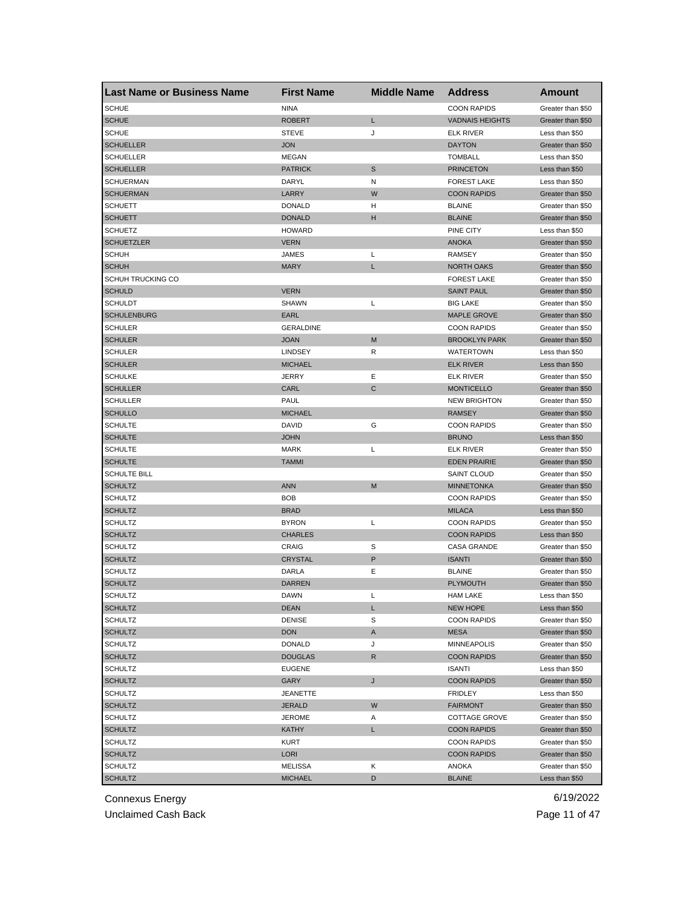| Last Name or Business Name | First Name | Middle Name | Address | Amount |
|---|---|---|---|---|
| SCHUE | NINA | | COON RAPIDS | Greater than $50 |
| SCHUE | ROBERT | L | VADNAIS HEIGHTS | Greater than $50 |
| SCHUE | STEVE | J | ELK RIVER | Less than $50 |
| SCHUELLER | JON | | DAYTON | Greater than $50 |
| SCHUELLER | MEGAN | | TOMBALL | Less than $50 |
| SCHUELLER | PATRICK | S | PRINCETON | Less than $50 |
| SCHUERMAN | DARYL | N | FOREST LAKE | Less than $50 |
| SCHUERMAN | LARRY | W | COON RAPIDS | Greater than $50 |
| SCHUETT | DONALD | H | BLAINE | Greater than $50 |
| SCHUETT | DONALD | H | BLAINE | Greater than $50 |
| SCHUETZ | HOWARD | | PINE CITY | Less than $50 |
| SCHUETZLER | VERN | | ANOKA | Greater than $50 |
| SCHUH | JAMES | L | RAMSEY | Greater than $50 |
| SCHUH | MARY | L | NORTH OAKS | Greater than $50 |
| SCHUH TRUCKING CO | | | FOREST LAKE | Greater than $50 |
| SCHULD | VERN | | SAINT PAUL | Greater than $50 |
| SCHULDT | SHAWN | L | BIG LAKE | Greater than $50 |
| SCHULENBURG | EARL | | MAPLE GROVE | Greater than $50 |
| SCHULER | GERALDINE | | COON RAPIDS | Greater than $50 |
| SCHULER | JOAN | M | BROOKLYN PARK | Greater than $50 |
| SCHULER | LINDSEY | R | WATERTOWN | Less than $50 |
| SCHULER | MICHAEL | | ELK RIVER | Less than $50 |
| SCHULKE | JERRY | E | ELK RIVER | Greater than $50 |
| SCHULLER | CARL | C | MONTICELLO | Greater than $50 |
| SCHULLER | PAUL | | NEW BRIGHTON | Greater than $50 |
| SCHULLO | MICHAEL | | RAMSEY | Greater than $50 |
| SCHULTE | DAVID | G | COON RAPIDS | Greater than $50 |
| SCHULTE | JOHN | | BRUNO | Less than $50 |
| SCHULTE | MARK | L | ELK RIVER | Greater than $50 |
| SCHULTE | TAMMI | | EDEN PRAIRIE | Greater than $50 |
| SCHULTE BILL | | | SAINT CLOUD | Greater than $50 |
| SCHULTZ | ANN | M | MINNETONKA | Greater than $50 |
| SCHULTZ | BOB | | COON RAPIDS | Greater than $50 |
| SCHULTZ | BRAD | | MILACA | Less than $50 |
| SCHULTZ | BYRON | L | COON RAPIDS | Greater than $50 |
| SCHULTZ | CHARLES | | COON RAPIDS | Less than $50 |
| SCHULTZ | CRAIG | S | CASA GRANDE | Greater than $50 |
| SCHULTZ | CRYSTAL | P | ISANTI | Greater than $50 |
| SCHULTZ | DARLA | E | BLAINE | Greater than $50 |
| SCHULTZ | DARREN | | PLYMOUTH | Greater than $50 |
| SCHULTZ | DAWN | L | HAM LAKE | Less than $50 |
| SCHULTZ | DEAN | L | NEW HOPE | Less than $50 |
| SCHULTZ | DENISE | S | COON RAPIDS | Greater than $50 |
| SCHULTZ | DON | A | MESA | Greater than $50 |
| SCHULTZ | DONALD | J | MINNEAPOLIS | Greater than $50 |
| SCHULTZ | DOUGLAS | R | COON RAPIDS | Greater than $50 |
| SCHULTZ | EUGENE | | ISANTI | Less than $50 |
| SCHULTZ | GARY | J | COON RAPIDS | Greater than $50 |
| SCHULTZ | JEANETTE | | FRIDLEY | Less than $50 |
| SCHULTZ | JERALD | W | FAIRMONT | Greater than $50 |
| SCHULTZ | JEROME | A | COTTAGE GROVE | Greater than $50 |
| SCHULTZ | KATHY | L | COON RAPIDS | Greater than $50 |
| SCHULTZ | KURT | | COON RAPIDS | Greater than $50 |
| SCHULTZ | LORI | | COON RAPIDS | Greater than $50 |
| SCHULTZ | MELISSA | K | ANOKA | Greater than $50 |
| SCHULTZ | MICHAEL | D | BLAINE | Less than $50 |

Connexus Energy
Unclaimed Cash Back
6/19/2022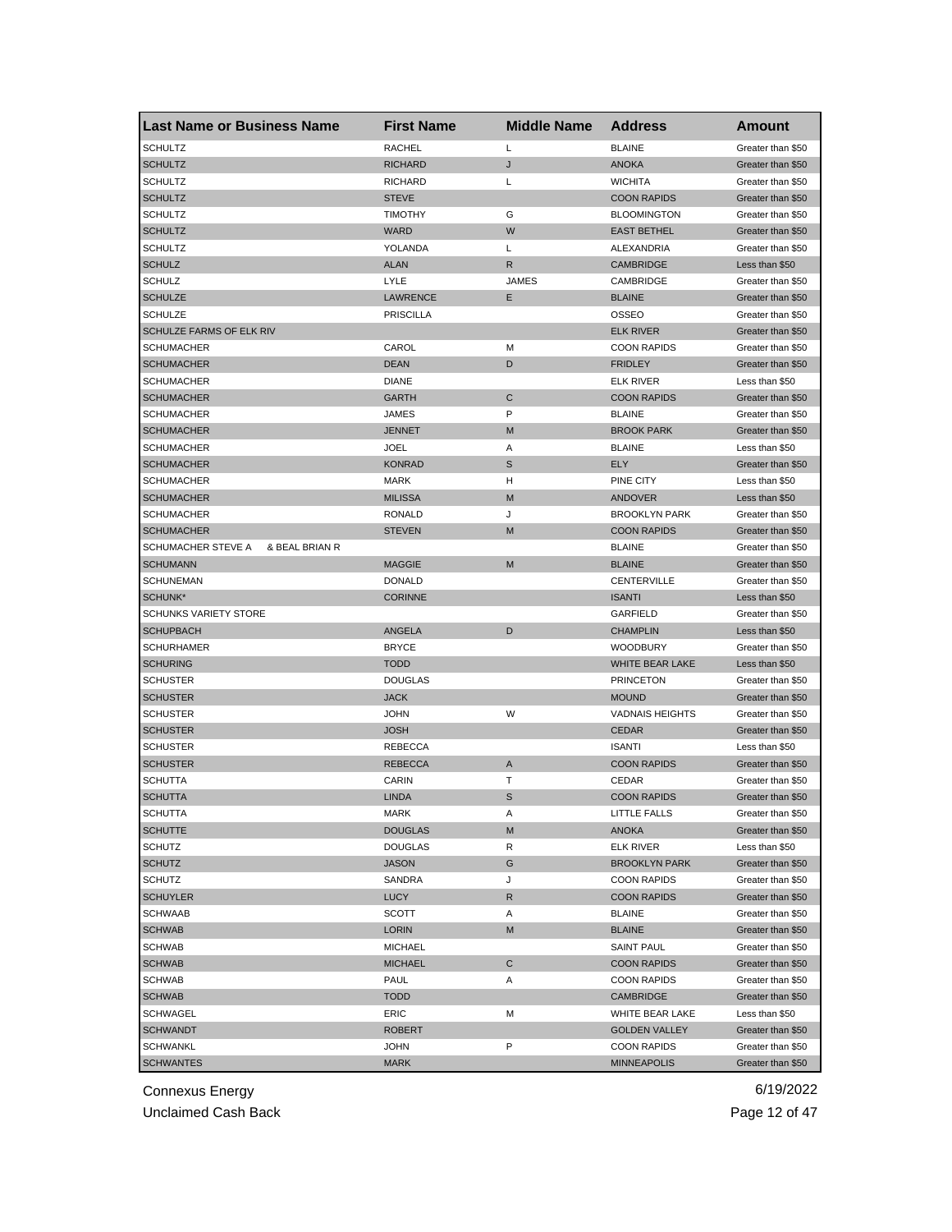| Last Name or Business Name | First Name | Middle Name | Address | Amount |
|---|---|---|---|---|
| SCHULTZ | RACHEL | L | BLAINE | Greater than $50 |
| SCHULTZ | RICHARD | J | ANOKA | Greater than $50 |
| SCHULTZ | RICHARD | L | WICHITA | Greater than $50 |
| SCHULTZ | STEVE | | COON RAPIDS | Greater than $50 |
| SCHULTZ | TIMOTHY | G | BLOOMINGTON | Greater than $50 |
| SCHULTZ | WARD | W | EAST BETHEL | Greater than $50 |
| SCHULTZ | YOLANDA | L | ALEXANDRIA | Greater than $50 |
| SCHULZ | ALAN | R | CAMBRIDGE | Less than $50 |
| SCHULZ | LYLE | JAMES | CAMBRIDGE | Greater than $50 |
| SCHULZE | LAWRENCE | E | BLAINE | Greater than $50 |
| SCHULZE | PRISCILLA | | OSSEO | Greater than $50 |
| SCHULZE FARMS OF ELK RIV | | | ELK RIVER | Greater than $50 |
| SCHUMACHER | CAROL | M | COON RAPIDS | Greater than $50 |
| SCHUMACHER | DEAN | D | FRIDLEY | Greater than $50 |
| SCHUMACHER | DIANE | | ELK RIVER | Less than $50 |
| SCHUMACHER | GARTH | C | COON RAPIDS | Greater than $50 |
| SCHUMACHER | JAMES | P | BLAINE | Greater than $50 |
| SCHUMACHER | JENNET | M | BROOK PARK | Greater than $50 |
| SCHUMACHER | JOEL | A | BLAINE | Less than $50 |
| SCHUMACHER | KONRAD | S | ELY | Greater than $50 |
| SCHUMACHER | MARK | H | PINE CITY | Less than $50 |
| SCHUMACHER | MILISSA | M | ANDOVER | Less than $50 |
| SCHUMACHER | RONALD | J | BROOKLYN PARK | Greater than $50 |
| SCHUMACHER | STEVEN | M | COON RAPIDS | Greater than $50 |
| SCHUMACHER STEVE A & BEAL BRIAN R | | | BLAINE | Greater than $50 |
| SCHUMANN | MAGGIE | M | BLAINE | Greater than $50 |
| SCHUNEMAN | DONALD | | CENTERVILLE | Greater than $50 |
| SCHUNK* | CORINNE | | ISANTI | Less than $50 |
| SCHUNKS VARIETY STORE | | | GARFIELD | Greater than $50 |
| SCHUPBACH | ANGELA | D | CHAMPLIN | Less than $50 |
| SCHURHAMER | BRYCE | | WOODBURY | Greater than $50 |
| SCHURING | TODD | | WHITE BEAR LAKE | Less than $50 |
| SCHUSTER | DOUGLAS | | PRINCETON | Greater than $50 |
| SCHUSTER | JACK | | MOUND | Greater than $50 |
| SCHUSTER | JOHN | W | VADNAIS HEIGHTS | Greater than $50 |
| SCHUSTER | JOSH | | CEDAR | Greater than $50 |
| SCHUSTER | REBECCA | | ISANTI | Less than $50 |
| SCHUSTER | REBECCA | A | COON RAPIDS | Greater than $50 |
| SCHUTTA | CARIN | T | CEDAR | Greater than $50 |
| SCHUTTA | LINDA | S | COON RAPIDS | Greater than $50 |
| SCHUTTA | MARK | A | LITTLE FALLS | Greater than $50 |
| SCHUTTE | DOUGLAS | M | ANOKA | Greater than $50 |
| SCHUTZ | DOUGLAS | R | ELK RIVER | Less than $50 |
| SCHUTZ | JASON | G | BROOKLYN PARK | Greater than $50 |
| SCHUTZ | SANDRA | J | COON RAPIDS | Greater than $50 |
| SCHUYLER | LUCY | R | COON RAPIDS | Greater than $50 |
| SCHWAAB | SCOTT | A | BLAINE | Greater than $50 |
| SCHWAB | LORIN | M | BLAINE | Greater than $50 |
| SCHWAB | MICHAEL | | SAINT PAUL | Greater than $50 |
| SCHWAB | MICHAEL | C | COON RAPIDS | Greater than $50 |
| SCHWAB | PAUL | A | COON RAPIDS | Greater than $50 |
| SCHWAB | TODD | | CAMBRIDGE | Greater than $50 |
| SCHWAGEL | ERIC | M | WHITE BEAR LAKE | Less than $50 |
| SCHWANDT | ROBERT | | GOLDEN VALLEY | Greater than $50 |
| SCHWANKL | JOHN | P | COON RAPIDS | Greater than $50 |
| SCHWANTES | MARK | | MINNEAPOLIS | Greater than $50 |

Connexus Energy 6/19/2022

Unclaimed Cash Back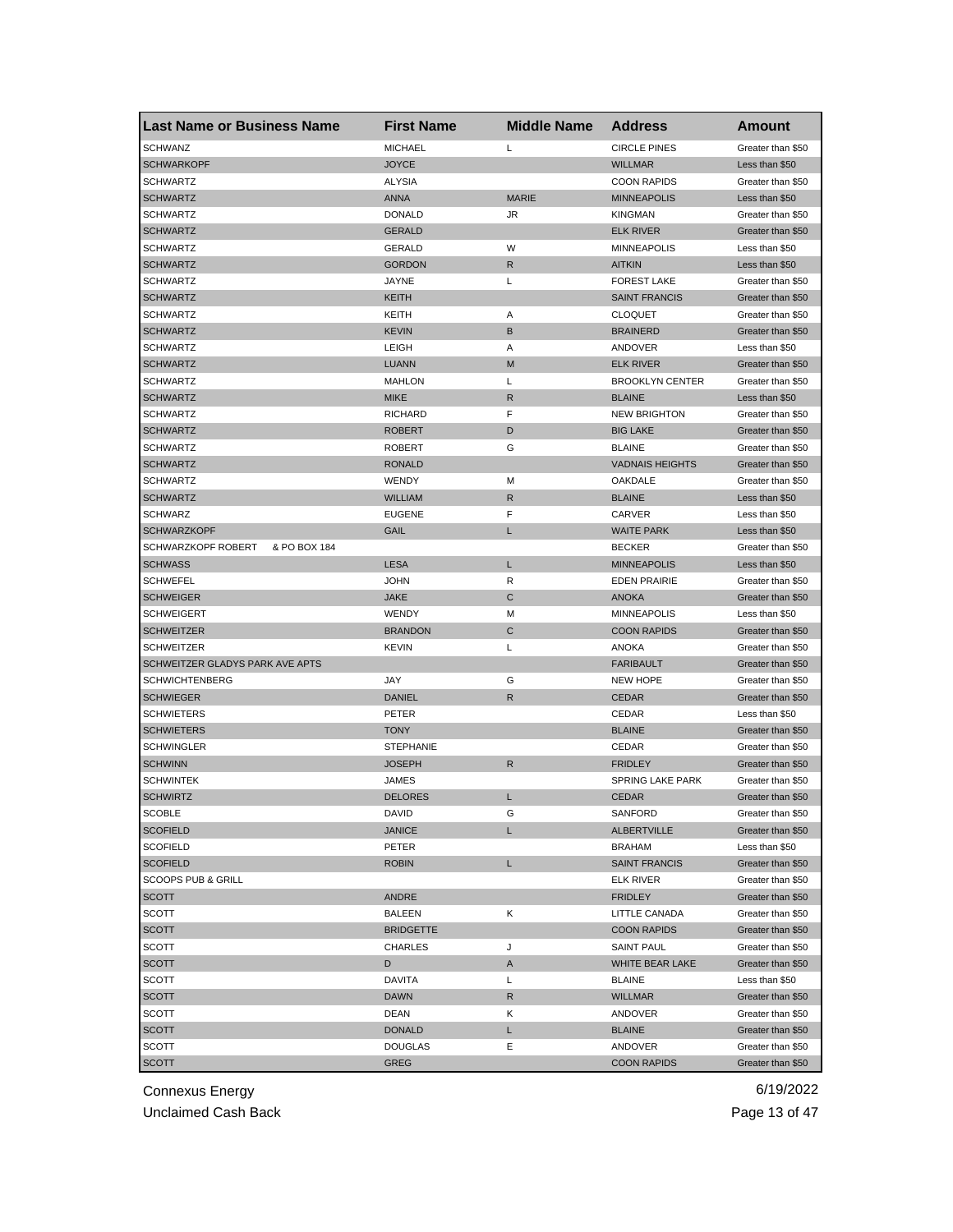| Last Name or Business Name | First Name | Middle Name | Address | Amount |
|---|---|---|---|---|
| SCHWANZ | MICHAEL | L | CIRCLE PINES | Greater than $50 |
| SCHWARKOPF | JOYCE | | WILLMAR | Less than $50 |
| SCHWARTZ | ALYSIA | | COON RAPIDS | Greater than $50 |
| SCHWARTZ | ANNA | MARIE | MINNEAPOLIS | Less than $50 |
| SCHWARTZ | DONALD | JR | KINGMAN | Greater than $50 |
| SCHWARTZ | GERALD | | ELK RIVER | Greater than $50 |
| SCHWARTZ | GERALD | W | MINNEAPOLIS | Less than $50 |
| SCHWARTZ | GORDON | R | AITKIN | Less than $50 |
| SCHWARTZ | JAYNE | L | FOREST LAKE | Greater than $50 |
| SCHWARTZ | KEITH | | SAINT FRANCIS | Greater than $50 |
| SCHWARTZ | KEITH | A | CLOQUET | Greater than $50 |
| SCHWARTZ | KEVIN | B | BRAINERD | Greater than $50 |
| SCHWARTZ | LEIGH | A | ANDOVER | Less than $50 |
| SCHWARTZ | LUANN | M | ELK RIVER | Greater than $50 |
| SCHWARTZ | MAHLON | L | BROOKLYN CENTER | Greater than $50 |
| SCHWARTZ | MIKE | R | BLAINE | Less than $50 |
| SCHWARTZ | RICHARD | F | NEW BRIGHTON | Greater than $50 |
| SCHWARTZ | ROBERT | D | BIG LAKE | Greater than $50 |
| SCHWARTZ | ROBERT | G | BLAINE | Greater than $50 |
| SCHWARTZ | RONALD | | VADNAIS HEIGHTS | Greater than $50 |
| SCHWARTZ | WENDY | M | OAKDALE | Greater than $50 |
| SCHWARTZ | WILLIAM | R | BLAINE | Less than $50 |
| SCHWARZ | EUGENE | F | CARVER | Less than $50 |
| SCHWARZKOPF | GAIL | L | WAITE PARK | Less than $50 |
| SCHWARZKOPF ROBERT & PO BOX 184 | | | BECKER | Greater than $50 |
| SCHWASS | LESA | L | MINNEAPOLIS | Less than $50 |
| SCHWEFEL | JOHN | R | EDEN PRAIRIE | Greater than $50 |
| SCHWEIGER | JAKE | C | ANOKA | Greater than $50 |
| SCHWEIGERT | WENDY | M | MINNEAPOLIS | Less than $50 |
| SCHWEITZER | BRANDON | C | COON RAPIDS | Greater than $50 |
| SCHWEITZER | KEVIN | L | ANOKA | Greater than $50 |
| SCHWEITZER GLADYS PARK AVE APTS | | | FARIBAULT | Greater than $50 |
| SCHWICHTENBERG | JAY | G | NEW HOPE | Greater than $50 |
| SCHWIEGER | DANIEL | R | CEDAR | Greater than $50 |
| SCHWIETERS | PETER | | CEDAR | Less than $50 |
| SCHWIETERS | TONY | | BLAINE | Greater than $50 |
| SCHWINGLER | STEPHANIE | | CEDAR | Greater than $50 |
| SCHWINN | JOSEPH | R | FRIDLEY | Greater than $50 |
| SCHWINTEK | JAMES | | SPRING LAKE PARK | Greater than $50 |
| SCHWIRTZ | DELORES | L | CEDAR | Greater than $50 |
| SCOBLE | DAVID | G | SANFORD | Greater than $50 |
| SCOFIELD | JANICE | L | ALBERTVILLE | Greater than $50 |
| SCOFIELD | PETER | | BRAHAM | Less than $50 |
| SCOFIELD | ROBIN | L | SAINT FRANCIS | Greater than $50 |
| SCOOPS PUB & GRILL | | | ELK RIVER | Greater than $50 |
| SCOTT | ANDRE | | FRIDLEY | Greater than $50 |
| SCOTT | BALEEN | K | LITTLE CANADA | Greater than $50 |
| SCOTT | BRIDGETTE | | COON RAPIDS | Greater than $50 |
| SCOTT | CHARLES | J | SAINT PAUL | Greater than $50 |
| SCOTT | D | A | WHITE BEAR LAKE | Greater than $50 |
| SCOTT | DAVITA | L | BLAINE | Less than $50 |
| SCOTT | DAWN | R | WILLMAR | Greater than $50 |
| SCOTT | DEAN | K | ANDOVER | Greater than $50 |
| SCOTT | DONALD | L | BLAINE | Greater than $50 |
| SCOTT | DOUGLAS | E | ANDOVER | Greater than $50 |
| SCOTT | GREG | | COON RAPIDS | Greater than $50 |

Connexus Energy
Unclaimed Cash Back
6/19/2022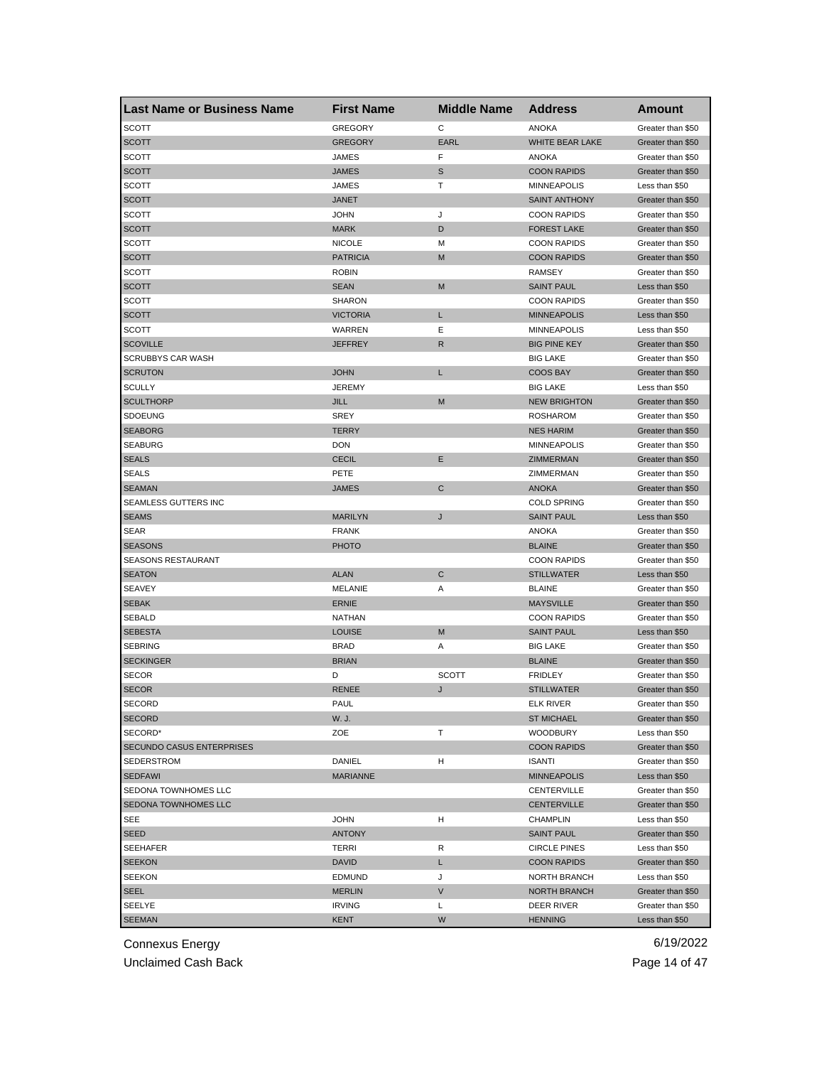| Last Name or Business Name | First Name | Middle Name | Address | Amount |
|---|---|---|---|---|
| SCOTT | GREGORY | C | ANOKA | Greater than $50 |
| SCOTT | GREGORY | EARL | WHITE BEAR LAKE | Greater than $50 |
| SCOTT | JAMES | F | ANOKA | Greater than $50 |
| SCOTT | JAMES | S | COON RAPIDS | Greater than $50 |
| SCOTT | JAMES | T | MINNEAPOLIS | Less than $50 |
| SCOTT | JANET | | SAINT ANTHONY | Greater than $50 |
| SCOTT | JOHN | J | COON RAPIDS | Greater than $50 |
| SCOTT | MARK | D | FOREST LAKE | Greater than $50 |
| SCOTT | NICOLE | M | COON RAPIDS | Greater than $50 |
| SCOTT | PATRICIA | M | COON RAPIDS | Greater than $50 |
| SCOTT | ROBIN | | RAMSEY | Greater than $50 |
| SCOTT | SEAN | M | SAINT PAUL | Less than $50 |
| SCOTT | SHARON | | COON RAPIDS | Greater than $50 |
| SCOTT | VICTORIA | L | MINNEAPOLIS | Less than $50 |
| SCOTT | WARREN | E | MINNEAPOLIS | Less than $50 |
| SCOVILLE | JEFFREY | R | BIG PINE KEY | Greater than $50 |
| SCRUBBYS CAR WASH | | | BIG LAKE | Greater than $50 |
| SCRUTON | JOHN | L | COOS BAY | Greater than $50 |
| SCULLY | JEREMY | | BIG LAKE | Less than $50 |
| SCULTHORP | JILL | M | NEW BRIGHTON | Greater than $50 |
| SDOEUNG | SREY | | ROSHAROM | Greater than $50 |
| SEABORG | TERRY | | NES HARIM | Greater than $50 |
| SEABURG | DON | | MINNEAPOLIS | Greater than $50 |
| SEALS | CECIL | E | ZIMMERMAN | Greater than $50 |
| SEALS | PETE | | ZIMMERMAN | Greater than $50 |
| SEAMAN | JAMES | C | ANOKA | Greater than $50 |
| SEAMLESS GUTTERS INC | | | COLD SPRING | Greater than $50 |
| SEAMS | MARILYN | J | SAINT PAUL | Less than $50 |
| SEAR | FRANK | | ANOKA | Greater than $50 |
| SEASONS | PHOTO | | BLAINE | Greater than $50 |
| SEASONS RESTAURANT | | | COON RAPIDS | Greater than $50 |
| SEATON | ALAN | C | STILLWATER | Less than $50 |
| SEAVEY | MELANIE | A | BLAINE | Greater than $50 |
| SEBAK | ERNIE | | MAYSVILLE | Greater than $50 |
| SEBALD | NATHAN | | COON RAPIDS | Greater than $50 |
| SEBESTA | LOUISE | M | SAINT PAUL | Less than $50 |
| SEBRING | BRAD | A | BIG LAKE | Greater than $50 |
| SECKINGER | BRIAN | | BLAINE | Greater than $50 |
| SECOR | D | SCOTT | FRIDLEY | Greater than $50 |
| SECOR | RENEE | J | STILLWATER | Greater than $50 |
| SECORD | PAUL | | ELK RIVER | Greater than $50 |
| SECORD | W. J. | | ST MICHAEL | Greater than $50 |
| SECORD* | ZOE | T | WOODBURY | Less than $50 |
| SECUNDO CASUS ENTERPRISES | | | COON RAPIDS | Greater than $50 |
| SEDERSTROM | DANIEL | H | ISANTI | Greater than $50 |
| SEDFAWI | MARIANNE | | MINNEAPOLIS | Less than $50 |
| SEDONA TOWNHOMES LLC | | | CENTERVILLE | Greater than $50 |
| SEDONA TOWNHOMES LLC | | | CENTERVILLE | Greater than $50 |
| SEE | JOHN | H | CHAMPLIN | Less than $50 |
| SEED | ANTONY | | SAINT PAUL | Greater than $50 |
| SEEHAFER | TERRI | R | CIRCLE PINES | Less than $50 |
| SEEKON | DAVID | L | COON RAPIDS | Greater than $50 |
| SEEKON | EDMUND | J | NORTH BRANCH | Less than $50 |
| SEEL | MERLIN | V | NORTH BRANCH | Greater than $50 |
| SEELYE | IRVING | L | DEER RIVER | Greater than $50 |
| SEEMAN | KENT | W | HENNING | Less than $50 |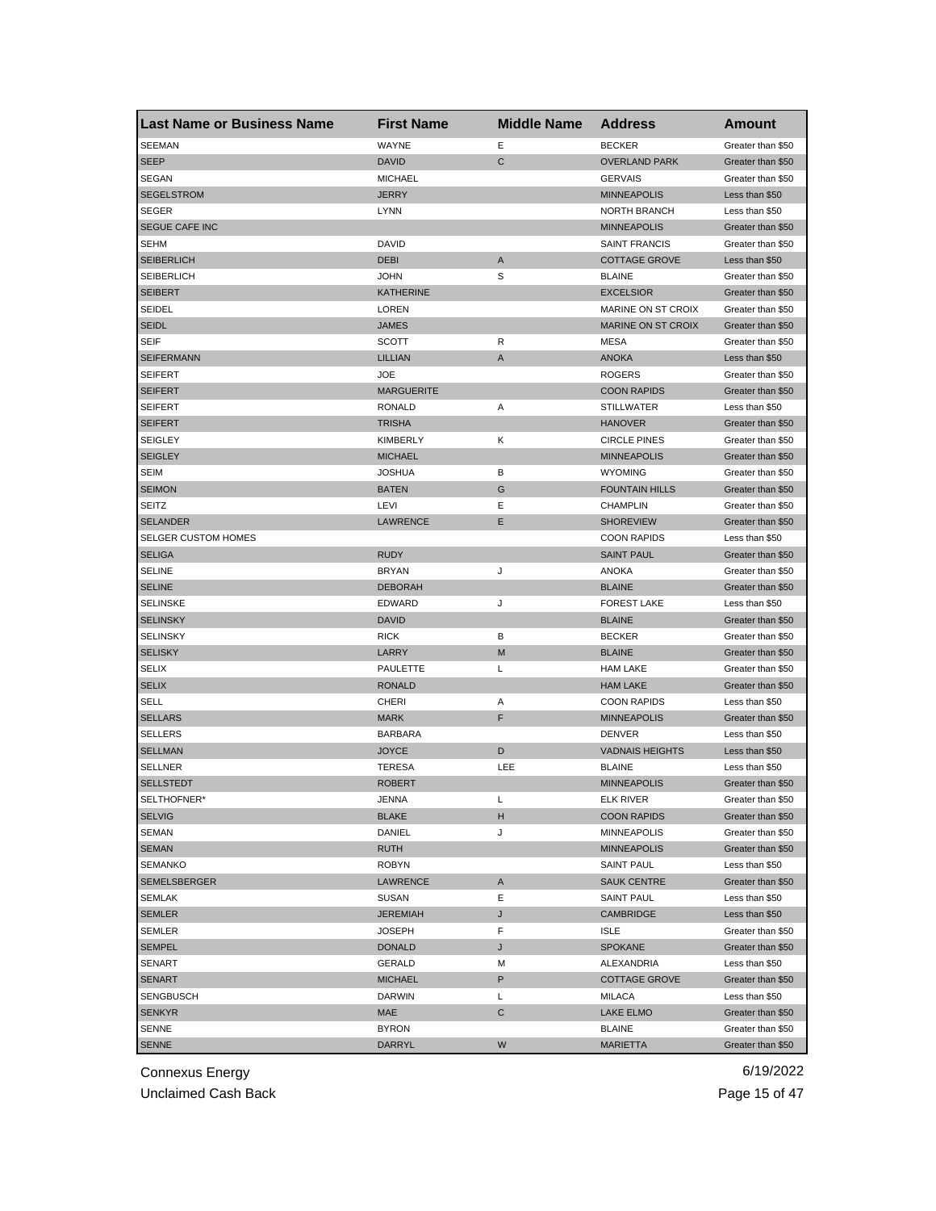| Last Name or Business Name | First Name | Middle Name | Address | Amount |
|---|---|---|---|---|
| SEEMAN | WAYNE | E | BECKER | Greater than $50 |
| SEEP | DAVID | C | OVERLAND PARK | Greater than $50 |
| SEGAN | MICHAEL | | GERVAIS | Greater than $50 |
| SEGELSTROM | JERRY | | MINNEAPOLIS | Less than $50 |
| SEGER | LYNN | | NORTH BRANCH | Less than $50 |
| SEGUE CAFE INC | | | MINNEAPOLIS | Greater than $50 |
| SEHM | DAVID | | SAINT FRANCIS | Greater than $50 |
| SEIBERLICH | DEBI | A | COTTAGE GROVE | Less than $50 |
| SEIBERLICH | JOHN | S | BLAINE | Greater than $50 |
| SEIBERT | KATHERINE | | EXCELSIOR | Greater than $50 |
| SEIDEL | LOREN | | MARINE ON ST CROIX | Greater than $50 |
| SEIDL | JAMES | | MARINE ON ST CROIX | Greater than $50 |
| SEIF | SCOTT | R | MESA | Greater than $50 |
| SEIFERMANN | LILLIAN | A | ANOKA | Less than $50 |
| SEIFERT | JOE | | ROGERS | Greater than $50 |
| SEIFERT | MARGUERITE | | COON RAPIDS | Greater than $50 |
| SEIFERT | RONALD | A | STILLWATER | Less than $50 |
| SEIFERT | TRISHA | | HANOVER | Greater than $50 |
| SEIGLEY | KIMBERLY | K | CIRCLE PINES | Greater than $50 |
| SEIGLEY | MICHAEL | | MINNEAPOLIS | Greater than $50 |
| SEIM | JOSHUA | B | WYOMING | Greater than $50 |
| SEIMON | BATEN | G | FOUNTAIN HILLS | Greater than $50 |
| SEITZ | LEVI | E | CHAMPLIN | Greater than $50 |
| SELANDER | LAWRENCE | E | SHOREVIEW | Greater than $50 |
| SELGER CUSTOM HOMES | | | COON RAPIDS | Less than $50 |
| SELIGA | RUDY | | SAINT PAUL | Greater than $50 |
| SELINE | BRYAN | J | ANOKA | Greater than $50 |
| SELINE | DEBORAH | | BLAINE | Greater than $50 |
| SELINSKE | EDWARD | J | FOREST LAKE | Less than $50 |
| SELINSKY | DAVID | | BLAINE | Greater than $50 |
| SELINSKY | RICK | B | BECKER | Greater than $50 |
| SELISKY | LARRY | M | BLAINE | Greater than $50 |
| SELIX | PAULETTE | L | HAM LAKE | Greater than $50 |
| SELIX | RONALD | | HAM LAKE | Greater than $50 |
| SELL | CHERI | A | COON RAPIDS | Less than $50 |
| SELLARS | MARK | F | MINNEAPOLIS | Greater than $50 |
| SELLERS | BARBARA | | DENVER | Less than $50 |
| SELLMAN | JOYCE | D | VADNAIS HEIGHTS | Less than $50 |
| SELLNER | TERESA | LEE | BLAINE | Less than $50 |
| SELLSTEDT | ROBERT | | MINNEAPOLIS | Greater than $50 |
| SELTHOFNER* | JENNA | L | ELK RIVER | Greater than $50 |
| SELVIG | BLAKE | H | COON RAPIDS | Greater than $50 |
| SEMAN | DANIEL | J | MINNEAPOLIS | Greater than $50 |
| SEMAN | RUTH | | MINNEAPOLIS | Greater than $50 |
| SEMANKO | ROBYN | | SAINT PAUL | Less than $50 |
| SEMELSBERGER | LAWRENCE | A | SAUK CENTRE | Greater than $50 |
| SEMLAK | SUSAN | E | SAINT PAUL | Less than $50 |
| SEMLER | JEREMIAH | J | CAMBRIDGE | Less than $50 |
| SEMLER | JOSEPH | F | ISLE | Greater than $50 |
| SEMPEL | DONALD | J | SPOKANE | Greater than $50 |
| SENART | GERALD | M | ALEXANDRIA | Less than $50 |
| SENART | MICHAEL | P | COTTAGE GROVE | Greater than $50 |
| SENGBUSCH | DARWIN | L | MILACA | Less than $50 |
| SENKYR | MAE | C | LAKE ELMO | Greater than $50 |
| SENNE | BYRON | | BLAINE | Greater than $50 |
| SENNE | DARRYL | W | MARIETTA | Greater than $50 |

Connexus Energy
Unclaimed Cash Back
6/19/2022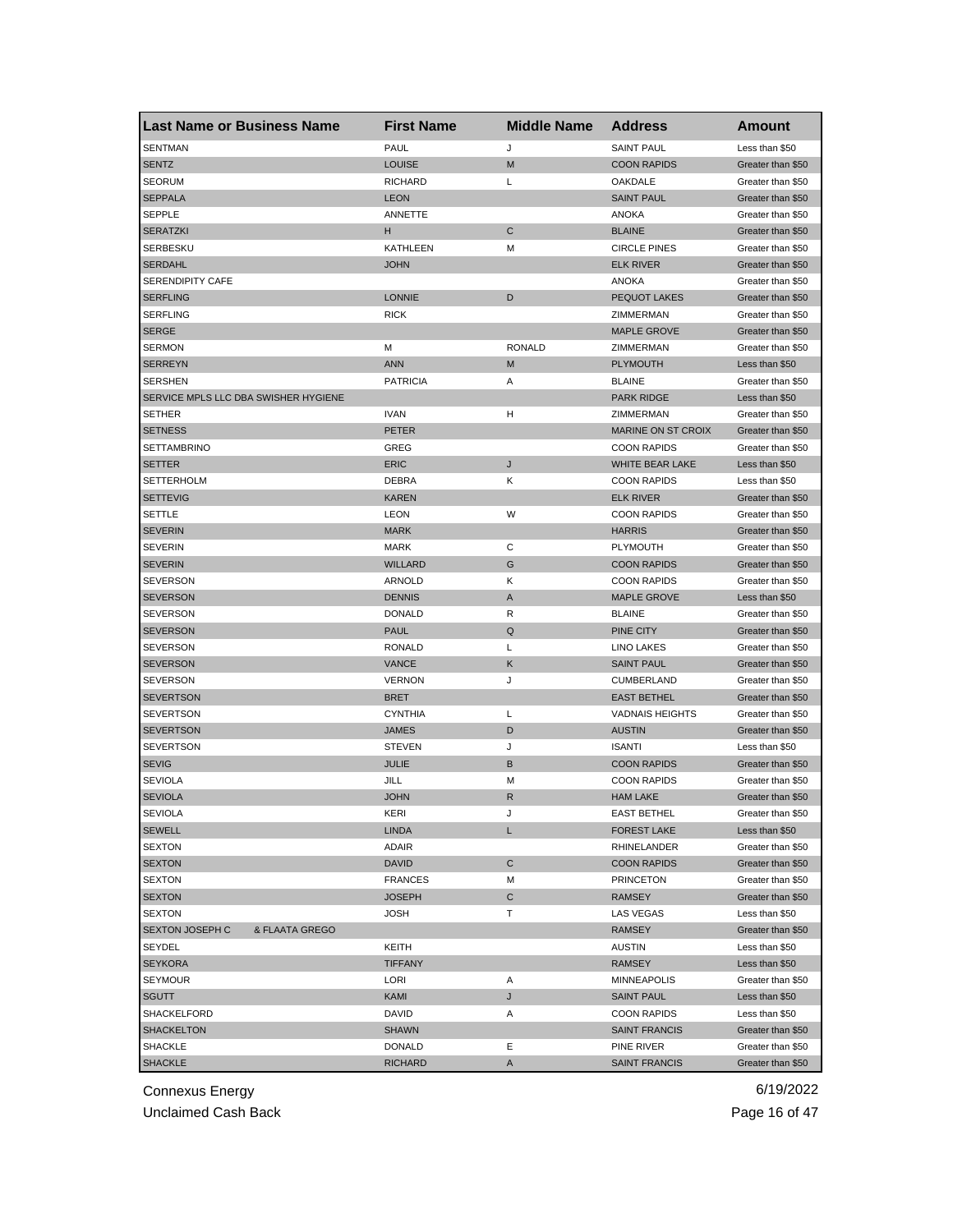| Last Name or Business Name | First Name | Middle Name | Address | Amount |
|---|---|---|---|---|
| SENTMAN | PAUL | J | SAINT PAUL | Less than $50 |
| SENTZ | LOUISE | M | COON RAPIDS | Greater than $50 |
| SEORUM | RICHARD | L | OAKDALE | Greater than $50 |
| SEPPALA | LEON | | SAINT PAUL | Greater than $50 |
| SEPPLE | ANNETTE | | ANOKA | Greater than $50 |
| SERATZKI | H | C | BLAINE | Greater than $50 |
| SERBESKU | KATHLEEN | M | CIRCLE PINES | Greater than $50 |
| SERDAHL | JOHN | | ELK RIVER | Greater than $50 |
| SERENDIPITY CAFE | | | ANOKA | Greater than $50 |
| SERFLING | LONNIE | D | PEQUOT LAKES | Greater than $50 |
| SERFLING | RICK | | ZIMMERMAN | Greater than $50 |
| SERGE | | | MAPLE GROVE | Greater than $50 |
| SERMON | M | RONALD | ZIMMERMAN | Greater than $50 |
| SERREYN | ANN | M | PLYMOUTH | Less than $50 |
| SERSHEN | PATRICIA | A | BLAINE | Greater than $50 |
| SERVICE MPLS LLC DBA SWISHER HYGIENE | | | PARK RIDGE | Less than $50 |
| SETHER | IVAN | H | ZIMMERMAN | Greater than $50 |
| SETNESS | PETER | | MARINE ON ST CROIX | Greater than $50 |
| SETTAMBRINO | GREG | | COON RAPIDS | Greater than $50 |
| SETTER | ERIC | J | WHITE BEAR LAKE | Less than $50 |
| SETTERHOLM | DEBRA | K | COON RAPIDS | Less than $50 |
| SETTEVIG | KAREN | | ELK RIVER | Greater than $50 |
| SETTLE | LEON | W | COON RAPIDS | Greater than $50 |
| SEVERIN | MARK | | HARRIS | Greater than $50 |
| SEVERIN | MARK | C | PLYMOUTH | Greater than $50 |
| SEVERIN | WILLARD | G | COON RAPIDS | Greater than $50 |
| SEVERSON | ARNOLD | K | COON RAPIDS | Greater than $50 |
| SEVERSON | DENNIS | A | MAPLE GROVE | Less than $50 |
| SEVERSON | DONALD | R | BLAINE | Greater than $50 |
| SEVERSON | PAUL | Q | PINE CITY | Greater than $50 |
| SEVERSON | RONALD | L | LINO LAKES | Greater than $50 |
| SEVERSON | VANCE | K | SAINT PAUL | Greater than $50 |
| SEVERSON | VERNON | J | CUMBERLAND | Greater than $50 |
| SEVERTSON | BRET | | EAST BETHEL | Greater than $50 |
| SEVERTSON | CYNTHIA | L | VADNAIS HEIGHTS | Greater than $50 |
| SEVERTSON | JAMES | D | AUSTIN | Greater than $50 |
| SEVERTSON | STEVEN | J | ISANTI | Less than $50 |
| SEVIG | JULIE | B | COON RAPIDS | Greater than $50 |
| SEVIOLA | JILL | M | COON RAPIDS | Greater than $50 |
| SEVIOLA | JOHN | R | HAM LAKE | Greater than $50 |
| SEVIOLA | KERI | J | EAST BETHEL | Greater than $50 |
| SEWELL | LINDA | L | FOREST LAKE | Less than $50 |
| SEXTON | ADAIR | | RHINELANDER | Greater than $50 |
| SEXTON | DAVID | C | COON RAPIDS | Greater than $50 |
| SEXTON | FRANCES | M | PRINCETON | Greater than $50 |
| SEXTON | JOSEPH | C | RAMSEY | Greater than $50 |
| SEXTON | JOSH | T | LAS VEGAS | Less than $50 |
| SEXTON JOSEPH C & FLAATA GREGO | | | RAMSEY | Greater than $50 |
| SEYDEL | KEITH | | AUSTIN | Less than $50 |
| SEYKORA | TIFFANY | | RAMSEY | Less than $50 |
| SEYMOUR | LORI | A | MINNEAPOLIS | Greater than $50 |
| SGUTT | KAMI | J | SAINT PAUL | Less than $50 |
| SHACKELFORD | DAVID | A | COON RAPIDS | Less than $50 |
| SHACKELTON | SHAWN | | SAINT FRANCIS | Greater than $50 |
| SHACKLE | DONALD | E | PINE RIVER | Greater than $50 |
| SHACKLE | RICHARD | A | SAINT FRANCIS | Greater than $50 |

Connexus Energy
Unclaimed Cash Back

6/19/2022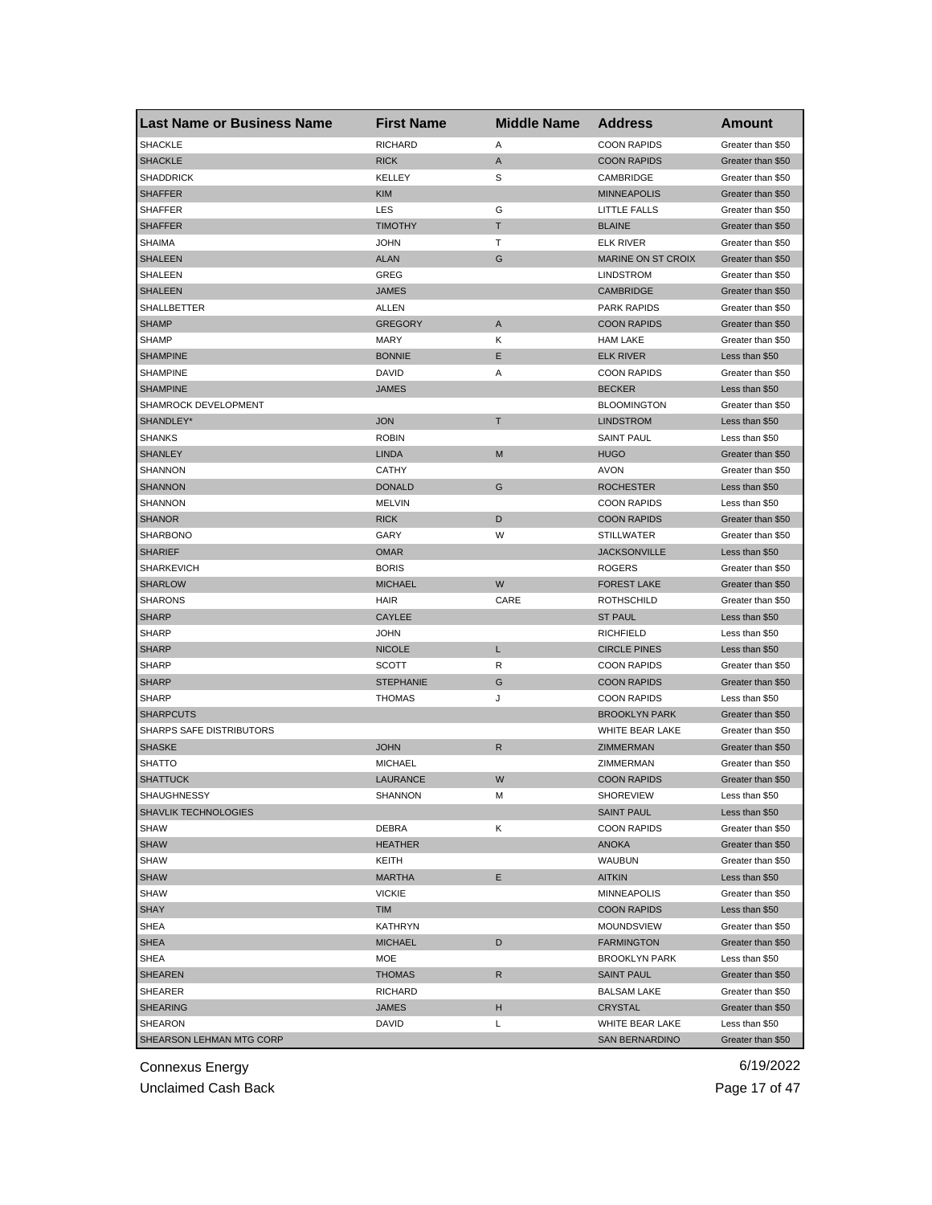| Last Name or Business Name | First Name | Middle Name | Address | Amount |
|---|---|---|---|---|
| SHACKLE | RICHARD | A | COON RAPIDS | Greater than $50 |
| SHACKLE | RICK | A | COON RAPIDS | Greater than $50 |
| SHADDRICK | KELLEY | S | CAMBRIDGE | Greater than $50 |
| SHAFFER | KIM | | MINNEAPOLIS | Greater than $50 |
| SHAFFER | LES | G | LITTLE FALLS | Greater than $50 |
| SHAFFER | TIMOTHY | T | BLAINE | Greater than $50 |
| SHAIMA | JOHN | T | ELK RIVER | Greater than $50 |
| SHALEEN | ALAN | G | MARINE ON ST CROIX | Greater than $50 |
| SHALEEN | GREG | | LINDSTROM | Greater than $50 |
| SHALEEN | JAMES | | CAMBRIDGE | Greater than $50 |
| SHALLBETTER | ALLEN | | PARK RAPIDS | Greater than $50 |
| SHAMP | GREGORY | A | COON RAPIDS | Greater than $50 |
| SHAMP | MARY | K | HAM LAKE | Greater than $50 |
| SHAMPINE | BONNIE | E | ELK RIVER | Less than $50 |
| SHAMPINE | DAVID | A | COON RAPIDS | Greater than $50 |
| SHAMPINE | JAMES | | BECKER | Less than $50 |
| SHAMROCK DEVELOPMENT | | | BLOOMINGTON | Greater than $50 |
| SHANDLEY* | JON | T | LINDSTROM | Less than $50 |
| SHANKS | ROBIN | | SAINT PAUL | Less than $50 |
| SHANLEY | LINDA | M | HUGO | Greater than $50 |
| SHANNON | CATHY | | AVON | Greater than $50 |
| SHANNON | DONALD | G | ROCHESTER | Less than $50 |
| SHANNON | MELVIN | | COON RAPIDS | Less than $50 |
| SHANOR | RICK | D | COON RAPIDS | Greater than $50 |
| SHARBONO | GARY | W | STILLWATER | Greater than $50 |
| SHARIEF | OMAR | | JACKSONVILLE | Less than $50 |
| SHARKEVICH | BORIS | | ROGERS | Greater than $50 |
| SHARLOW | MICHAEL | W | FOREST LAKE | Greater than $50 |
| SHARONS | HAIR | CARE | ROTHSCHILD | Greater than $50 |
| SHARP | CAYLEE | | ST PAUL | Less than $50 |
| SHARP | JOHN | | RICHFIELD | Less than $50 |
| SHARP | NICOLE | L | CIRCLE PINES | Less than $50 |
| SHARP | SCOTT | R | COON RAPIDS | Greater than $50 |
| SHARP | STEPHANIE | G | COON RAPIDS | Greater than $50 |
| SHARP | THOMAS | J | COON RAPIDS | Less than $50 |
| SHARPCUTS | | | BROOKLYN PARK | Greater than $50 |
| SHARPS SAFE DISTRIBUTORS | | | WHITE BEAR LAKE | Greater than $50 |
| SHASKE | JOHN | R | ZIMMERMAN | Greater than $50 |
| SHATTO | MICHAEL | | ZIMMERMAN | Greater than $50 |
| SHATTUCK | LAURANCE | W | COON RAPIDS | Greater than $50 |
| SHAUGHNESSY | SHANNON | M | SHOREVIEW | Less than $50 |
| SHAVLIK TECHNOLOGIES | | | SAINT PAUL | Less than $50 |
| SHAW | DEBRA | K | COON RAPIDS | Greater than $50 |
| SHAW | HEATHER | | ANOKA | Greater than $50 |
| SHAW | KEITH | | WAUBUN | Greater than $50 |
| SHAW | MARTHA | E | AITKIN | Less than $50 |
| SHAW | VICKIE | | MINNEAPOLIS | Greater than $50 |
| SHAY | TIM | | COON RAPIDS | Less than $50 |
| SHEA | KATHRYN | | MOUNDSVIEW | Greater than $50 |
| SHEA | MICHAEL | D | FARMINGTON | Greater than $50 |
| SHEA | MOE | | BROOKLYN PARK | Less than $50 |
| SHEAREN | THOMAS | R | SAINT PAUL | Greater than $50 |
| SHEARER | RICHARD | | BALSAM LAKE | Greater than $50 |
| SHEARING | JAMES | H | CRYSTAL | Greater than $50 |
| SHEARON | DAVID | L | WHITE BEAR LAKE | Less than $50 |
| SHEARSON LEHMAN MTG CORP | | | SAN BERNARDINO | Greater than $50 |

Connexus Energy
Unclaimed Cash Back
6/19/2022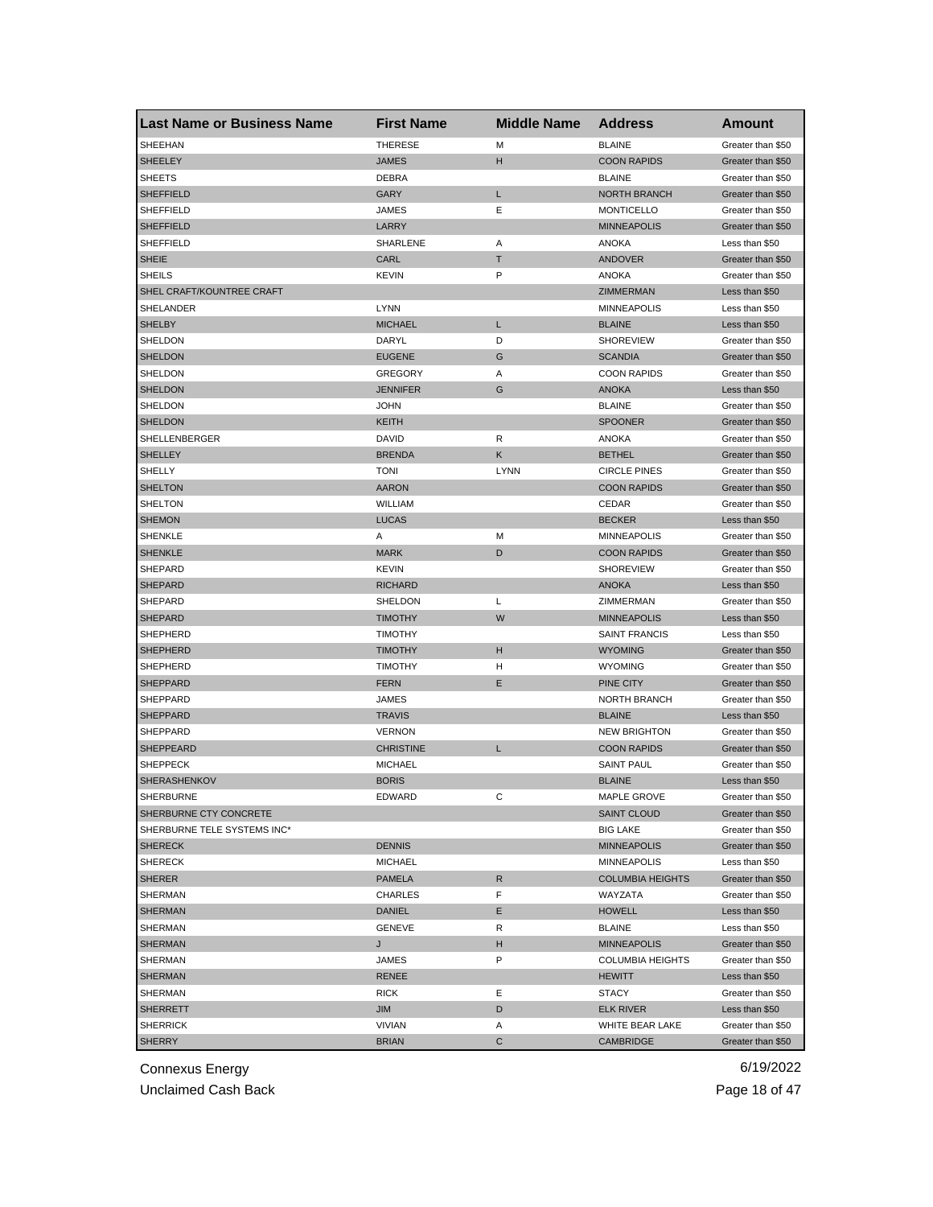| Last Name or Business Name | First Name | Middle Name | Address | Amount |
| --- | --- | --- | --- | --- |
| SHEEHAN | THERESE | M | BLAINE | Greater than $50 |
| SHEELEY | JAMES | H | COON RAPIDS | Greater than $50 |
| SHEETS | DEBRA | | BLAINE | Greater than $50 |
| SHEFFIELD | GARY | L | NORTH BRANCH | Greater than $50 |
| SHEFFIELD | JAMES | E | MONTICELLO | Greater than $50 |
| SHEFFIELD | LARRY | | MINNEAPOLIS | Greater than $50 |
| SHEFFIELD | SHARLENE | A | ANOKA | Less than $50 |
| SHEIE | CARL | T | ANDOVER | Greater than $50 |
| SHEILS | KEVIN | P | ANOKA | Greater than $50 |
| SHEL CRAFT/KOUNTREE CRAFT | | | ZIMMERMAN | Less than $50 |
| SHELANDER | LYNN | | MINNEAPOLIS | Less than $50 |
| SHELBY | MICHAEL | L | BLAINE | Less than $50 |
| SHELDON | DARYL | D | SHOREVIEW | Greater than $50 |
| SHELDON | EUGENE | G | SCANDIA | Greater than $50 |
| SHELDON | GREGORY | A | COON RAPIDS | Greater than $50 |
| SHELDON | JENNIFER | G | ANOKA | Less than $50 |
| SHELDON | JOHN | | BLAINE | Greater than $50 |
| SHELDON | KEITH | | SPOONER | Greater than $50 |
| SHELLENBERGER | DAVID | R | ANOKA | Greater than $50 |
| SHELLEY | BRENDA | K | BETHEL | Greater than $50 |
| SHELLY | TONI | LYNN | CIRCLE PINES | Greater than $50 |
| SHELTON | AARON | | COON RAPIDS | Greater than $50 |
| SHELTON | WILLIAM | | CEDAR | Greater than $50 |
| SHEMON | LUCAS | | BECKER | Less than $50 |
| SHENKLE | A | M | MINNEAPOLIS | Greater than $50 |
| SHENKLE | MARK | D | COON RAPIDS | Greater than $50 |
| SHEPARD | KEVIN | | SHOREVIEW | Greater than $50 |
| SHEPARD | RICHARD | | ANOKA | Less than $50 |
| SHEPARD | SHELDON | L | ZIMMERMAN | Greater than $50 |
| SHEPARD | TIMOTHY | W | MINNEAPOLIS | Less than $50 |
| SHEPHERD | TIMOTHY | | SAINT FRANCIS | Less than $50 |
| SHEPHERD | TIMOTHY | H | WYOMING | Greater than $50 |
| SHEPHERD | TIMOTHY | H | WYOMING | Greater than $50 |
| SHEPPARD | FERN | E | PINE CITY | Greater than $50 |
| SHEPPARD | JAMES | | NORTH BRANCH | Greater than $50 |
| SHEPPARD | TRAVIS | | BLAINE | Less than $50 |
| SHEPPARD | VERNON | | NEW BRIGHTON | Greater than $50 |
| SHEPPEARD | CHRISTINE | L | COON RAPIDS | Greater than $50 |
| SHEPPECK | MICHAEL | | SAINT PAUL | Greater than $50 |
| SHERASHENKOV | BORIS | | BLAINE | Less than $50 |
| SHERBURNE | EDWARD | C | MAPLE GROVE | Greater than $50 |
| SHERBURNE CTY CONCRETE | | | SAINT CLOUD | Greater than $50 |
| SHERBURNE TELE SYSTEMS INC* | | | BIG LAKE | Greater than $50 |
| SHERECK | DENNIS | | MINNEAPOLIS | Greater than $50 |
| SHERECK | MICHAEL | | MINNEAPOLIS | Less than $50 |
| SHERER | PAMELA | R | COLUMBIA HEIGHTS | Greater than $50 |
| SHERMAN | CHARLES | F | WAYZATA | Greater than $50 |
| SHERMAN | DANIEL | E | HOWELL | Less than $50 |
| SHERMAN | GENEVE | R | BLAINE | Less than $50 |
| SHERMAN | J | H | MINNEAPOLIS | Greater than $50 |
| SHERMAN | JAMES | P | COLUMBIA HEIGHTS | Greater than $50 |
| SHERMAN | RENEE | | HEWITT | Less than $50 |
| SHERMAN | RICK | E | STACY | Greater than $50 |
| SHERRETT | JIM | D | ELK RIVER | Less than $50 |
| SHERRICK | VIVIAN | A | WHITE BEAR LAKE | Greater than $50 |
| SHERRY | BRIAN | C | CAMBRIDGE | Greater than $50 |

Connexus Energy
Unclaimed Cash Back

6/19/2022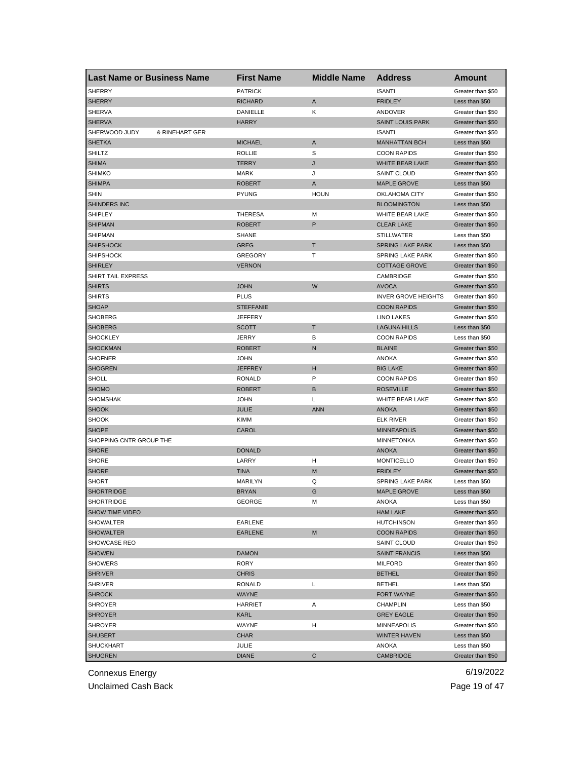| Last Name or Business Name | First Name | Middle Name | Address | Amount |
|---|---|---|---|---|
| SHERRY | PATRICK | | ISANTI | Greater than $50 |
| SHERRY | RICHARD | A | FRIDLEY | Less than $50 |
| SHERVA | DANIELLE | K | ANDOVER | Greater than $50 |
| SHERVA | HARRY | | SAINT LOUIS PARK | Greater than $50 |
| SHERWOOD JUDY & RINEHART GER | | | ISANTI | Greater than $50 |
| SHETKA | MICHAEL | A | MANHATTAN BCH | Less than $50 |
| SHILTZ | ROLLIE | S | COON RAPIDS | Greater than $50 |
| SHIMA | TERRY | J | WHITE BEAR LAKE | Greater than $50 |
| SHIMKO | MARK | J | SAINT CLOUD | Greater than $50 |
| SHIMPA | ROBERT | A | MAPLE GROVE | Less than $50 |
| SHIN | PYUNG | HOUN | OKLAHOMA CITY | Greater than $50 |
| SHINDERS INC | | | BLOOMINGTON | Less than $50 |
| SHIPLEY | THERESA | M | WHITE BEAR LAKE | Greater than $50 |
| SHIPMAN | ROBERT | P | CLEAR LAKE | Greater than $50 |
| SHIPMAN | SHANE | | STILLWATER | Less than $50 |
| SHIPSHOCK | GREG | T | SPRING LAKE PARK | Less than $50 |
| SHIPSHOCK | GREGORY | T | SPRING LAKE PARK | Greater than $50 |
| SHIRLEY | VERNON | | COTTAGE GROVE | Greater than $50 |
| SHIRT TAIL EXPRESS | | | CAMBRIDGE | Greater than $50 |
| SHIRTS | JOHN | W | AVOCA | Greater than $50 |
| SHIRTS | PLUS | | INVER GROVE HEIGHTS | Greater than $50 |
| SHOAP | STEFFANIE | | COON RAPIDS | Greater than $50 |
| SHOBERG | JEFFERY | | LINO LAKES | Greater than $50 |
| SHOBERG | SCOTT | T | LAGUNA HILLS | Less than $50 |
| SHOCKLEY | JERRY | B | COON RAPIDS | Less than $50 |
| SHOCKMAN | ROBERT | N | BLAINE | Greater than $50 |
| SHOFNER | JOHN | | ANOKA | Greater than $50 |
| SHOGREN | JEFFREY | H | BIG LAKE | Greater than $50 |
| SHOLL | RONALD | P | COON RAPIDS | Greater than $50 |
| SHOMO | ROBERT | B | ROSEVILLE | Greater than $50 |
| SHOMSHAK | JOHN | L | WHITE BEAR LAKE | Greater than $50 |
| SHOOK | JULIE | ANN | ANOKA | Greater than $50 |
| SHOOK | KIMM | | ELK RIVER | Greater than $50 |
| SHOPE | CAROL | | MINNEAPOLIS | Greater than $50 |
| SHOPPING CNTR GROUP THE | | | MINNETONKA | Greater than $50 |
| SHORE | DONALD | | ANOKA | Greater than $50 |
| SHORE | LARRY | H | MONTICELLO | Greater than $50 |
| SHORE | TINA | M | FRIDLEY | Greater than $50 |
| SHORT | MARILYN | Q | SPRING LAKE PARK | Less than $50 |
| SHORTRIDGE | BRYAN | G | MAPLE GROVE | Less than $50 |
| SHORTRIDGE | GEORGE | M | ANOKA | Less than $50 |
| SHOW TIME VIDEO | | | HAM LAKE | Greater than $50 |
| SHOWALTER | EARLENE | | HUTCHINSON | Greater than $50 |
| SHOWALTER | EARLENE | M | COON RAPIDS | Greater than $50 |
| SHOWCASE REO | | | SAINT CLOUD | Greater than $50 |
| SHOWEN | DAMON | | SAINT FRANCIS | Less than $50 |
| SHOWERS | RORY | | MILFORD | Greater than $50 |
| SHRIVER | CHRIS | | BETHEL | Greater than $50 |
| SHRIVER | RONALD | L | BETHEL | Less than $50 |
| SHROCK | WAYNE | | FORT WAYNE | Greater than $50 |
| SHROYER | HARRIET | A | CHAMPLIN | Less than $50 |
| SHROYER | KARL | | GREY EAGLE | Greater than $50 |
| SHROYER | WAYNE | H | MINNEAPOLIS | Greater than $50 |
| SHUBERT | CHAR | | WINTER HAVEN | Less than $50 |
| SHUCKHART | JULIE | | ANOKA | Less than $50 |
| SHUGREN | DIANE | C | CAMBRIDGE | Greater than $50 |

Connexus Energy
Unclaimed Cash Back

6/19/2022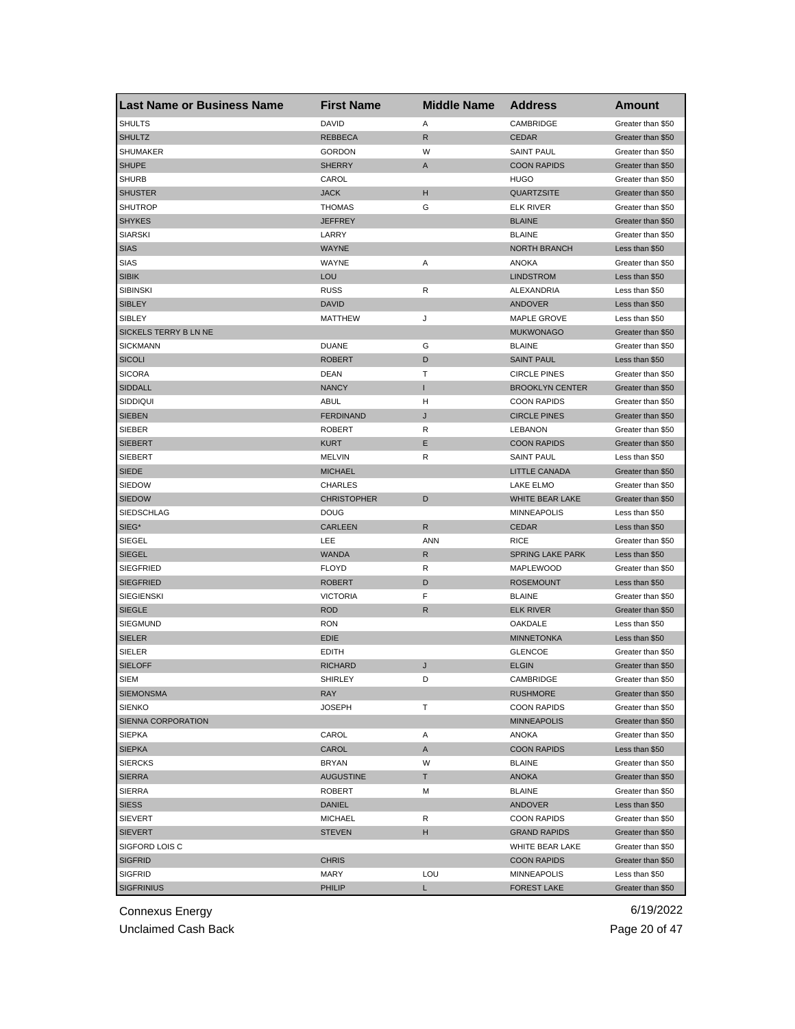| Last Name or Business Name | First Name | Middle Name | Address | Amount |
| --- | --- | --- | --- | --- |
| SHULTS | DAVID | A | CAMBRIDGE | Greater than $50 |
| SHULTZ | REBBECA | R | CEDAR | Greater than $50 |
| SHUMAKER | GORDON | W | SAINT PAUL | Greater than $50 |
| SHUPE | SHERRY | A | COON RAPIDS | Greater than $50 |
| SHURB | CAROL | | HUGO | Greater than $50 |
| SHUSTER | JACK | H | QUARTZSITE | Greater than $50 |
| SHUTROP | THOMAS | G | ELK RIVER | Greater than $50 |
| SHYKES | JEFFREY | | BLAINE | Greater than $50 |
| SIARSKI | LARRY | | BLAINE | Greater than $50 |
| SIAS | WAYNE | | NORTH BRANCH | Less than $50 |
| SIAS | WAYNE | A | ANOKA | Greater than $50 |
| SIBIK | LOU | | LINDSTROM | Less than $50 |
| SIBINSKI | RUSS | R | ALEXANDRIA | Less than $50 |
| SIBLEY | DAVID | | ANDOVER | Less than $50 |
| SIBLEY | MATTHEW | J | MAPLE GROVE | Less than $50 |
| SICKELS TERRY B LN NE | | | MUKWONAGO | Greater than $50 |
| SICKMANN | DUANE | G | BLAINE | Greater than $50 |
| SICOLI | ROBERT | D | SAINT PAUL | Less than $50 |
| SICORA | DEAN | T | CIRCLE PINES | Greater than $50 |
| SIDDALL | NANCY | I | BROOKLYN CENTER | Greater than $50 |
| SIDDIQUI | ABUL | H | COON RAPIDS | Greater than $50 |
| SIEBEN | FERDINAND | J | CIRCLE PINES | Greater than $50 |
| SIEBER | ROBERT | R | LEBANON | Greater than $50 |
| SIEBERT | KURT | E | COON RAPIDS | Greater than $50 |
| SIEBERT | MELVIN | R | SAINT PAUL | Less than $50 |
| SIEDE | MICHAEL | | LITTLE CANADA | Greater than $50 |
| SIEDOW | CHARLES | | LAKE ELMO | Greater than $50 |
| SIEDOW | CHRISTOPHER | D | WHITE BEAR LAKE | Greater than $50 |
| SIEDSCHLAG | DOUG | | MINNEAPOLIS | Less than $50 |
| SIEG* | CARLEEN | R | CEDAR | Less than $50 |
| SIEGEL | LEE | ANN | RICE | Greater than $50 |
| SIEGEL | WANDA | R | SPRING LAKE PARK | Less than $50 |
| SIEGFRIED | FLOYD | R | MAPLEWOOD | Greater than $50 |
| SIEGFRIED | ROBERT | D | ROSEMOUNT | Less than $50 |
| SIEGIENSKI | VICTORIA | F | BLAINE | Greater than $50 |
| SIEGLE | ROD | R | ELK RIVER | Greater than $50 |
| SIEGMUND | RON | | OAKDALE | Less than $50 |
| SIELER | EDIE | | MINNETONKA | Less than $50 |
| SIELER | EDITH | | GLENCOE | Greater than $50 |
| SIELOFF | RICHARD | J | ELGIN | Greater than $50 |
| SIEM | SHIRLEY | D | CAMBRIDGE | Greater than $50 |
| SIEMONSMA | RAY | | RUSHMORE | Greater than $50 |
| SIENKO | JOSEPH | T | COON RAPIDS | Greater than $50 |
| SIENNA CORPORATION | | | MINNEAPOLIS | Greater than $50 |
| SIEPKA | CAROL | A | ANOKA | Greater than $50 |
| SIEPKA | CAROL | A | COON RAPIDS | Less than $50 |
| SIERCKS | BRYAN | W | BLAINE | Greater than $50 |
| SIERRA | AUGUSTINE | T | ANOKA | Greater than $50 |
| SIERRA | ROBERT | M | BLAINE | Greater than $50 |
| SIESS | DANIEL | | ANDOVER | Less than $50 |
| SIEVERT | MICHAEL | R | COON RAPIDS | Greater than $50 |
| SIEVERT | STEVEN | H | GRAND RAPIDS | Greater than $50 |
| SIGFORD LOIS C | | | WHITE BEAR LAKE | Greater than $50 |
| SIGFRID | CHRIS | | COON RAPIDS | Greater than $50 |
| SIGFRID | MARY | LOU | MINNEAPOLIS | Less than $50 |
| SIGFRINIUS | PHILIP | L | FOREST LAKE | Greater than $50 |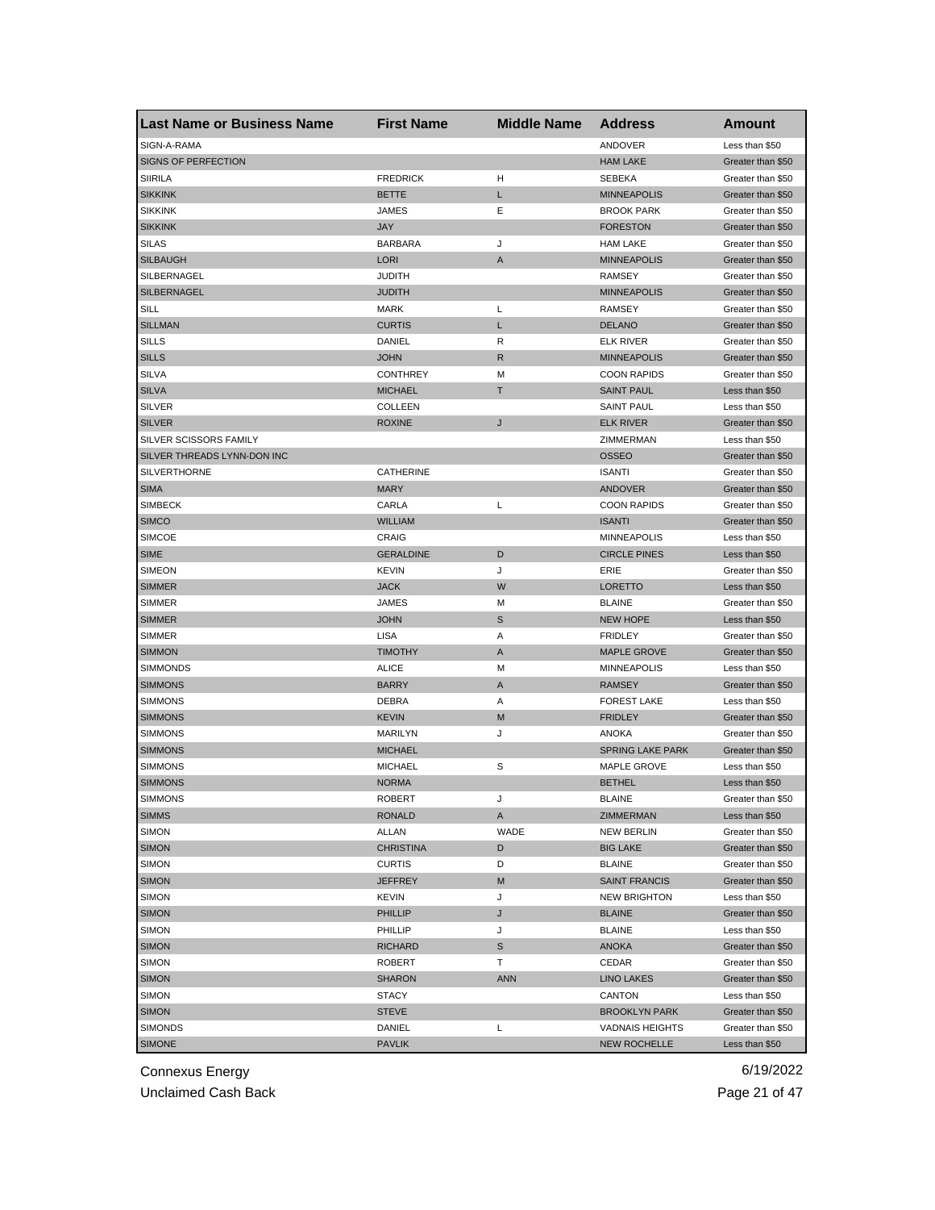| Last Name or Business Name | First Name | Middle Name | Address | Amount |
| --- | --- | --- | --- | --- |
| SIGN-A-RAMA | | | ANDOVER | Less than $50 |
| SIGNS OF PERFECTION | | | HAM LAKE | Greater than $50 |
| SIIRILA | FREDRICK | H | SEBEKA | Greater than $50 |
| SIKKINK | BETTE | L | MINNEAPOLIS | Greater than $50 |
| SIKKINK | JAMES | E | BROOK PARK | Greater than $50 |
| SIKKINK | JAY | | FORESTON | Greater than $50 |
| SILAS | BARBARA | J | HAM LAKE | Greater than $50 |
| SILBAUGH | LORI | A | MINNEAPOLIS | Greater than $50 |
| SILBERNAGEL | JUDITH | | RAMSEY | Greater than $50 |
| SILBERNAGEL | JUDITH | | MINNEAPOLIS | Greater than $50 |
| SILL | MARK | L | RAMSEY | Greater than $50 |
| SILLMAN | CURTIS | L | DELANO | Greater than $50 |
| SILLS | DANIEL | R | ELK RIVER | Greater than $50 |
| SILLS | JOHN | R | MINNEAPOLIS | Greater than $50 |
| SILVA | CONTHREY | M | COON RAPIDS | Greater than $50 |
| SILVA | MICHAEL | T | SAINT PAUL | Less than $50 |
| SILVER | COLLEEN | | SAINT PAUL | Less than $50 |
| SILVER | ROXINE | J | ELK RIVER | Greater than $50 |
| SILVER SCISSORS FAMILY | | | ZIMMERMAN | Less than $50 |
| SILVER THREADS LYNN-DON INC | | | OSSEO | Greater than $50 |
| SILVERTHORNE | CATHERINE | | ISANTI | Greater than $50 |
| SIMA | MARY | | ANDOVER | Greater than $50 |
| SIMBECK | CARLA | L | COON RAPIDS | Greater than $50 |
| SIMCO | WILLIAM | | ISANTI | Greater than $50 |
| SIMCOE | CRAIG | | MINNEAPOLIS | Less than $50 |
| SIME | GERALDINE | D | CIRCLE PINES | Less than $50 |
| SIMEON | KEVIN | J | ERIE | Greater than $50 |
| SIMMER | JACK | W | LORETTO | Less than $50 |
| SIMMER | JAMES | M | BLAINE | Greater than $50 |
| SIMMER | JOHN | S | NEW HOPE | Less than $50 |
| SIMMER | LISA | A | FRIDLEY | Greater than $50 |
| SIMMON | TIMOTHY | A | MAPLE GROVE | Greater than $50 |
| SIMMONDS | ALICE | M | MINNEAPOLIS | Less than $50 |
| SIMMONS | BARRY | A | RAMSEY | Greater than $50 |
| SIMMONS | DEBRA | A | FOREST LAKE | Less than $50 |
| SIMMONS | KEVIN | M | FRIDLEY | Greater than $50 |
| SIMMONS | MARILYN | J | ANOKA | Greater than $50 |
| SIMMONS | MICHAEL | | SPRING LAKE PARK | Greater than $50 |
| SIMMONS | MICHAEL | S | MAPLE GROVE | Less than $50 |
| SIMMONS | NORMA | | BETHEL | Less than $50 |
| SIMMONS | ROBERT | J | BLAINE | Greater than $50 |
| SIMMS | RONALD | A | ZIMMERMAN | Less than $50 |
| SIMON | ALLAN | WADE | NEW BERLIN | Greater than $50 |
| SIMON | CHRISTINA | D | BIG LAKE | Greater than $50 |
| SIMON | CURTIS | D | BLAINE | Greater than $50 |
| SIMON | JEFFREY | M | SAINT FRANCIS | Greater than $50 |
| SIMON | KEVIN | J | NEW BRIGHTON | Less than $50 |
| SIMON | PHILLIP | J | BLAINE | Greater than $50 |
| SIMON | PHILLIP | J | BLAINE | Less than $50 |
| SIMON | RICHARD | S | ANOKA | Greater than $50 |
| SIMON | ROBERT | T | CEDAR | Greater than $50 |
| SIMON | SHARON | ANN | LINO LAKES | Greater than $50 |
| SIMON | STACY | | CANTON | Less than $50 |
| SIMON | STEVE | | BROOKLYN PARK | Greater than $50 |
| SIMONDS | DANIEL | L | VADNAIS HEIGHTS | Greater than $50 |
| SIMONE | PAVLIK | | NEW ROCHELLE | Less than $50 |

Connexus Energy
Unclaimed Cash Back

6/19/2022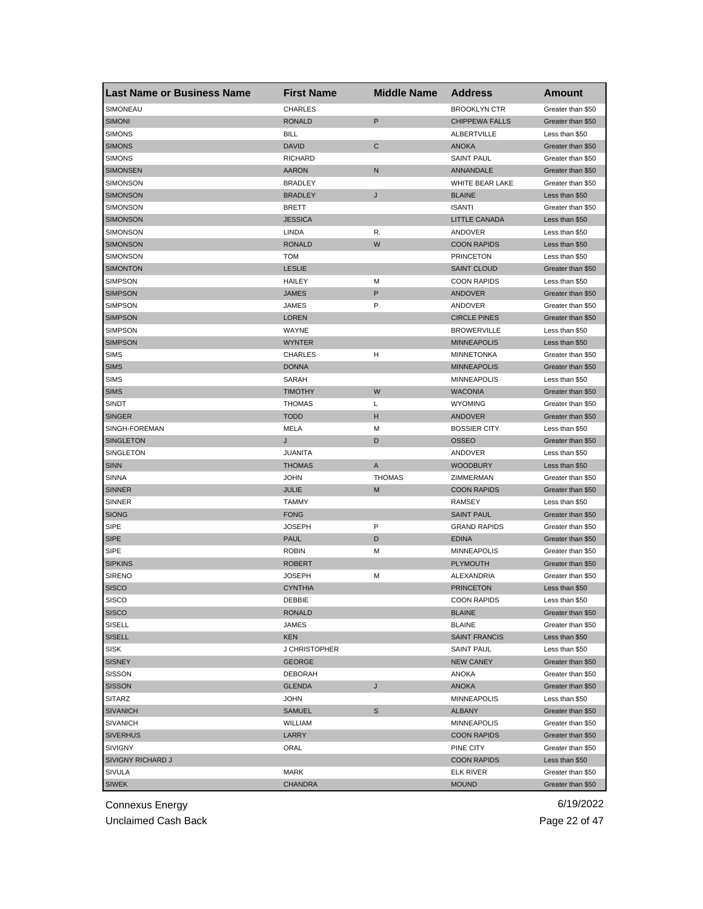| Last Name or Business Name | First Name | Middle Name | Address | Amount |
|---|---|---|---|---|
| SIMONEAU | CHARLES | | BROOKLYN CTR | Greater than $50 |
| SIMONI | RONALD | P | CHIPPEWA FALLS | Greater than $50 |
| SIMONS | BILL | | ALBERTVILLE | Less than $50 |
| SIMONS | DAVID | C | ANOKA | Greater than $50 |
| SIMONS | RICHARD | | SAINT PAUL | Greater than $50 |
| SIMONSEN | AARON | N | ANNANDALE | Greater than $50 |
| SIMONSON | BRADLEY | | WHITE BEAR LAKE | Greater than $50 |
| SIMONSON | BRADLEY | J | BLAINE | Less than $50 |
| SIMONSON | BRETT | | ISANTI | Greater than $50 |
| SIMONSON | JESSICA | | LITTLE CANADA | Less than $50 |
| SIMONSON | LINDA | R. | ANDOVER | Less than $50 |
| SIMONSON | RONALD | W | COON RAPIDS | Less than $50 |
| SIMONSON | TOM | | PRINCETON | Less than $50 |
| SIMONTON | LESLIE | | SAINT CLOUD | Greater than $50 |
| SIMPSON | HAILEY | M | COON RAPIDS | Less than $50 |
| SIMPSON | JAMES | P | ANDOVER | Greater than $50 |
| SIMPSON | JAMES | P | ANDOVER | Greater than $50 |
| SIMPSON | LOREN | | CIRCLE PINES | Greater than $50 |
| SIMPSON | WAYNE | | BROWERVILLE | Less than $50 |
| SIMPSON | WYNTER | | MINNEAPOLIS | Less than $50 |
| SIMS | CHARLES | H | MINNETONKA | Greater than $50 |
| SIMS | DONNA | | MINNEAPOLIS | Greater than $50 |
| SIMS | SARAH | | MINNEAPOLIS | Less than $50 |
| SIMS | TIMOTHY | W | WACONIA | Greater than $50 |
| SINDT | THOMAS | L | WYOMING | Greater than $50 |
| SINGER | TODD | H | ANDOVER | Greater than $50 |
| SINGH-FOREMAN | MELA | M | BOSSIER CITY | Less than $50 |
| SINGLETON | J | D | OSSEO | Greater than $50 |
| SINGLETON | JUANITA | | ANDOVER | Less than $50 |
| SINN | THOMAS | A | WOODBURY | Less than $50 |
| SINNA | JOHN | THOMAS | ZIMMERMAN | Greater than $50 |
| SINNER | JULIE | M | COON RAPIDS | Greater than $50 |
| SINNER | TAMMY | | RAMSEY | Less than $50 |
| SIONG | FONG | | SAINT PAUL | Greater than $50 |
| SIPE | JOSEPH | P | GRAND RAPIDS | Greater than $50 |
| SIPE | PAUL | D | EDINA | Greater than $50 |
| SIPE | ROBIN | M | MINNEAPOLIS | Greater than $50 |
| SIPKINS | ROBERT | | PLYMOUTH | Greater than $50 |
| SIRENO | JOSEPH | M | ALEXANDRIA | Greater than $50 |
| SISCO | CYNTHIA | | PRINCETON | Less than $50 |
| SISCO | DEBBIE | | COON RAPIDS | Less than $50 |
| SISCO | RONALD | | BLAINE | Greater than $50 |
| SISELL | JAMES | | BLAINE | Greater than $50 |
| SISELL | KEN | | SAINT FRANCIS | Less than $50 |
| SISK | J CHRISTOPHER | | SAINT PAUL | Less than $50 |
| SISNEY | GEORGE | | NEW CANEY | Greater than $50 |
| SISSON | DEBORAH | | ANOKA | Greater than $50 |
| SISSON | GLENDA | J | ANOKA | Greater than $50 |
| SITARZ | JOHN | | MINNEAPOLIS | Less than $50 |
| SIVANICH | SAMUEL | S | ALBANY | Greater than $50 |
| SIVANICH | WILLIAM | | MINNEAPOLIS | Greater than $50 |
| SIVERHUS | LARRY | | COON RAPIDS | Greater than $50 |
| SIVIGNY | ORAL | | PINE CITY | Greater than $50 |
| SIVIGNY RICHARD J | | | COON RAPIDS | Less than $50 |
| SIVULA | MARK | | ELK RIVER | Greater than $50 |
| SIWEK | CHANDRA | | MOUND | Greater than $50 |

Connexus Energy 6/19/2022

Unclaimed Cash Back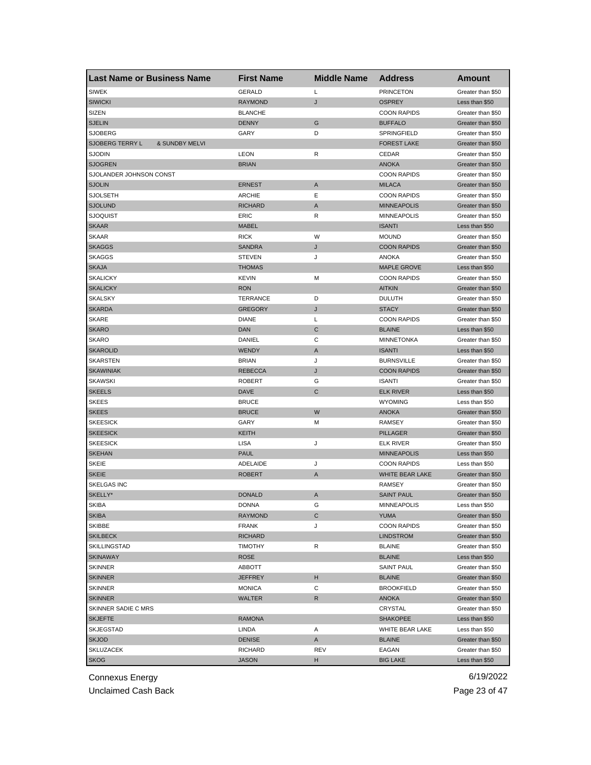| Last Name or Business Name | First Name | Middle Name | Address | Amount |
|---|---|---|---|---|
| SIWEK | GERALD | L | PRINCETON | Greater than $50 |
| SIWICKI | RAYMOND | J | OSPREY | Less than $50 |
| SIZEN | BLANCHE | | COON RAPIDS | Greater than $50 |
| SJELIN | DENNY | G | BUFFALO | Greater than $50 |
| SJOBERG | GARY | D | SPRINGFIELD | Greater than $50 |
| SJOBERG TERRY L & SUNDBY MELVI | | | FOREST LAKE | Greater than $50 |
| SJODIN | LEON | R | CEDAR | Greater than $50 |
| SJOGREN | BRIAN | | ANOKA | Greater than $50 |
| SJOLANDER JOHNSON CONST | | | COON RAPIDS | Greater than $50 |
| SJOLIN | ERNEST | A | MILACA | Greater than $50 |
| SJOLSETH | ARCHIE | E | COON RAPIDS | Greater than $50 |
| SJOLUND | RICHARD | A | MINNEAPOLIS | Greater than $50 |
| SJOQUIST | ERIC | R | MINNEAPOLIS | Greater than $50 |
| SKAAR | MABEL | | ISANTI | Less than $50 |
| SKAAR | RICK | W | MOUND | Greater than $50 |
| SKAGGS | SANDRA | J | COON RAPIDS | Greater than $50 |
| SKAGGS | STEVEN | J | ANOKA | Greater than $50 |
| SKAJA | THOMAS | | MAPLE GROVE | Less than $50 |
| SKALICKY | KEVIN | M | COON RAPIDS | Greater than $50 |
| SKALICKY | RON | | AITKIN | Greater than $50 |
| SKALSKY | TERRANCE | D | DULUTH | Greater than $50 |
| SKARDA | GREGORY | J | STACY | Greater than $50 |
| SKARE | DIANE | L | COON RAPIDS | Greater than $50 |
| SKARO | DAN | C | BLAINE | Less than $50 |
| SKARO | DANIEL | C | MINNETONKA | Greater than $50 |
| SKAROLID | WENDY | A | ISANTI | Less than $50 |
| SKARSTEN | BRIAN | J | BURNSVILLE | Greater than $50 |
| SKAWINIAK | REBECCA | J | COON RAPIDS | Greater than $50 |
| SKAWSKI | ROBERT | G | ISANTI | Greater than $50 |
| SKEELS | DAVE | C | ELK RIVER | Less than $50 |
| SKEES | BRUCE | | WYOMING | Less than $50 |
| SKEES | BRUCE | W | ANOKA | Greater than $50 |
| SKEESICK | GARY | M | RAMSEY | Greater than $50 |
| SKEESICK | KEITH | | PILLAGER | Greater than $50 |
| SKEESICK | LISA | J | ELK RIVER | Greater than $50 |
| SKEHAN | PAUL | | MINNEAPOLIS | Less than $50 |
| SKEIE | ADELAIDE | J | COON RAPIDS | Less than $50 |
| SKEIE | ROBERT | A | WHITE BEAR LAKE | Greater than $50 |
| SKELGAS INC | | | RAMSEY | Greater than $50 |
| SKELLY* | DONALD | A | SAINT PAUL | Greater than $50 |
| SKIBA | DONNA | G | MINNEAPOLIS | Less than $50 |
| SKIBA | RAYMOND | C | YUMA | Greater than $50 |
| SKIBBE | FRANK | J | COON RAPIDS | Greater than $50 |
| SKILBECK | RICHARD | | LINDSTROM | Greater than $50 |
| SKILLINGSTAD | TIMOTHY | R | BLAINE | Greater than $50 |
| SKINAWAY | ROSE | | BLAINE | Less than $50 |
| SKINNER | ABBOTT | | SAINT PAUL | Greater than $50 |
| SKINNER | JEFFREY | H | BLAINE | Greater than $50 |
| SKINNER | MONICA | C | BROOKFIELD | Greater than $50 |
| SKINNER | WALTER | R | ANOKA | Greater than $50 |
| SKINNER SADIE C MRS | | | CRYSTAL | Greater than $50 |
| SKJEFTE | RAMONA | | SHAKOPEE | Less than $50 |
| SKJEGSTAD | LINDA | A | WHITE BEAR LAKE | Less than $50 |
| SKJOD | DENISE | A | BLAINE | Greater than $50 |
| SKLUZACEK | RICHARD | REV | EAGAN | Greater than $50 |
| SKOG | JASON | H | BIG LAKE | Less than $50 |

Connexus Energy
Unclaimed Cash Back

6/19/2022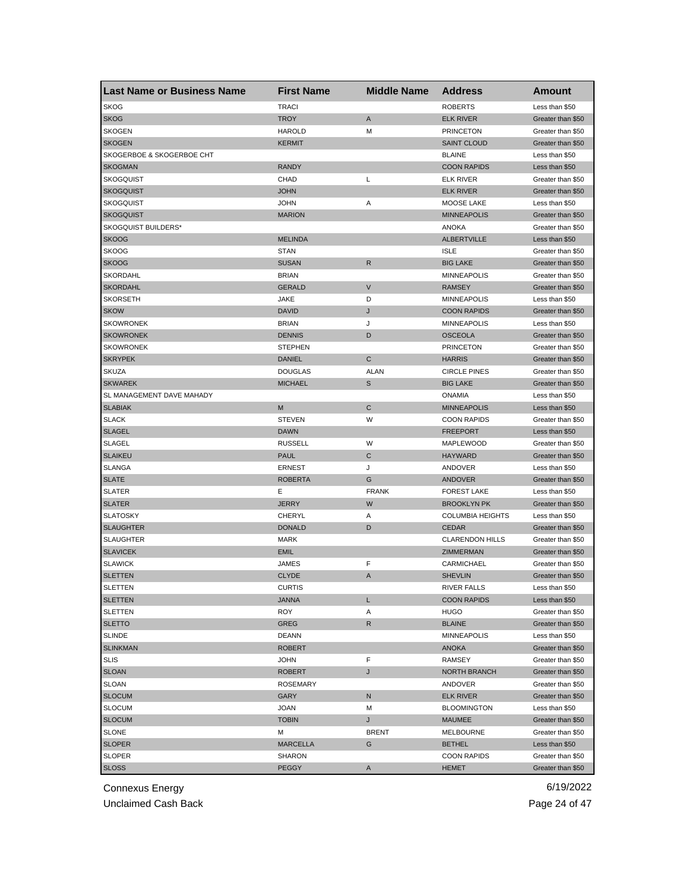| Last Name or Business Name | First Name | Middle Name | Address | Amount |
|---|---|---|---|---|
| SKOG | TRACI | | ROBERTS | Less than $50 |
| SKOG | TROY | A | ELK RIVER | Greater than $50 |
| SKOGEN | HAROLD | M | PRINCETON | Greater than $50 |
| SKOGEN | KERMIT | | SAINT CLOUD | Greater than $50 |
| SKOGERBOE & SKOGERBOE CHT | | | BLAINE | Less than $50 |
| SKOGMAN | RANDY | | COON RAPIDS | Less than $50 |
| SKOGQUIST | CHAD | L | ELK RIVER | Greater than $50 |
| SKOGQUIST | JOHN | | ELK RIVER | Greater than $50 |
| SKOGQUIST | JOHN | A | MOOSE LAKE | Less than $50 |
| SKOGQUIST | MARION | | MINNEAPOLIS | Greater than $50 |
| SKOGQUIST BUILDERS* | | | ANOKA | Greater than $50 |
| SKOOG | MELINDA | | ALBERTVILLE | Less than $50 |
| SKOOG | STAN | | ISLE | Greater than $50 |
| SKOOG | SUSAN | R | BIG LAKE | Greater than $50 |
| SKORDAHL | BRIAN | | MINNEAPOLIS | Greater than $50 |
| SKORDAHL | GERALD | V | RAMSEY | Greater than $50 |
| SKORSETH | JAKE | D | MINNEAPOLIS | Less than $50 |
| SKOW | DAVID | J | COON RAPIDS | Greater than $50 |
| SKOWRONEK | BRIAN | J | MINNEAPOLIS | Less than $50 |
| SKOWRONEK | DENNIS | D | OSCEOLA | Greater than $50 |
| SKOWRONEK | STEPHEN | | PRINCETON | Greater than $50 |
| SKRYPEK | DANIEL | C | HARRIS | Greater than $50 |
| SKUZA | DOUGLAS | ALAN | CIRCLE PINES | Greater than $50 |
| SKWAREK | MICHAEL | S | BIG LAKE | Greater than $50 |
| SL MANAGEMENT DAVE MAHADY | | | ONAMIA | Less than $50 |
| SLABIAK | M | C | MINNEAPOLIS | Less than $50 |
| SLACK | STEVEN | W | COON RAPIDS | Greater than $50 |
| SLAGEL | DAWN | | FREEPORT | Less than $50 |
| SLAGEL | RUSSELL | W | MAPLEWOOD | Greater than $50 |
| SLAIKEU | PAUL | C | HAYWARD | Greater than $50 |
| SLANGA | ERNEST | J | ANDOVER | Less than $50 |
| SLATE | ROBERTA | G | ANDOVER | Greater than $50 |
| SLATER | E | FRANK | FOREST LAKE | Less than $50 |
| SLATER | JERRY | W | BROOKLYN PK | Greater than $50 |
| SLATOSKY | CHERYL | A | COLUMBIA HEIGHTS | Less than $50 |
| SLAUGHTER | DONALD | D | CEDAR | Greater than $50 |
| SLAUGHTER | MARK | | CLARENDON HILLS | Greater than $50 |
| SLAVICEK | EMIL | | ZIMMERMAN | Greater than $50 |
| SLAWICK | JAMES | F | CARMICHAEL | Greater than $50 |
| SLETTEN | CLYDE | A | SHEVLIN | Greater than $50 |
| SLETTEN | CURTIS | | RIVER FALLS | Less than $50 |
| SLETTEN | JANNA | L | COON RAPIDS | Less than $50 |
| SLETTEN | ROY | A | HUGO | Greater than $50 |
| SLETTO | GREG | R | BLAINE | Greater than $50 |
| SLINDE | DEANN | | MINNEAPOLIS | Less than $50 |
| SLINKMAN | ROBERT | | ANOKA | Greater than $50 |
| SLIS | JOHN | F | RAMSEY | Greater than $50 |
| SLOAN | ROBERT | J | NORTH BRANCH | Greater than $50 |
| SLOAN | ROSEMARY | | ANDOVER | Greater than $50 |
| SLOCUM | GARY | N | ELK RIVER | Greater than $50 |
| SLOCUM | JOAN | M | BLOOMINGTON | Less than $50 |
| SLOCUM | TOBIN | J | MAUMEE | Greater than $50 |
| SLONE | M | BRENT | MELBOURNE | Greater than $50 |
| SLOPER | MARCELLA | G | BETHEL | Less than $50 |
| SLOPER | SHARON | | COON RAPIDS | Greater than $50 |
| SLOSS | PEGGY | A | HEMET | Greater than $50 |

Connexus Energy
Unclaimed Cash Back
6/19/2022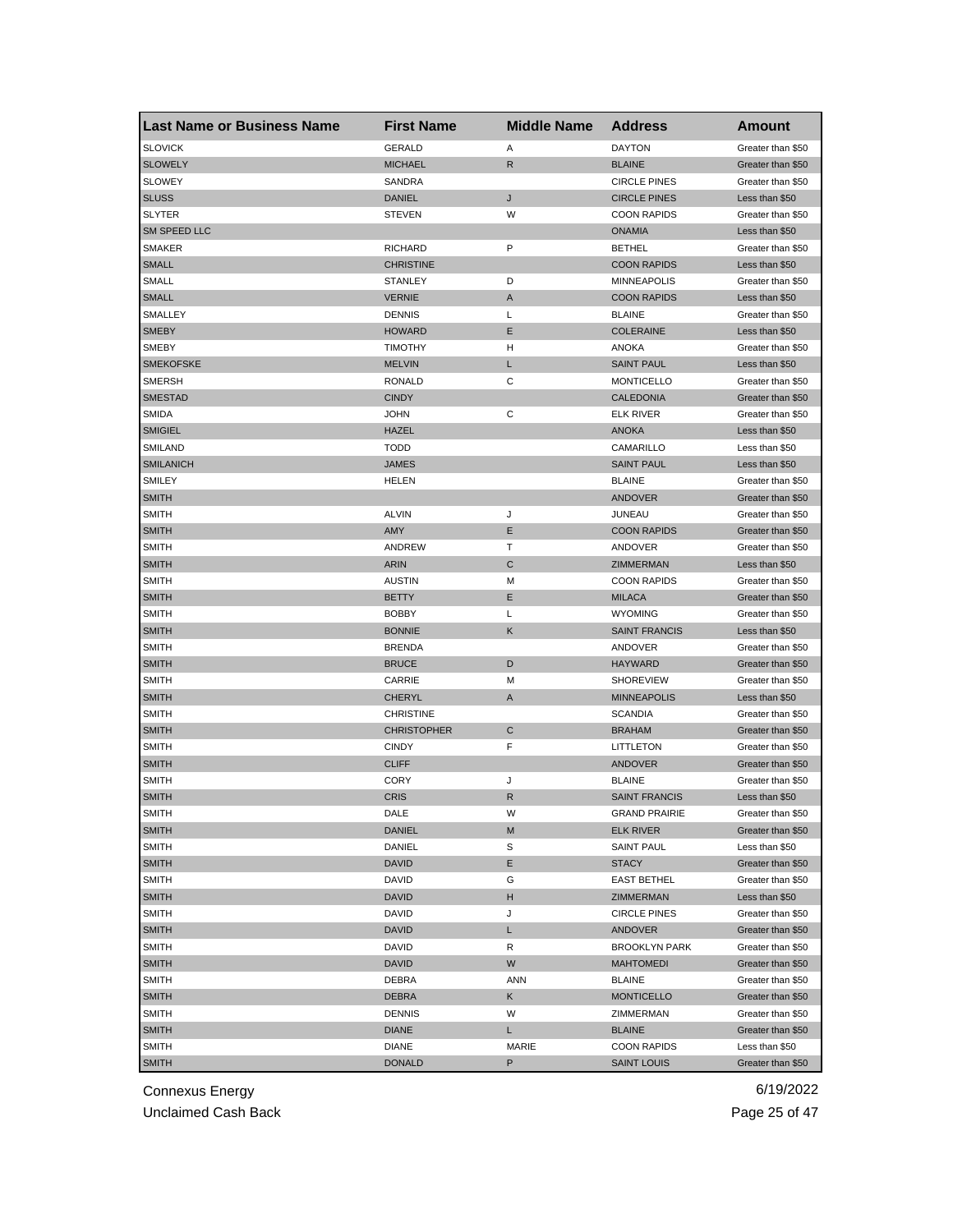| Last Name or Business Name | First Name | Middle Name | Address | Amount |
|---|---|---|---|---|
| SLOVICK | GERALD | A | DAYTON | Greater than $50 |
| SLOWELY | MICHAEL | R | BLAINE | Greater than $50 |
| SLOWEY | SANDRA | | CIRCLE PINES | Greater than $50 |
| SLUSS | DANIEL | J | CIRCLE PINES | Less than $50 |
| SLYTER | STEVEN | W | COON RAPIDS | Greater than $50 |
| SM SPEED LLC | | | ONAMIA | Less than $50 |
| SMAKER | RICHARD | P | BETHEL | Greater than $50 |
| SMALL | CHRISTINE | | COON RAPIDS | Less than $50 |
| SMALL | STANLEY | D | MINNEAPOLIS | Greater than $50 |
| SMALL | VERNIE | A | COON RAPIDS | Less than $50 |
| SMALLEY | DENNIS | L | BLAINE | Greater than $50 |
| SMEBY | HOWARD | E | COLERAINE | Less than $50 |
| SMEBY | TIMOTHY | H | ANOKA | Greater than $50 |
| SMEKOFSKE | MELVIN | L | SAINT PAUL | Less than $50 |
| SMERSH | RONALD | C | MONTICELLO | Greater than $50 |
| SMESTAD | CINDY | | CALEDONIA | Greater than $50 |
| SMIDA | JOHN | C | ELK RIVER | Greater than $50 |
| SMIGIEL | HAZEL | | ANOKA | Less than $50 |
| SMILAND | TODD | | CAMARILLO | Less than $50 |
| SMILANICH | JAMES | | SAINT PAUL | Less than $50 |
| SMILEY | HELEN | | BLAINE | Greater than $50 |
| SMITH | | | ANDOVER | Greater than $50 |
| SMITH | ALVIN | J | JUNEAU | Greater than $50 |
| SMITH | AMY | E | COON RAPIDS | Greater than $50 |
| SMITH | ANDREW | T | ANDOVER | Greater than $50 |
| SMITH | ARIN | C | ZIMMERMAN | Less than $50 |
| SMITH | AUSTIN | M | COON RAPIDS | Greater than $50 |
| SMITH | BETTY | E | MILACA | Greater than $50 |
| SMITH | BOBBY | L | WYOMING | Greater than $50 |
| SMITH | BONNIE | K | SAINT FRANCIS | Less than $50 |
| SMITH | BRENDA | | ANDOVER | Greater than $50 |
| SMITH | BRUCE | D | HAYWARD | Greater than $50 |
| SMITH | CARRIE | M | SHOREVIEW | Greater than $50 |
| SMITH | CHERYL | A | MINNEAPOLIS | Less than $50 |
| SMITH | CHRISTINE | | SCANDIA | Greater than $50 |
| SMITH | CHRISTOPHER | C | BRAHAM | Greater than $50 |
| SMITH | CINDY | F | LITTLETON | Greater than $50 |
| SMITH | CLIFF | | ANDOVER | Greater than $50 |
| SMITH | CORY | J | BLAINE | Greater than $50 |
| SMITH | CRIS | R | SAINT FRANCIS | Less than $50 |
| SMITH | DALE | W | GRAND PRAIRIE | Greater than $50 |
| SMITH | DANIEL | M | ELK RIVER | Greater than $50 |
| SMITH | DANIEL | S | SAINT PAUL | Less than $50 |
| SMITH | DAVID | E | STACY | Greater than $50 |
| SMITH | DAVID | G | EAST BETHEL | Greater than $50 |
| SMITH | DAVID | H | ZIMMERMAN | Less than $50 |
| SMITH | DAVID | J | CIRCLE PINES | Greater than $50 |
| SMITH | DAVID | L | ANDOVER | Greater than $50 |
| SMITH | DAVID | R | BROOKLYN PARK | Greater than $50 |
| SMITH | DAVID | W | MAHTOMEDI | Greater than $50 |
| SMITH | DEBRA | ANN | BLAINE | Greater than $50 |
| SMITH | DEBRA | K | MONTICELLO | Greater than $50 |
| SMITH | DENNIS | W | ZIMMERMAN | Greater than $50 |
| SMITH | DIANE | L | BLAINE | Greater than $50 |
| SMITH | DIANE | MARIE | COON RAPIDS | Less than $50 |
| SMITH | DONALD | P | SAINT LOUIS | Greater than $50 |

Connexus Energy
Unclaimed Cash Back

6/19/2022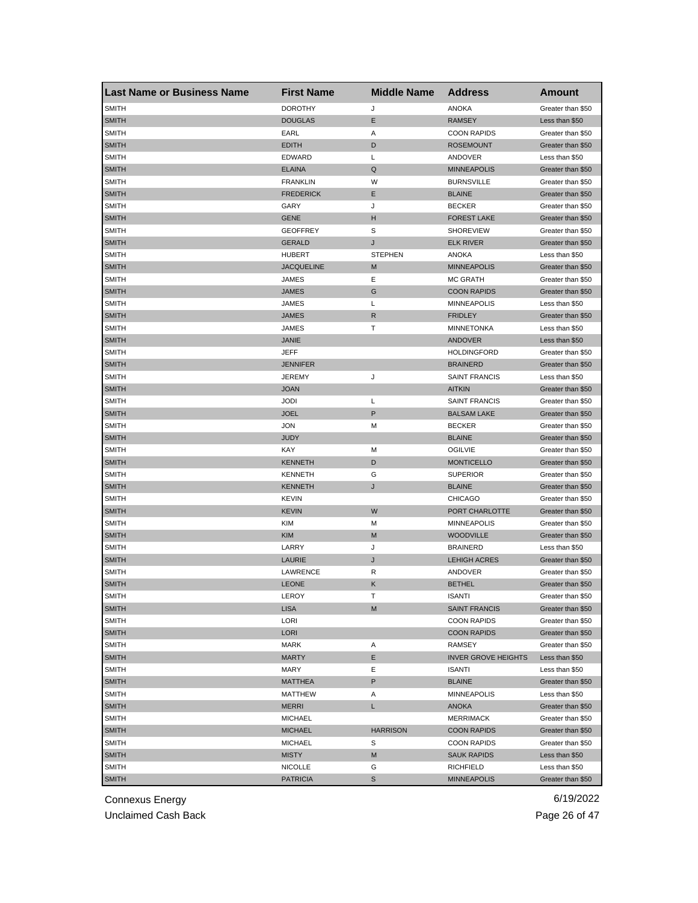| Last Name or Business Name | First Name | Middle Name | Address | Amount |
|---|---|---|---|---|
| SMITH | DOROTHY | J | ANOKA | Greater than $50 |
| SMITH | DOUGLAS | E | RAMSEY | Less than $50 |
| SMITH | EARL | A | COON RAPIDS | Greater than $50 |
| SMITH | EDITH | D | ROSEMOUNT | Greater than $50 |
| SMITH | EDWARD | L | ANDOVER | Less than $50 |
| SMITH | ELAINA | Q | MINNEAPOLIS | Greater than $50 |
| SMITH | FRANKLIN | W | BURNSVILLE | Greater than $50 |
| SMITH | FREDERICK | E | BLAINE | Greater than $50 |
| SMITH | GARY | J | BECKER | Greater than $50 |
| SMITH | GENE | H | FOREST LAKE | Greater than $50 |
| SMITH | GEOFFREY | S | SHOREVIEW | Greater than $50 |
| SMITH | GERALD | J | ELK RIVER | Greater than $50 |
| SMITH | HUBERT | STEPHEN | ANOKA | Less than $50 |
| SMITH | JACQUELINE | M | MINNEAPOLIS | Greater than $50 |
| SMITH | JAMES | E | MC GRATH | Greater than $50 |
| SMITH | JAMES | G | COON RAPIDS | Greater than $50 |
| SMITH | JAMES | L | MINNEAPOLIS | Less than $50 |
| SMITH | JAMES | R | FRIDLEY | Greater than $50 |
| SMITH | JAMES | T | MINNETONKA | Less than $50 |
| SMITH | JANIE | | ANDOVER | Less than $50 |
| SMITH | JEFF | | HOLDINGFORD | Greater than $50 |
| SMITH | JENNIFER | | BRAINERD | Greater than $50 |
| SMITH | JEREMY | J | SAINT FRANCIS | Less than $50 |
| SMITH | JOAN | | AITKIN | Greater than $50 |
| SMITH | JODI | L | SAINT FRANCIS | Greater than $50 |
| SMITH | JOEL | P | BALSAM LAKE | Greater than $50 |
| SMITH | JON | M | BECKER | Greater than $50 |
| SMITH | JUDY | | BLAINE | Greater than $50 |
| SMITH | KAY | M | OGILVIE | Greater than $50 |
| SMITH | KENNETH | D | MONTICELLO | Greater than $50 |
| SMITH | KENNETH | G | SUPERIOR | Greater than $50 |
| SMITH | KENNETH | J | BLAINE | Greater than $50 |
| SMITH | KEVIN | | CHICAGO | Greater than $50 |
| SMITH | KEVIN | W | PORT CHARLOTTE | Greater than $50 |
| SMITH | KIM | M | MINNEAPOLIS | Greater than $50 |
| SMITH | KIM | M | WOODVILLE | Greater than $50 |
| SMITH | LARRY | J | BRAINERD | Less than $50 |
| SMITH | LAURIE | J | LEHIGH ACRES | Greater than $50 |
| SMITH | LAWRENCE | R | ANDOVER | Greater than $50 |
| SMITH | LEONE | K | BETHEL | Greater than $50 |
| SMITH | LEROY | T | ISANTI | Greater than $50 |
| SMITH | LISA | M | SAINT FRANCIS | Greater than $50 |
| SMITH | LORI | | COON RAPIDS | Greater than $50 |
| SMITH | LORI | | COON RAPIDS | Greater than $50 |
| SMITH | MARK | A | RAMSEY | Greater than $50 |
| SMITH | MARTY | E | INVER GROVE HEIGHTS | Less than $50 |
| SMITH | MARY | E | ISANTI | Less than $50 |
| SMITH | MATTHEA | P | BLAINE | Greater than $50 |
| SMITH | MATTHEW | A | MINNEAPOLIS | Less than $50 |
| SMITH | MERRI | L | ANOKA | Greater than $50 |
| SMITH | MICHAEL | | MERRIMACK | Greater than $50 |
| SMITH | MICHAEL | HARRISON | COON RAPIDS | Greater than $50 |
| SMITH | MICHAEL | S | COON RAPIDS | Greater than $50 |
| SMITH | MISTY | M | SAUK RAPIDS | Less than $50 |
| SMITH | NICOLLE | G | RICHFIELD | Less than $50 |
| SMITH | PATRICIA | S | MINNEAPOLIS | Greater than $50 |

Connexus Energy
Unclaimed Cash Back

6/19/2022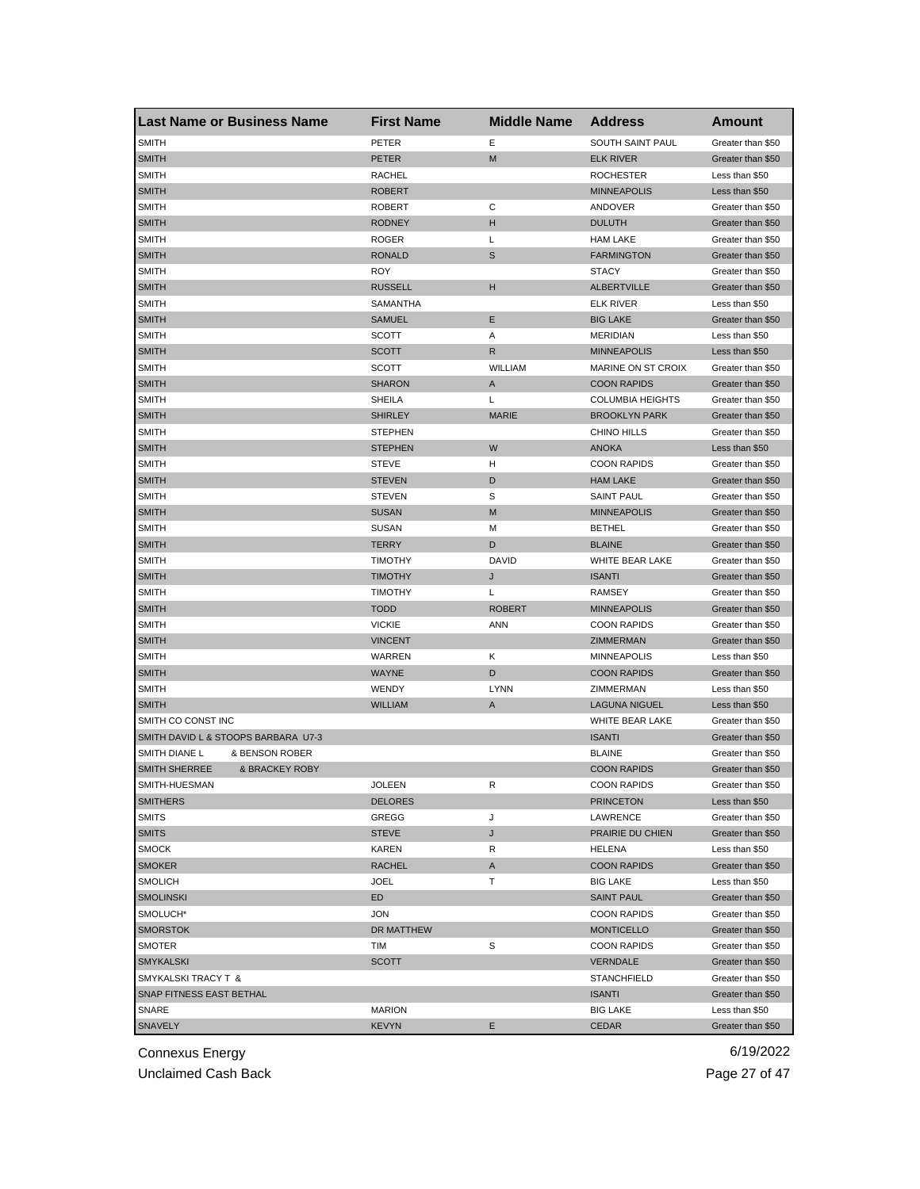| Last Name or Business Name | First Name | Middle Name | Address | Amount |
|---|---|---|---|---|
| SMITH | PETER | E | SOUTH SAINT PAUL | Greater than $50 |
| SMITH | PETER | M | ELK RIVER | Greater than $50 |
| SMITH | RACHEL | | ROCHESTER | Less than $50 |
| SMITH | ROBERT | | MINNEAPOLIS | Less than $50 |
| SMITH | ROBERT | C | ANDOVER | Greater than $50 |
| SMITH | RODNEY | H | DULUTH | Greater than $50 |
| SMITH | ROGER | L | HAM LAKE | Greater than $50 |
| SMITH | RONALD | S | FARMINGTON | Greater than $50 |
| SMITH | ROY | | STACY | Greater than $50 |
| SMITH | RUSSELL | H | ALBERTVILLE | Greater than $50 |
| SMITH | SAMANTHA | | ELK RIVER | Less than $50 |
| SMITH | SAMUEL | E | BIG LAKE | Greater than $50 |
| SMITH | SCOTT | A | MERIDIAN | Less than $50 |
| SMITH | SCOTT | R | MINNEAPOLIS | Less than $50 |
| SMITH | SCOTT | WILLIAM | MARINE ON ST CROIX | Greater than $50 |
| SMITH | SHARON | A | COON RAPIDS | Greater than $50 |
| SMITH | SHEILA | L | COLUMBIA HEIGHTS | Greater than $50 |
| SMITH | SHIRLEY | MARIE | BROOKLYN PARK | Greater than $50 |
| SMITH | STEPHEN | | CHINO HILLS | Greater than $50 |
| SMITH | STEPHEN | W | ANOKA | Less than $50 |
| SMITH | STEVE | H | COON RAPIDS | Greater than $50 |
| SMITH | STEVEN | D | HAM LAKE | Greater than $50 |
| SMITH | STEVEN | S | SAINT PAUL | Greater than $50 |
| SMITH | SUSAN | M | MINNEAPOLIS | Greater than $50 |
| SMITH | SUSAN | M | BETHEL | Greater than $50 |
| SMITH | TERRY | D | BLAINE | Greater than $50 |
| SMITH | TIMOTHY | DAVID | WHITE BEAR LAKE | Greater than $50 |
| SMITH | TIMOTHY | J | ISANTI | Greater than $50 |
| SMITH | TIMOTHY | L | RAMSEY | Greater than $50 |
| SMITH | TODD | ROBERT | MINNEAPOLIS | Greater than $50 |
| SMITH | VICKIE | ANN | COON RAPIDS | Greater than $50 |
| SMITH | VINCENT | | ZIMMERMAN | Greater than $50 |
| SMITH | WARREN | K | MINNEAPOLIS | Less than $50 |
| SMITH | WAYNE | D | COON RAPIDS | Greater than $50 |
| SMITH | WENDY | LYNN | ZIMMERMAN | Less than $50 |
| SMITH | WILLIAM | A | LAGUNA NIGUEL | Less than $50 |
| SMITH CO CONST INC | | | WHITE BEAR LAKE | Greater than $50 |
| SMITH DAVID L & STOOPS BARBARA U7-3 | | | ISANTI | Greater than $50 |
| SMITH DIANE L & BENSON ROBER | | | BLAINE | Greater than $50 |
| SMITH SHERREE & BRACKEY ROBY | | | COON RAPIDS | Greater than $50 |
| SMITH-HUESMAN | JOLEEN | R | COON RAPIDS | Greater than $50 |
| SMITHERS | DELORES | | PRINCETON | Less than $50 |
| SMITS | GREGG | J | LAWRENCE | Greater than $50 |
| SMITS | STEVE | J | PRAIRIE DU CHIEN | Greater than $50 |
| SMOCK | KAREN | R | HELENA | Less than $50 |
| SMOKER | RACHEL | A | COON RAPIDS | Greater than $50 |
| SMOLICH | JOEL | T | BIG LAKE | Less than $50 |
| SMOLINSKI | ED | | SAINT PAUL | Greater than $50 |
| SMOLUCH* | JON | | COON RAPIDS | Greater than $50 |
| SMORSTOK | DR MATTHEW | | MONTICELLO | Greater than $50 |
| SMOTER | TIM | S | COON RAPIDS | Greater than $50 |
| SMYKALSKI | SCOTT | | VERNDALE | Greater than $50 |
| SMYKALSKI TRACY T & | | | STANCHFIELD | Greater than $50 |
| SNAP FITNESS EAST BETHAL | | | ISANTI | Greater than $50 |
| SNARE | MARION | | BIG LAKE | Less than $50 |
| SNAVELY | KEVYN | E | CEDAR | Greater than $50 |

Connexus Energy
Unclaimed Cash Back
6/19/2022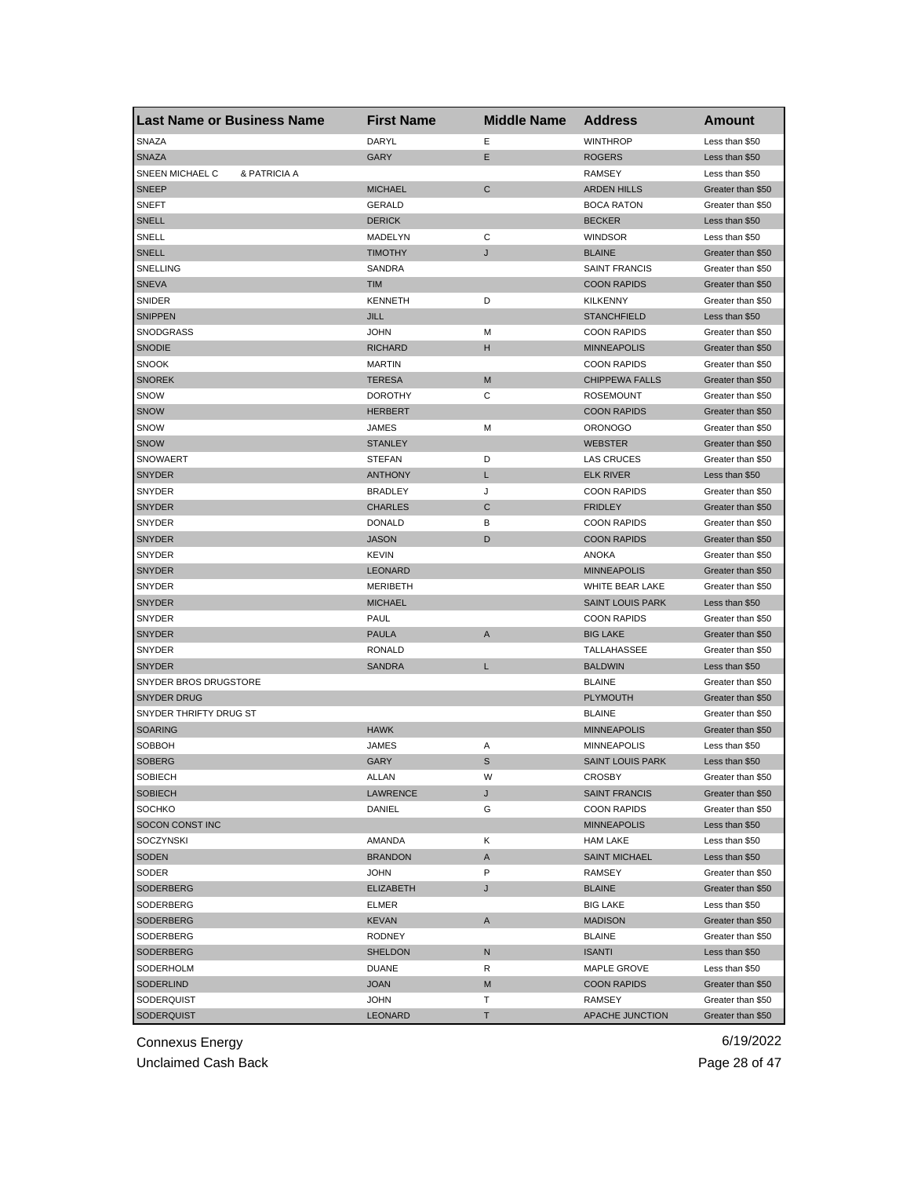| Last Name or Business Name | First Name | Middle Name | Address | Amount |
|---|---|---|---|---|
| SNAZA | DARYL | E | WINTHROP | Less than $50 |
| SNAZA | GARY | E | ROGERS | Less than $50 |
| SNEEN MICHAEL C & PATRICIA A | | | RAMSEY | Less than $50 |
| SNEEP | MICHAEL | C | ARDEN HILLS | Greater than $50 |
| SNEFT | GERALD | | BOCA RATON | Greater than $50 |
| SNELL | DERICK | | BECKER | Less than $50 |
| SNELL | MADELYN | C | WINDSOR | Less than $50 |
| SNELL | TIMOTHY | J | BLAINE | Greater than $50 |
| SNELLING | SANDRA | | SAINT FRANCIS | Greater than $50 |
| SNEVA | TIM | | COON RAPIDS | Greater than $50 |
| SNIDER | KENNETH | D | KILKENNY | Greater than $50 |
| SNIPPEN | JILL | | STANCHFIELD | Less than $50 |
| SNODGRASS | JOHN | M | COON RAPIDS | Greater than $50 |
| SNODIE | RICHARD | H | MINNEAPOLIS | Greater than $50 |
| SNOOK | MARTIN | | COON RAPIDS | Greater than $50 |
| SNOREK | TERESA | M | CHIPPEWA FALLS | Greater than $50 |
| SNOW | DOROTHY | C | ROSEMOUNT | Greater than $50 |
| SNOW | HERBERT | | COON RAPIDS | Greater than $50 |
| SNOW | JAMES | M | ORONOGO | Greater than $50 |
| SNOW | STANLEY | | WEBSTER | Greater than $50 |
| SNOWAERT | STEFAN | D | LAS CRUCES | Greater than $50 |
| SNYDER | ANTHONY | L | ELK RIVER | Less than $50 |
| SNYDER | BRADLEY | J | COON RAPIDS | Greater than $50 |
| SNYDER | CHARLES | C | FRIDLEY | Greater than $50 |
| SNYDER | DONALD | B | COON RAPIDS | Greater than $50 |
| SNYDER | JASON | D | COON RAPIDS | Greater than $50 |
| SNYDER | KEVIN | | ANOKA | Greater than $50 |
| SNYDER | LEONARD | | MINNEAPOLIS | Greater than $50 |
| SNYDER | MERIBETH | | WHITE BEAR LAKE | Greater than $50 |
| SNYDER | MICHAEL | | SAINT LOUIS PARK | Less than $50 |
| SNYDER | PAUL | | COON RAPIDS | Greater than $50 |
| SNYDER | PAULA | A | BIG LAKE | Greater than $50 |
| SNYDER | RONALD | | TALLAHASSEE | Greater than $50 |
| SNYDER | SANDRA | L | BALDWIN | Less than $50 |
| SNYDER BROS DRUGSTORE | | | BLAINE | Greater than $50 |
| SNYDER DRUG | | | PLYMOUTH | Greater than $50 |
| SNYDER THRIFTY DRUG ST | | | BLAINE | Greater than $50 |
| SOARING | HAWK | | MINNEAPOLIS | Greater than $50 |
| SOBBOH | JAMES | A | MINNEAPOLIS | Less than $50 |
| SOBERG | GARY | S | SAINT LOUIS PARK | Less than $50 |
| SOBIECH | ALLAN | W | CROSBY | Greater than $50 |
| SOBIECH | LAWRENCE | J | SAINT FRANCIS | Greater than $50 |
| SOCHKO | DANIEL | G | COON RAPIDS | Greater than $50 |
| SOCON CONST INC | | | MINNEAPOLIS | Less than $50 |
| SOCZYNSKI | AMANDA | K | HAM LAKE | Less than $50 |
| SODEN | BRANDON | A | SAINT MICHAEL | Less than $50 |
| SODER | JOHN | P | RAMSEY | Greater than $50 |
| SODERBERG | ELIZABETH | J | BLAINE | Greater than $50 |
| SODERBERG | ELMER | | BIG LAKE | Less than $50 |
| SODERBERG | KEVAN | A | MADISON | Greater than $50 |
| SODERBERG | RODNEY | | BLAINE | Greater than $50 |
| SODERBERG | SHELDON | N | ISANTI | Less than $50 |
| SODERHOLM | DUANE | R | MAPLE GROVE | Less than $50 |
| SODERLIND | JOAN | M | COON RAPIDS | Greater than $50 |
| SODERQUIST | JOHN | T | RAMSEY | Greater than $50 |
| SODERQUIST | LEONARD | T | APACHE JUNCTION | Greater than $50 |

Connexus Energy
Unclaimed Cash Back
6/19/2022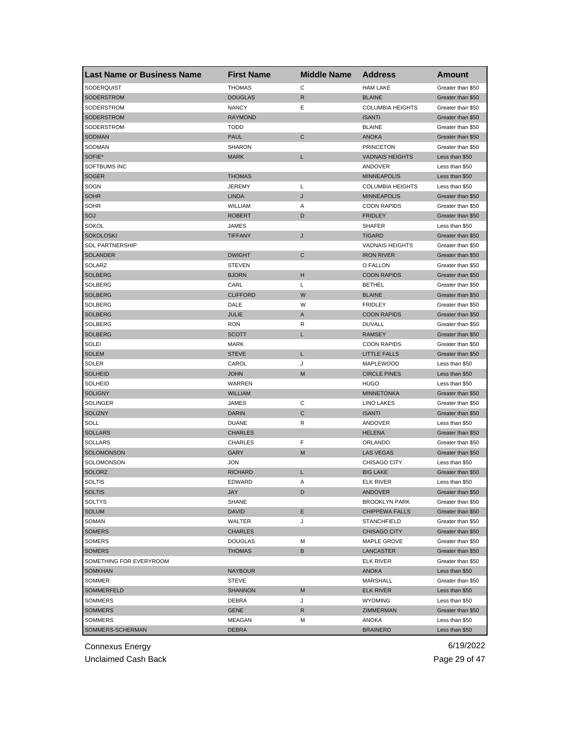| Last Name or Business Name | First Name | Middle Name | Address | Amount |
| --- | --- | --- | --- | --- |
| SODERQUIST | THOMAS | C | HAM LAKE | Greater than $50 |
| SODERSTROM | DOUGLAS | R | BLAINE | Greater than $50 |
| SODERSTROM | NANCY | E | COLUMBIA HEIGHTS | Greater than $50 |
| SODERSTROM | RAYMOND | | ISANTI | Greater than $50 |
| SODERSTROM | TODD | | BLAINE | Greater than $50 |
| SODMAN | PAUL | C | ANOKA | Greater than $50 |
| SODMAN | SHARON | | PRINCETON | Greater than $50 |
| SOFIE* | MARK | L | VADNAIS HEIGHTS | Less than $50 |
| SOFTBUMS INC | | | ANDOVER | Less than $50 |
| SOGER | THOMAS | | MINNEAPOLIS | Less than $50 |
| SOGN | JEREMY | L | COLUMBIA HEIGHTS | Less than $50 |
| SOHR | LINDA | J | MINNEAPOLIS | Greater than $50 |
| SOHR | WILLIAM | A | COON RAPIDS | Greater than $50 |
| SOJ | ROBERT | D | FRIDLEY | Greater than $50 |
| SOKOL | JAMES | | SHAFER | Less than $50 |
| SOKOLOSKI | TIFFANY | J | TIGARD | Greater than $50 |
| SOL PARTNERSHIP | | | VADNAIS HEIGHTS | Greater than $50 |
| SOLANDER | DWIGHT | C | IRON RIVER | Greater than $50 |
| SOLARZ | STEVEN | | O FALLON | Greater than $50 |
| SOLBERG | BJORN | H | COON RAPIDS | Greater than $50 |
| SOLBERG | CARL | L | BETHEL | Greater than $50 |
| SOLBERG | CLIFFORD | W | BLAINE | Greater than $50 |
| SOLBERG | DALE | W | FRIDLEY | Greater than $50 |
| SOLBERG | JULIE | A | COON RAPIDS | Greater than $50 |
| SOLBERG | RON | R | DUVALL | Greater than $50 |
| SOLBERG | SCOTT | L | RAMSEY | Greater than $50 |
| SOLEI | MARK | | COON RAPIDS | Greater than $50 |
| SOLEM | STEVE | L | LITTLE FALLS | Greater than $50 |
| SOLER | CAROL | J | MAPLEWOOD | Less than $50 |
| SOLHEID | JOHN | M | CIRCLE PINES | Less than $50 |
| SOLHEID | WARREN | | HUGO | Less than $50 |
| SOLIGNY | WILLIAM | | MINNETONKA | Greater than $50 |
| SOLINGER | JAMES | C | LINO LAKES | Greater than $50 |
| SOLIZNY | DARIN | C | ISANTI | Greater than $50 |
| SOLL | DUANE | R | ANDOVER | Less than $50 |
| SOLLARS | CHARLES | | HELENA | Greater than $50 |
| SOLLARS | CHARLES | F | ORLANDO | Greater than $50 |
| SOLOMONSON | GARY | M | LAS VEGAS | Greater than $50 |
| SOLOMONSON | JON | | CHISAGO CITY | Less than $50 |
| SOLORZ | RICHARD | L | BIG LAKE | Greater than $50 |
| SOLTIS | EDWARD | A | ELK RIVER | Less than $50 |
| SOLTIS | JAY | D | ANDOVER | Greater than $50 |
| SOLTYS | SHANE | | BROOKLYN PARK | Greater than $50 |
| SOLUM | DAVID | E | CHIPPEWA FALLS | Greater than $50 |
| SOMAN | WALTER | J | STANCHFIELD | Greater than $50 |
| SOMERS | CHARLES | | CHISAGO CITY | Greater than $50 |
| SOMERS | DOUGLAS | M | MAPLE GROVE | Greater than $50 |
| SOMERS | THOMAS | B | LANCASTER | Greater than $50 |
| SOMETHING FOR EVERYROOM | | | ELK RIVER | Greater than $50 |
| SOMKHAN | NAYBOUR | | ANOKA | Less than $50 |
| SOMMER | STEVE | | MARSHALL | Greater than $50 |
| SOMMERFELD | SHANNON | M | ELK RIVER | Less than $50 |
| SOMMERS | DEBRA | J | WYOMING | Less than $50 |
| SOMMERS | GENE | R | ZIMMERMAN | Greater than $50 |
| SOMMERS | MEAGAN | M | ANOKA | Less than $50 |
| SOMMERS-SCHERMAN | DEBRA | | BRAINERD | Less than $50 |

Connexus Energy
Unclaimed Cash Back

6/19/2022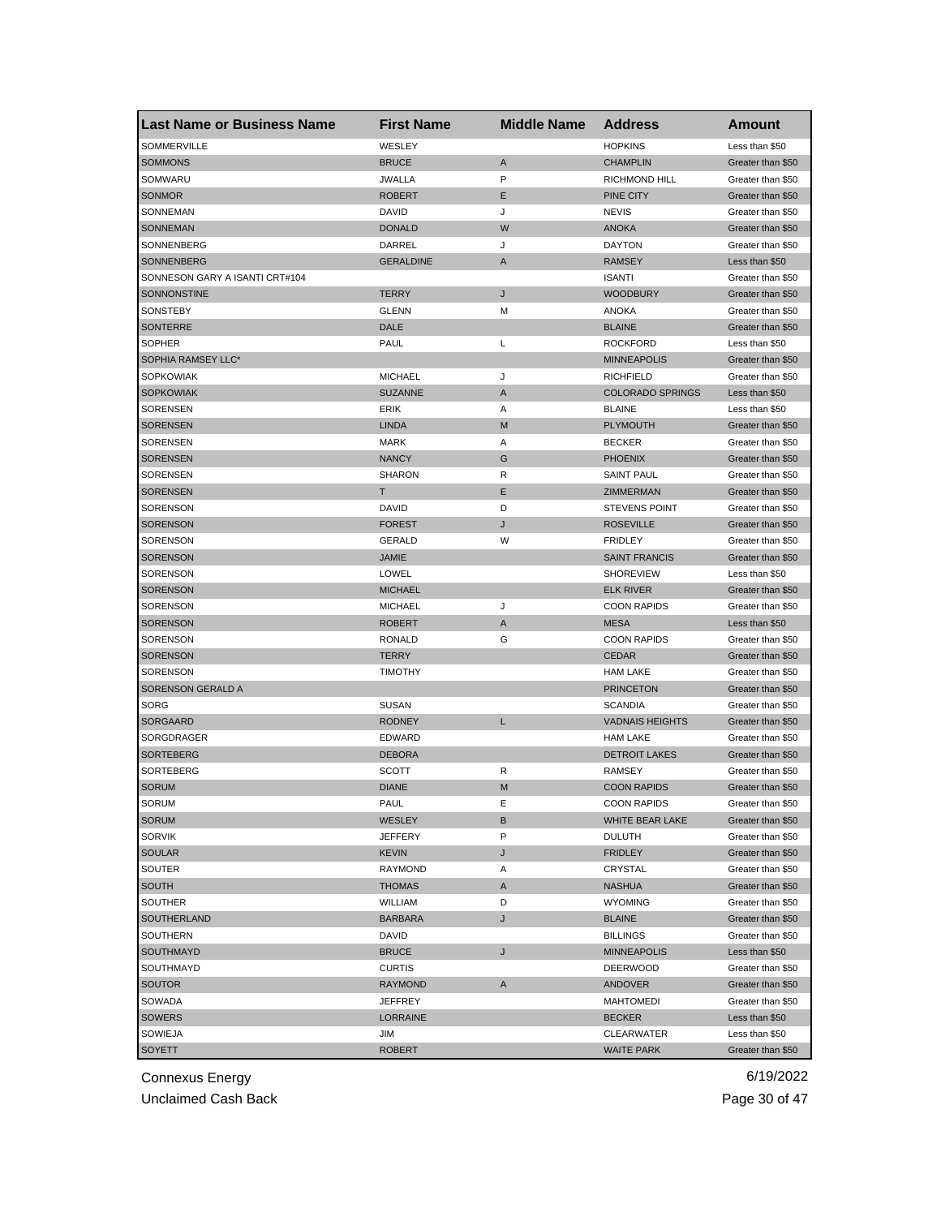| Last Name or Business Name | First Name | Middle Name | Address | Amount |
|---|---|---|---|---|
| SOMMERVILLE | WESLEY | | HOPKINS | Less than $50 |
| SOMMONS | BRUCE | A | CHAMPLIN | Greater than $50 |
| SOMWARU | JWALLA | P | RICHMOND HILL | Greater than $50 |
| SONMOR | ROBERT | E | PINE CITY | Greater than $50 |
| SONNEMAN | DAVID | J | NEVIS | Greater than $50 |
| SONNEMAN | DONALD | W | ANOKA | Greater than $50 |
| SONNENBERG | DARREL | J | DAYTON | Greater than $50 |
| SONNENBERG | GERALDINE | A | RAMSEY | Less than $50 |
| SONNESON GARY A ISANTI CRT#104 | | | ISANTI | Greater than $50 |
| SONNONSTINE | TERRY | J | WOODBURY | Greater than $50 |
| SONSTEBY | GLENN | M | ANOKA | Greater than $50 |
| SONTERRE | DALE | | BLAINE | Greater than $50 |
| SOPHER | PAUL | L | ROCKFORD | Less than $50 |
| SOPHIA RAMSEY LLC* | | | MINNEAPOLIS | Greater than $50 |
| SOPKOWIAK | MICHAEL | J | RICHFIELD | Greater than $50 |
| SOPKOWIAK | SUZANNE | A | COLORADO SPRINGS | Less than $50 |
| SORENSEN | ERIK | A | BLAINE | Less than $50 |
| SORENSEN | LINDA | M | PLYMOUTH | Greater than $50 |
| SORENSEN | MARK | A | BECKER | Greater than $50 |
| SORENSEN | NANCY | G | PHOENIX | Greater than $50 |
| SORENSEN | SHARON | R | SAINT PAUL | Greater than $50 |
| SORENSEN | T | E | ZIMMERMAN | Greater than $50 |
| SORENSON | DAVID | D | STEVENS POINT | Greater than $50 |
| SORENSON | FOREST | J | ROSEVILLE | Greater than $50 |
| SORENSON | GERALD | W | FRIDLEY | Greater than $50 |
| SORENSON | JAMIE | | SAINT FRANCIS | Greater than $50 |
| SORENSON | LOWEL | | SHOREVIEW | Less than $50 |
| SORENSON | MICHAEL | | ELK RIVER | Greater than $50 |
| SORENSON | MICHAEL | J | COON RAPIDS | Greater than $50 |
| SORENSON | ROBERT | A | MESA | Less than $50 |
| SORENSON | RONALD | G | COON RAPIDS | Greater than $50 |
| SORENSON | TERRY | | CEDAR | Greater than $50 |
| SORENSON | TIMOTHY | | HAM LAKE | Greater than $50 |
| SORENSON GERALD A | | | PRINCETON | Greater than $50 |
| SORG | SUSAN | | SCANDIA | Greater than $50 |
| SORGAARD | RODNEY | L | VADNAIS HEIGHTS | Greater than $50 |
| SORGDRAGER | EDWARD | | HAM LAKE | Greater than $50 |
| SORTEBERG | DEBORA | | DETROIT LAKES | Greater than $50 |
| SORTEBERG | SCOTT | R | RAMSEY | Greater than $50 |
| SORUM | DIANE | M | COON RAPIDS | Greater than $50 |
| SORUM | PAUL | E | COON RAPIDS | Greater than $50 |
| SORUM | WESLEY | B | WHITE BEAR LAKE | Greater than $50 |
| SORVIK | JEFFERY | P | DULUTH | Greater than $50 |
| SOULAR | KEVIN | J | FRIDLEY | Greater than $50 |
| SOUTER | RAYMOND | A | CRYSTAL | Greater than $50 |
| SOUTH | THOMAS | A | NASHUA | Greater than $50 |
| SOUTHER | WILLIAM | D | WYOMING | Greater than $50 |
| SOUTHERLAND | BARBARA | J | BLAINE | Greater than $50 |
| SOUTHERN | DAVID | | BILLINGS | Greater than $50 |
| SOUTHMAYD | BRUCE | J | MINNEAPOLIS | Less than $50 |
| SOUTHMAYD | CURTIS | | DEERWOOD | Greater than $50 |
| SOUTOR | RAYMOND | A | ANDOVER | Greater than $50 |
| SOWADA | JEFFREY | | MAHTOMEDI | Greater than $50 |
| SOWERS | LORRAINE | | BECKER | Less than $50 |
| SOWIEJA | JIM | | CLEARWATER | Less than $50 |
| SOYETT | ROBERT | | WAITE PARK | Greater than $50 |

Connexus Energy
Unclaimed Cash Back
6/19/2022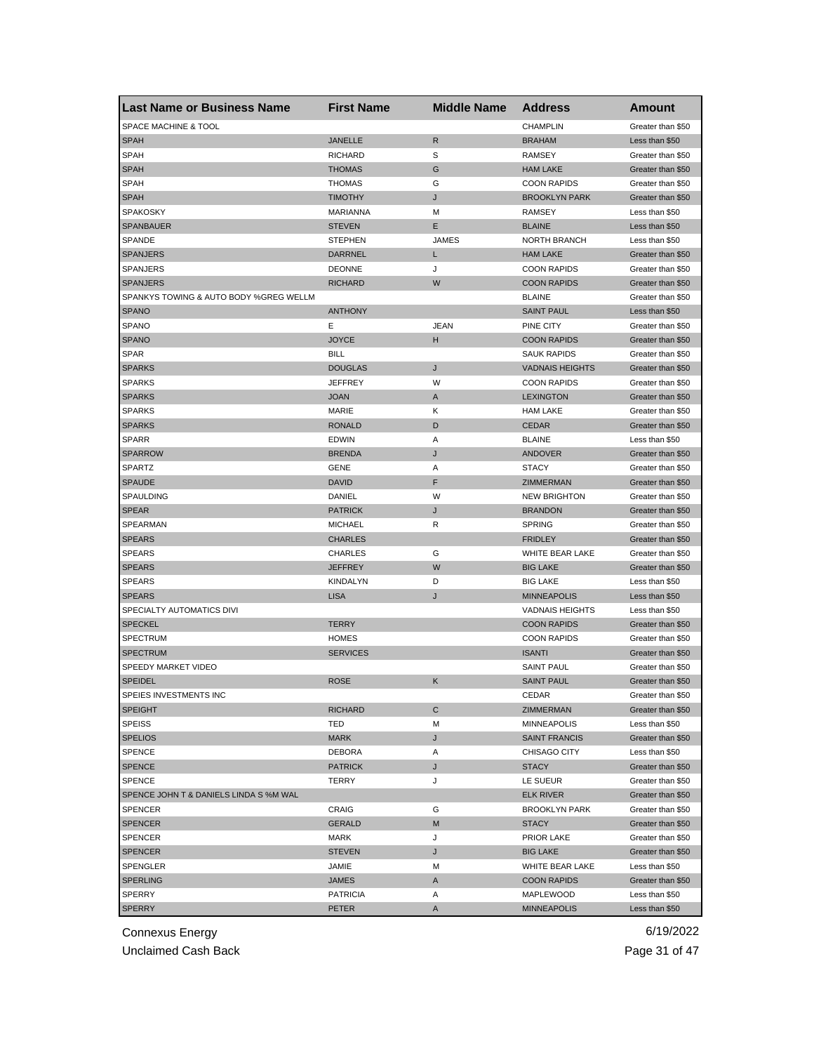| Last Name or Business Name | First Name | Middle Name | Address | Amount |
|---|---|---|---|---|
| SPACE MACHINE & TOOL | | | CHAMPLIN | Greater than $50 |
| SPAH | JANELLE | R | BRAHAM | Less than $50 |
| SPAH | RICHARD | S | RAMSEY | Greater than $50 |
| SPAH | THOMAS | G | HAM LAKE | Greater than $50 |
| SPAH | THOMAS | G | COON RAPIDS | Greater than $50 |
| SPAH | TIMOTHY | J | BROOKLYN PARK | Greater than $50 |
| SPAKOSKY | MARIANNA | M | RAMSEY | Less than $50 |
| SPANBAUER | STEVEN | E | BLAINE | Less than $50 |
| SPANDE | STEPHEN | JAMES | NORTH BRANCH | Less than $50 |
| SPANJERS | DARRNEL | L | HAM LAKE | Greater than $50 |
| SPANJERS | DEONNE | J | COON RAPIDS | Greater than $50 |
| SPANJERS | RICHARD | W | COON RAPIDS | Greater than $50 |
| SPANKYS TOWING & AUTO BODY %GREG WELLM | | | BLAINE | Greater than $50 |
| SPANO | ANTHONY | | SAINT PAUL | Less than $50 |
| SPANO | E | JEAN | PINE CITY | Greater than $50 |
| SPANO | JOYCE | H | COON RAPIDS | Greater than $50 |
| SPAR | BILL | | SAUK RAPIDS | Greater than $50 |
| SPARKS | DOUGLAS | J | VADNAIS HEIGHTS | Greater than $50 |
| SPARKS | JEFFREY | W | COON RAPIDS | Greater than $50 |
| SPARKS | JOAN | A | LEXINGTON | Greater than $50 |
| SPARKS | MARIE | K | HAM LAKE | Greater than $50 |
| SPARKS | RONALD | D | CEDAR | Greater than $50 |
| SPARR | EDWIN | A | BLAINE | Less than $50 |
| SPARROW | BRENDA | J | ANDOVER | Greater than $50 |
| SPARTZ | GENE | A | STACY | Greater than $50 |
| SPAUDE | DAVID | F | ZIMMERMAN | Greater than $50 |
| SPAULDING | DANIEL | W | NEW BRIGHTON | Greater than $50 |
| SPEAR | PATRICK | J | BRANDON | Greater than $50 |
| SPEARMAN | MICHAEL | R | SPRING | Greater than $50 |
| SPEARS | CHARLES | | FRIDLEY | Greater than $50 |
| SPEARS | CHARLES | G | WHITE BEAR LAKE | Greater than $50 |
| SPEARS | JEFFREY | W | BIG LAKE | Greater than $50 |
| SPEARS | KINDALYN | D | BIG LAKE | Less than $50 |
| SPEARS | LISA | J | MINNEAPOLIS | Less than $50 |
| SPECIALTY AUTOMATICS DIVI | | | VADNAIS HEIGHTS | Less than $50 |
| SPECKEL | TERRY | | COON RAPIDS | Greater than $50 |
| SPECTRUM | HOMES | | COON RAPIDS | Greater than $50 |
| SPECTRUM | SERVICES | | ISANTI | Greater than $50 |
| SPEEDY MARKET VIDEO | | | SAINT PAUL | Greater than $50 |
| SPEIDEL | ROSE | K | SAINT PAUL | Greater than $50 |
| SPEIES INVESTMENTS INC | | | CEDAR | Greater than $50 |
| SPEIGHT | RICHARD | C | ZIMMERMAN | Greater than $50 |
| SPEISS | TED | M | MINNEAPOLIS | Less than $50 |
| SPELIOS | MARK | J | SAINT FRANCIS | Greater than $50 |
| SPENCE | DEBORA | A | CHISAGO CITY | Less than $50 |
| SPENCE | PATRICK | J | STACY | Greater than $50 |
| SPENCE | TERRY | J | LE SUEUR | Greater than $50 |
| SPENCE JOHN T & DANIELS LINDA S %M WAL | | | ELK RIVER | Greater than $50 |
| SPENCER | CRAIG | G | BROOKLYN PARK | Greater than $50 |
| SPENCER | GERALD | M | STACY | Greater than $50 |
| SPENCER | MARK | J | PRIOR LAKE | Greater than $50 |
| SPENCER | STEVEN | J | BIG LAKE | Greater than $50 |
| SPENGLER | JAMIE | M | WHITE BEAR LAKE | Less than $50 |
| SPERLING | JAMES | A | COON RAPIDS | Greater than $50 |
| SPERRY | PATRICIA | A | MAPLEWOOD | Less than $50 |
| SPERRY | PETER | A | MINNEAPOLIS | Less than $50 |

Connexus Energy
Unclaimed Cash Back
6/19/2022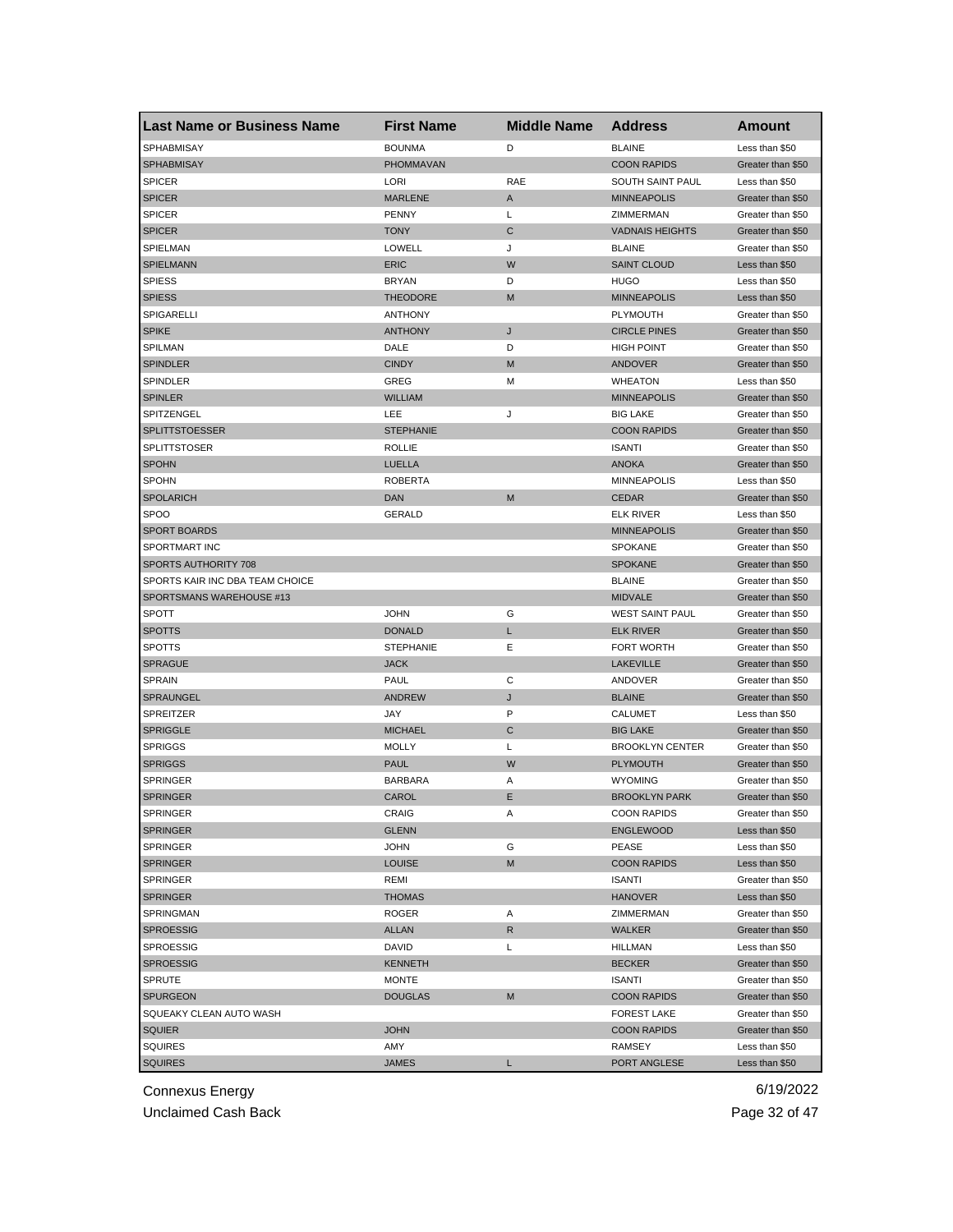| Last Name or Business Name | First Name | Middle Name | Address | Amount |
|---|---|---|---|---|
| SPHABMISAY | BOUNMA | D | BLAINE | Less than $50 |
| SPHABMISAY | PHOMMAVAN | | COON RAPIDS | Greater than $50 |
| SPICER | LORI | RAE | SOUTH SAINT PAUL | Less than $50 |
| SPICER | MARLENE | A | MINNEAPOLIS | Greater than $50 |
| SPICER | PENNY | L | ZIMMERMAN | Greater than $50 |
| SPICER | TONY | C | VADNAIS HEIGHTS | Greater than $50 |
| SPIELMAN | LOWELL | J | BLAINE | Greater than $50 |
| SPIELMANN | ERIC | W | SAINT CLOUD | Less than $50 |
| SPIESS | BRYAN | D | HUGO | Less than $50 |
| SPIESS | THEODORE | M | MINNEAPOLIS | Less than $50 |
| SPIGARELLI | ANTHONY | | PLYMOUTH | Greater than $50 |
| SPIKE | ANTHONY | J | CIRCLE PINES | Greater than $50 |
| SPILMAN | DALE | D | HIGH POINT | Greater than $50 |
| SPINDLER | CINDY | M | ANDOVER | Greater than $50 |
| SPINDLER | GREG | M | WHEATON | Less than $50 |
| SPINLER | WILLIAM | | MINNEAPOLIS | Greater than $50 |
| SPITZENGEL | LEE | J | BIG LAKE | Greater than $50 |
| SPLITTSTOESSER | STEPHANIE | | COON RAPIDS | Greater than $50 |
| SPLITTSTOSER | ROLLIE | | ISANTI | Greater than $50 |
| SPOHN | LUELLA | | ANOKA | Greater than $50 |
| SPOHN | ROBERTA | | MINNEAPOLIS | Less than $50 |
| SPOLARICH | DAN | M | CEDAR | Greater than $50 |
| SPOO | GERALD | | ELK RIVER | Less than $50 |
| SPORT BOARDS | | | MINNEAPOLIS | Greater than $50 |
| SPORTMART INC | | | SPOKANE | Greater than $50 |
| SPORTS AUTHORITY 708 | | | SPOKANE | Greater than $50 |
| SPORTS KAIR INC DBA TEAM CHOICE | | | BLAINE | Greater than $50 |
| SPORTSMANS WAREHOUSE #13 | | | MIDVALE | Greater than $50 |
| SPOTT | JOHN | G | WEST SAINT PAUL | Greater than $50 |
| SPOTTS | DONALD | L | ELK RIVER | Greater than $50 |
| SPOTTS | STEPHANIE | E | FORT WORTH | Greater than $50 |
| SPRAGUE | JACK | | LAKEVILLE | Greater than $50 |
| SPRAIN | PAUL | C | ANDOVER | Greater than $50 |
| SPRAUNGEL | ANDREW | J | BLAINE | Greater than $50 |
| SPREITZER | JAY | P | CALUMET | Less than $50 |
| SPRIGGLE | MICHAEL | C | BIG LAKE | Greater than $50 |
| SPRIGGS | MOLLY | L | BROOKLYN CENTER | Greater than $50 |
| SPRIGGS | PAUL | W | PLYMOUTH | Greater than $50 |
| SPRINGER | BARBARA | A | WYOMING | Greater than $50 |
| SPRINGER | CAROL | E | BROOKLYN PARK | Greater than $50 |
| SPRINGER | CRAIG | A | COON RAPIDS | Greater than $50 |
| SPRINGER | GLENN | | ENGLEWOOD | Less than $50 |
| SPRINGER | JOHN | G | PEASE | Less than $50 |
| SPRINGER | LOUISE | M | COON RAPIDS | Less than $50 |
| SPRINGER | REMI | | ISANTI | Greater than $50 |
| SPRINGER | THOMAS | | HANOVER | Less than $50 |
| SPRINGMAN | ROGER | A | ZIMMERMAN | Greater than $50 |
| SPROESSIG | ALLAN | R | WALKER | Greater than $50 |
| SPROESSIG | DAVID | L | HILLMAN | Less than $50 |
| SPROESSIG | KENNETH | | BECKER | Greater than $50 |
| SPRUTE | MONTE | | ISANTI | Greater than $50 |
| SPURGEON | DOUGLAS | M | COON RAPIDS | Greater than $50 |
| SQUEAKY CLEAN AUTO WASH | | | FOREST LAKE | Greater than $50 |
| SQUIER | JOHN | | COON RAPIDS | Greater than $50 |
| SQUIRES | AMY | | RAMSEY | Less than $50 |
| SQUIRES | JAMES | L | PORT ANGLESE | Less than $50 |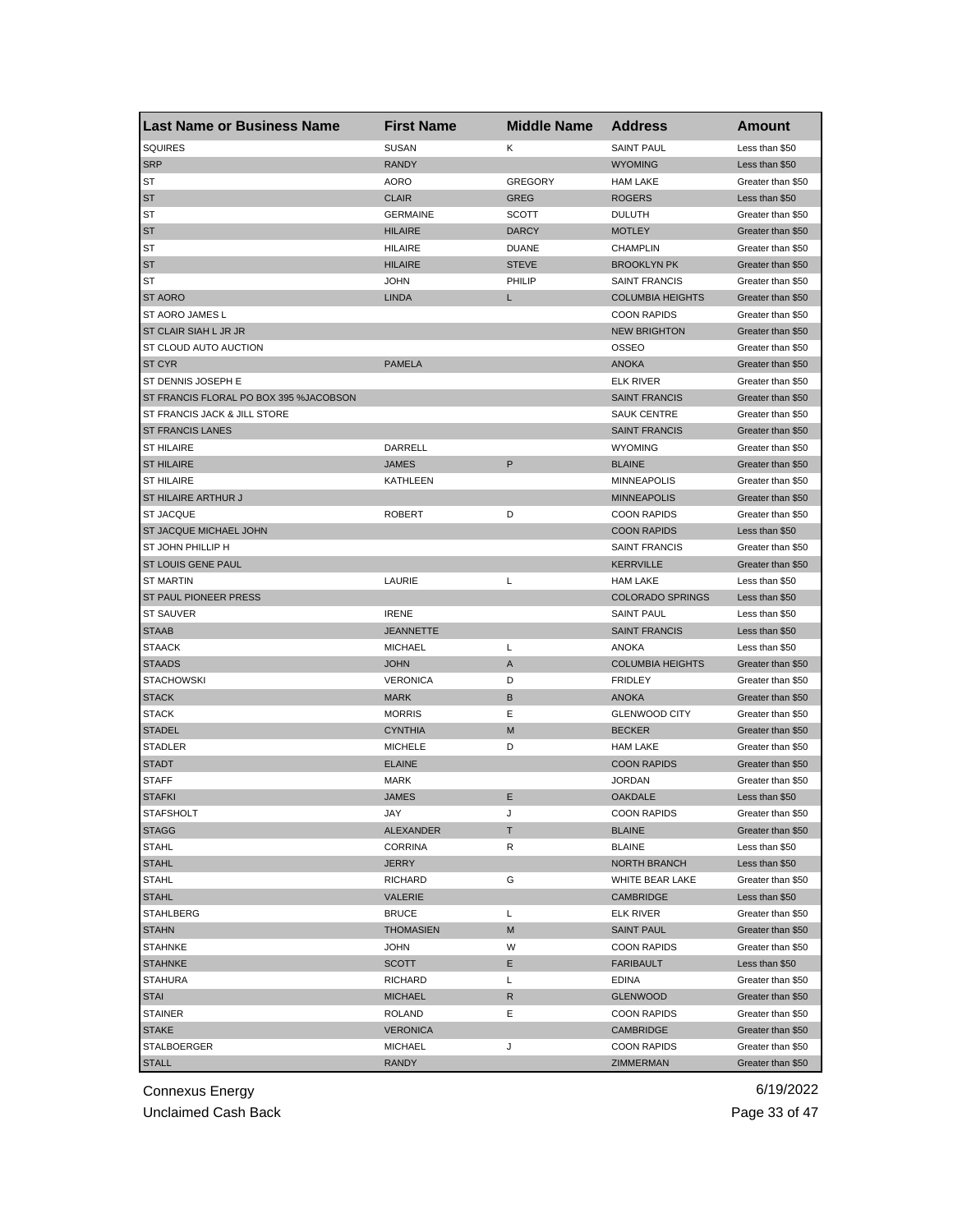| Last Name or Business Name | First Name | Middle Name | Address | Amount |
|---|---|---|---|---|
| SQUIRES | SUSAN | K | SAINT PAUL | Less than $50 |
| SRP | RANDY | | WYOMING | Less than $50 |
| ST | AORO | GREGORY | HAM LAKE | Greater than $50 |
| ST | CLAIR | GREG | ROGERS | Less than $50 |
| ST | GERMAINE | SCOTT | DULUTH | Greater than $50 |
| ST | HILAIRE | DARCY | MOTLEY | Greater than $50 |
| ST | HILAIRE | DUANE | CHAMPLIN | Greater than $50 |
| ST | HILAIRE | STEVE | BROOKLYN PK | Greater than $50 |
| ST | JOHN | PHILIP | SAINT FRANCIS | Greater than $50 |
| ST AORO | LINDA | L | COLUMBIA HEIGHTS | Greater than $50 |
| ST AORO JAMES L | | | COON RAPIDS | Greater than $50 |
| ST CLAIR SIAH L JR JR | | | NEW BRIGHTON | Greater than $50 |
| ST CLOUD AUTO AUCTION | | | OSSEO | Greater than $50 |
| ST CYR | PAMELA | | ANOKA | Greater than $50 |
| ST DENNIS JOSEPH E | | | ELK RIVER | Greater than $50 |
| ST FRANCIS FLORAL PO BOX 395 %JACOBSON | | | SAINT FRANCIS | Greater than $50 |
| ST FRANCIS JACK & JILL STORE | | | SAUK CENTRE | Greater than $50 |
| ST FRANCIS LANES | | | SAINT FRANCIS | Greater than $50 |
| ST HILAIRE | DARRELL | | WYOMING | Greater than $50 |
| ST HILAIRE | JAMES | P | BLAINE | Greater than $50 |
| ST HILAIRE | KATHLEEN | | MINNEAPOLIS | Greater than $50 |
| ST HILAIRE ARTHUR J | | | MINNEAPOLIS | Greater than $50 |
| ST JACQUE | ROBERT | D | COON RAPIDS | Greater than $50 |
| ST JACQUE MICHAEL JOHN | | | COON RAPIDS | Less than $50 |
| ST JOHN PHILLIP H | | | SAINT FRANCIS | Greater than $50 |
| ST LOUIS GENE PAUL | | | KERRVILLE | Greater than $50 |
| ST MARTIN | LAURIE | L | HAM LAKE | Less than $50 |
| ST PAUL PIONEER PRESS | | | COLORADO SPRINGS | Less than $50 |
| ST SAUVER | IRENE | | SAINT PAUL | Less than $50 |
| STAAB | JEANNETTE | | SAINT FRANCIS | Less than $50 |
| STAACK | MICHAEL | L | ANOKA | Less than $50 |
| STAADS | JOHN | A | COLUMBIA HEIGHTS | Greater than $50 |
| STACHOWSKI | VERONICA | D | FRIDLEY | Greater than $50 |
| STACK | MARK | B | ANOKA | Greater than $50 |
| STACK | MORRIS | E | GLENWOOD CITY | Greater than $50 |
| STADEL | CYNTHIA | M | BECKER | Greater than $50 |
| STADLER | MICHELE | D | HAM LAKE | Greater than $50 |
| STADT | ELAINE | | COON RAPIDS | Greater than $50 |
| STAFF | MARK | | JORDAN | Greater than $50 |
| STAFKI | JAMES | E | OAKDALE | Less than $50 |
| STAFSHOLT | JAY | J | COON RAPIDS | Greater than $50 |
| STAGG | ALEXANDER | T | BLAINE | Greater than $50 |
| STAHL | CORRINA | R | BLAINE | Less than $50 |
| STAHL | JERRY | | NORTH BRANCH | Less than $50 |
| STAHL | RICHARD | G | WHITE BEAR LAKE | Greater than $50 |
| STAHL | VALERIE | | CAMBRIDGE | Less than $50 |
| STAHLBERG | BRUCE | L | ELK RIVER | Greater than $50 |
| STAHN | THOMASIEN | M | SAINT PAUL | Greater than $50 |
| STAHNKE | JOHN | W | COON RAPIDS | Greater than $50 |
| STAHNKE | SCOTT | E | FARIBAULT | Less than $50 |
| STAHURA | RICHARD | L | EDINA | Greater than $50 |
| STAI | MICHAEL | R | GLENWOOD | Greater than $50 |
| STAINER | ROLAND | E | COON RAPIDS | Greater than $50 |
| STAKE | VERONICA | | CAMBRIDGE | Greater than $50 |
| STALBOERGER | MICHAEL | J | COON RAPIDS | Greater than $50 |
| STALL | RANDY | | ZIMMERMAN | Greater than $50 |

Connexus Energy
Unclaimed Cash Back
6/19/2022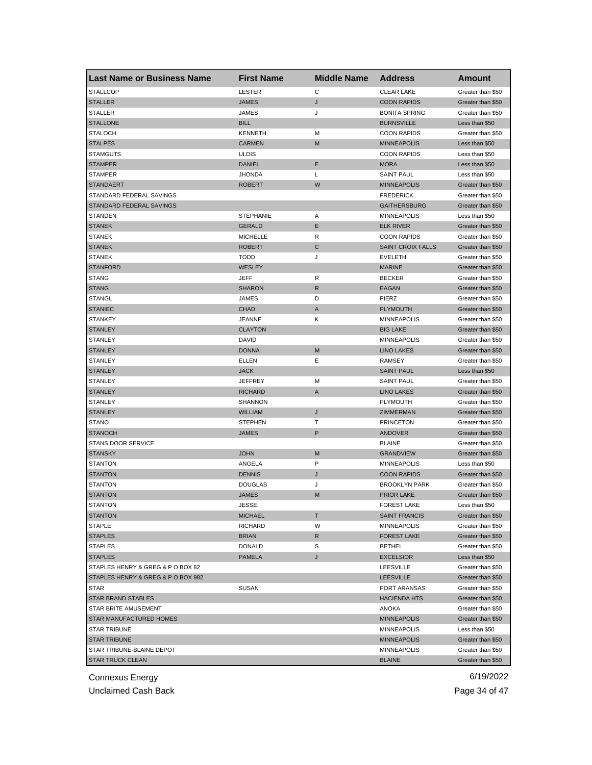| Last Name or Business Name | First Name | Middle Name | Address | Amount |
| --- | --- | --- | --- | --- |
| STALLCOP | LESTER | C | CLEAR LAKE | Greater than $50 |
| STALLER | JAMES | J | COON RAPIDS | Greater than $50 |
| STALLER | JAMES | J | BONITA SPRING | Greater than $50 |
| STALLONE | BILL | | BURNSVILLE | Less than $50 |
| STALOCH | KENNETH | M | COON RAPIDS | Greater than $50 |
| STALPES | CARMEN | M | MINNEAPOLIS | Less than $50 |
| STAMGUTS | ULDIS | | COON RAPIDS | Less than $50 |
| STAMPER | DANIEL | E | MORA | Less than $50 |
| STAMPER | JHONDA | L | SAINT PAUL | Less than $50 |
| STANDAERT | ROBERT | W | MINNEAPOLIS | Greater than $50 |
| STANDARD FEDERAL SAVINGS | | | FREDERICK | Greater than $50 |
| STANDARD FEDERAL SAVINGS | | | GAITHERSBURG | Greater than $50 |
| STANDEN | STEPHANIE | A | MINNEAPOLIS | Less than $50 |
| STANEK | GERALD | E | ELK RIVER | Greater than $50 |
| STANEK | MICHELLE | R | COON RAPIDS | Greater than $50 |
| STANEK | ROBERT | C | SAINT CROIX FALLS | Greater than $50 |
| STANEK | TODD | J | EVELETH | Greater than $50 |
| STANFORD | WESLEY | | MARINE | Greater than $50 |
| STANG | JEFF | R | BECKER | Greater than $50 |
| STANG | SHARON | R | EAGAN | Greater than $50 |
| STANGL | JAMES | D | PIERZ | Greater than $50 |
| STANIEC | CHAD | A | PLYMOUTH | Greater than $50 |
| STANKEY | JEANNE | K | MINNEAPOLIS | Greater than $50 |
| STANLEY | CLAYTON | | BIG LAKE | Greater than $50 |
| STANLEY | DAVID | | MINNEAPOLIS | Greater than $50 |
| STANLEY | DONNA | M | LINO LAKES | Greater than $50 |
| STANLEY | ELLEN | E | RAMSEY | Greater than $50 |
| STANLEY | JACK | | SAINT PAUL | Less than $50 |
| STANLEY | JEFFREY | M | SAINT PAUL | Greater than $50 |
| STANLEY | RICHARD | A | LINO LAKES | Greater than $50 |
| STANLEY | SHANNON | | PLYMOUTH | Greater than $50 |
| STANLEY | WILLIAM | J | ZIMMERMAN | Greater than $50 |
| STANO | STEPHEN | T | PRINCETON | Greater than $50 |
| STANOCH | JAMES | P | ANDOVER | Greater than $50 |
| STANS DOOR SERVICE | | | BLAINE | Greater than $50 |
| STANSKY | JOHN | M | GRANDVIEW | Greater than $50 |
| STANTON | ANGELA | P | MINNEAPOLIS | Less than $50 |
| STANTON | DENNIS | J | COON RAPIDS | Greater than $50 |
| STANTON | DOUGLAS | J | BROOKLYN PARK | Greater than $50 |
| STANTON | JAMES | M | PRIOR LAKE | Greater than $50 |
| STANTON | JESSE | | FOREST LAKE | Less than $50 |
| STANTON | MICHAEL | T | SAINT FRANCIS | Greater than $50 |
| STAPLE | RICHARD | W | MINNEAPOLIS | Greater than $50 |
| STAPLES | BRIAN | R | FOREST LAKE | Greater than $50 |
| STAPLES | DONALD | S | BETHEL | Greater than $50 |
| STAPLES | PAMELA | J | EXCELSIOR | Less than $50 |
| STAPLES HENRY & GREG & P O BOX 82 | | | LEESVILLE | Greater than $50 |
| STAPLES HENRY & GREG & P O BOX 982 | | | LEESVILLE | Greater than $50 |
| STAR | SUSAN | | PORT ARANSAS | Greater than $50 |
| STAR BRAND STABLES | | | HACIENDA HTS | Greater than $50 |
| STAR BRITE AMUSEMENT | | | ANOKA | Greater than $50 |
| STAR MANUFACTURED HOMES | | | MINNEAPOLIS | Greater than $50 |
| STAR TRIBUNE | | | MINNEAPOLIS | Less than $50 |
| STAR TRIBUNE | | | MINNEAPOLIS | Greater than $50 |
| STAR TRIBUNE-BLAINE DEPOT | | | MINNEAPOLIS | Greater than $50 |
| STAR TRUCK CLEAN | | | BLAINE | Greater than $50 |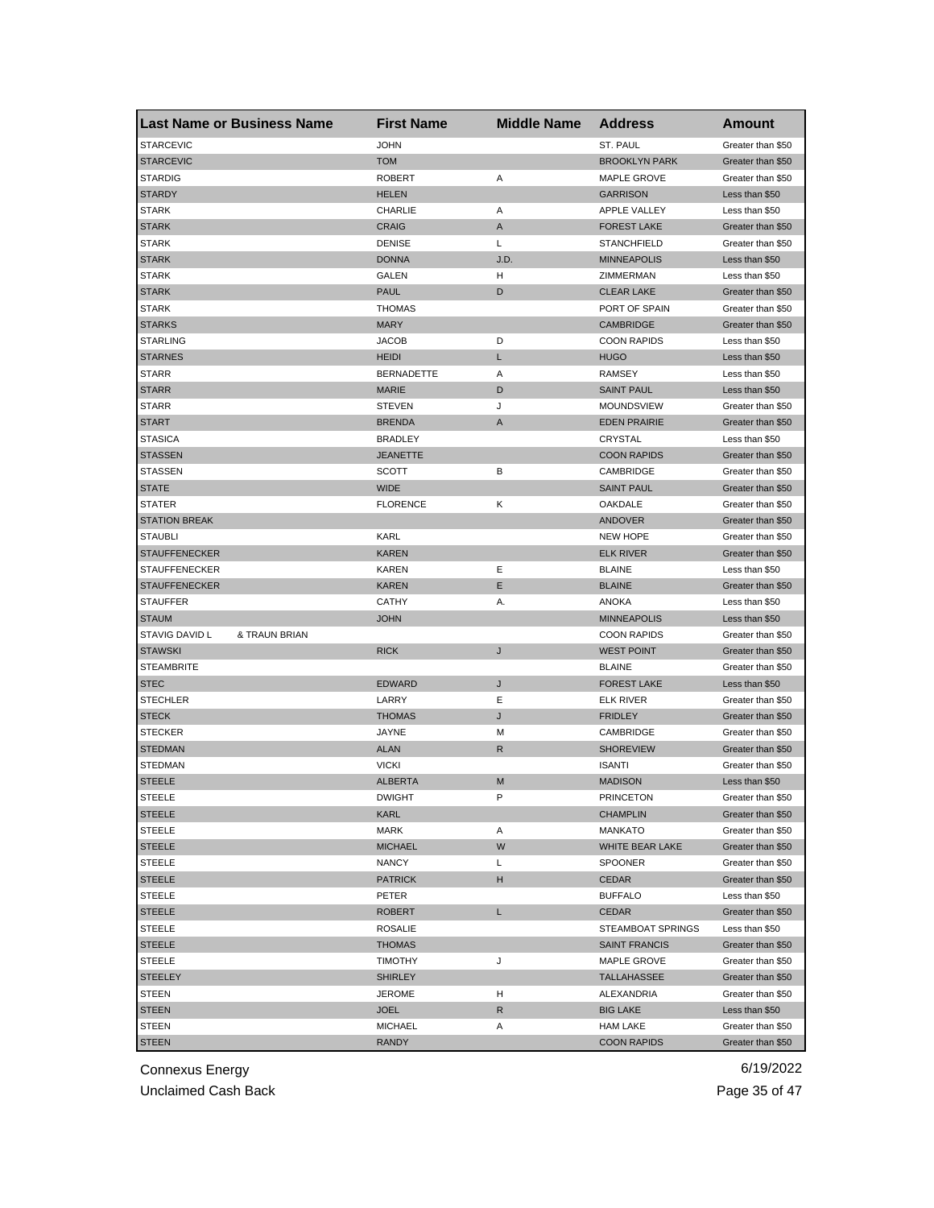| Last Name or Business Name | First Name | Middle Name | Address | Amount |
|---|---|---|---|---|
| STARCEVIC | JOHN | | ST. PAUL | Greater than $50 |
| STARCEVIC | TOM | | BROOKLYN PARK | Greater than $50 |
| STARDIG | ROBERT | A | MAPLE GROVE | Greater than $50 |
| STARDY | HELEN | | GARRISON | Less than $50 |
| STARK | CHARLIE | A | APPLE VALLEY | Less than $50 |
| STARK | CRAIG | A | FOREST LAKE | Greater than $50 |
| STARK | DENISE | L | STANCHFIELD | Greater than $50 |
| STARK | DONNA | J.D. | MINNEAPOLIS | Less than $50 |
| STARK | GALEN | H | ZIMMERMAN | Less than $50 |
| STARK | PAUL | D | CLEAR LAKE | Greater than $50 |
| STARK | THOMAS | | PORT OF SPAIN | Greater than $50 |
| STARKS | MARY | | CAMBRIDGE | Greater than $50 |
| STARLING | JACOB | D | COON RAPIDS | Less than $50 |
| STARNES | HEIDI | L | HUGO | Less than $50 |
| STARR | BERNADETTE | A | RAMSEY | Less than $50 |
| STARR | MARIE | D | SAINT PAUL | Less than $50 |
| STARR | STEVEN | J | MOUNDSVIEW | Greater than $50 |
| START | BRENDA | A | EDEN PRAIRIE | Greater than $50 |
| STASICA | BRADLEY | | CRYSTAL | Less than $50 |
| STASSEN | JEANETTE | | COON RAPIDS | Greater than $50 |
| STASSEN | SCOTT | B | CAMBRIDGE | Greater than $50 |
| STATE | WIDE | | SAINT PAUL | Greater than $50 |
| STATER | FLORENCE | K | OAKDALE | Greater than $50 |
| STATION BREAK | | | ANDOVER | Greater than $50 |
| STAUBLI | KARL | | NEW HOPE | Greater than $50 |
| STAUFFENECKER | KAREN | | ELK RIVER | Greater than $50 |
| STAUFFENECKER | KAREN | E | BLAINE | Less than $50 |
| STAUFFENECKER | KAREN | E | BLAINE | Greater than $50 |
| STAUFFER | CATHY | A. | ANOKA | Less than $50 |
| STAUM | JOHN | | MINNEAPOLIS | Less than $50 |
| STAVIG DAVID L & TRAUN BRIAN | | | COON RAPIDS | Greater than $50 |
| STAWSKI | RICK | J | WEST POINT | Greater than $50 |
| STEAMBRITE | | | BLAINE | Greater than $50 |
| STEC | EDWARD | J | FOREST LAKE | Less than $50 |
| STECHLER | LARRY | E | ELK RIVER | Greater than $50 |
| STECK | THOMAS | J | FRIDLEY | Greater than $50 |
| STECKER | JAYNE | M | CAMBRIDGE | Greater than $50 |
| STEDMAN | ALAN | R | SHOREVIEW | Greater than $50 |
| STEDMAN | VICKI | | ISANTI | Greater than $50 |
| STEELE | ALBERTA | M | MADISON | Less than $50 |
| STEELE | DWIGHT | P | PRINCETON | Greater than $50 |
| STEELE | KARL | | CHAMPLIN | Greater than $50 |
| STEELE | MARK | A | MANKATO | Greater than $50 |
| STEELE | MICHAEL | W | WHITE BEAR LAKE | Greater than $50 |
| STEELE | NANCY | L | SPOONER | Greater than $50 |
| STEELE | PATRICK | H | CEDAR | Greater than $50 |
| STEELE | PETER | | BUFFALO | Less than $50 |
| STEELE | ROBERT | L | CEDAR | Greater than $50 |
| STEELE | ROSALIE | | STEAMBOAT SPRINGS | Less than $50 |
| STEELE | THOMAS | | SAINT FRANCIS | Greater than $50 |
| STEELE | TIMOTHY | J | MAPLE GROVE | Greater than $50 |
| STEELEY | SHIRLEY | | TALLAHASSEE | Greater than $50 |
| STEEN | JEROME | H | ALEXANDRIA | Greater than $50 |
| STEEN | JOEL | R | BIG LAKE | Less than $50 |
| STEEN | MICHAEL | A | HAM LAKE | Greater than $50 |
| STEEN | RANDY | | COON RAPIDS | Greater than $50 |

Connexus Energy
Unclaimed Cash Back
6/19/2022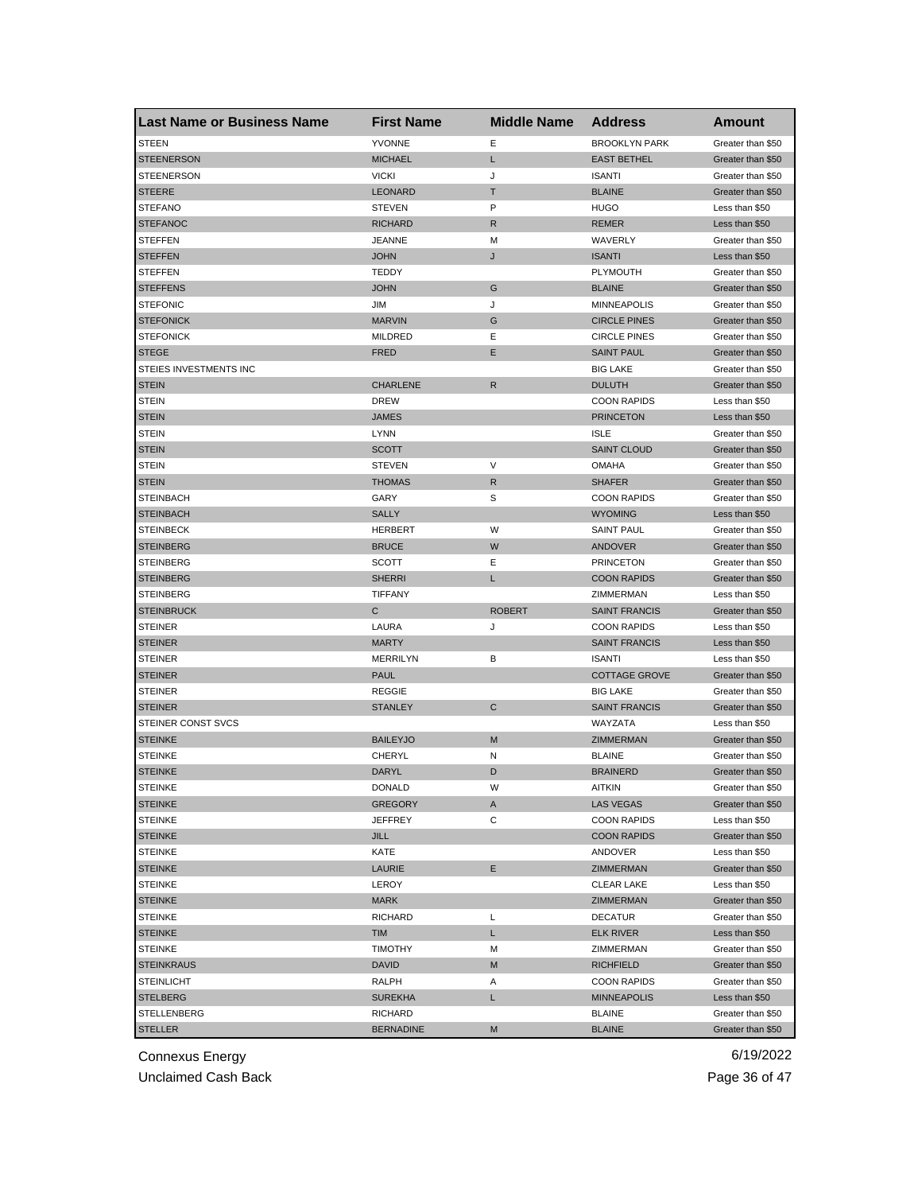| Last Name or Business Name | First Name | Middle Name | Address | Amount |
|---|---|---|---|---|
| STEEN | YVONNE | E | BROOKLYN PARK | Greater than $50 |
| STEENERSON | MICHAEL | L | EAST BETHEL | Greater than $50 |
| STEENERSON | VICKI | J | ISANTI | Greater than $50 |
| STEERE | LEONARD | T | BLAINE | Greater than $50 |
| STEFANO | STEVEN | P | HUGO | Less than $50 |
| STEFANOC | RICHARD | R | REMER | Less than $50 |
| STEFFEN | JEANNE | M | WAVERLY | Greater than $50 |
| STEFFEN | JOHN | J | ISANTI | Less than $50 |
| STEFFEN | TEDDY | | PLYMOUTH | Greater than $50 |
| STEFFENS | JOHN | G | BLAINE | Greater than $50 |
| STEFONIC | JIM | J | MINNEAPOLIS | Greater than $50 |
| STEFONICK | MARVIN | G | CIRCLE PINES | Greater than $50 |
| STEFONICK | MILDRED | E | CIRCLE PINES | Greater than $50 |
| STEGE | FRED | E | SAINT PAUL | Greater than $50 |
| STEIES INVESTMENTS INC | | | BIG LAKE | Greater than $50 |
| STEIN | CHARLENE | R | DULUTH | Greater than $50 |
| STEIN | DREW | | COON RAPIDS | Less than $50 |
| STEIN | JAMES | | PRINCETON | Less than $50 |
| STEIN | LYNN | | ISLE | Greater than $50 |
| STEIN | SCOTT | | SAINT CLOUD | Greater than $50 |
| STEIN | STEVEN | V | OMAHA | Greater than $50 |
| STEIN | THOMAS | R | SHAFER | Greater than $50 |
| STEINBACH | GARY | S | COON RAPIDS | Greater than $50 |
| STEINBACH | SALLY | | WYOMING | Less than $50 |
| STEINBECK | HERBERT | W | SAINT PAUL | Greater than $50 |
| STEINBERG | BRUCE | W | ANDOVER | Greater than $50 |
| STEINBERG | SCOTT | E | PRINCETON | Greater than $50 |
| STEINBERG | SHERRI | L | COON RAPIDS | Greater than $50 |
| STEINBERG | TIFFANY | | ZIMMERMAN | Less than $50 |
| STEINBRUCK | C | ROBERT | SAINT FRANCIS | Greater than $50 |
| STEINER | LAURA | J | COON RAPIDS | Less than $50 |
| STEINER | MARTY | | SAINT FRANCIS | Less than $50 |
| STEINER | MERRILYN | B | ISANTI | Less than $50 |
| STEINER | PAUL | | COTTAGE GROVE | Greater than $50 |
| STEINER | REGGIE | | BIG LAKE | Greater than $50 |
| STEINER | STANLEY | C | SAINT FRANCIS | Greater than $50 |
| STEINER CONST SVCS | | | WAYZATA | Less than $50 |
| STEINKE | BAILEYJO | M | ZIMMERMAN | Greater than $50 |
| STEINKE | CHERYL | N | BLAINE | Greater than $50 |
| STEINKE | DARYL | D | BRAINERD | Greater than $50 |
| STEINKE | DONALD | W | AITKIN | Greater than $50 |
| STEINKE | GREGORY | A | LAS VEGAS | Greater than $50 |
| STEINKE | JEFFREY | C | COON RAPIDS | Less than $50 |
| STEINKE | JILL | | COON RAPIDS | Greater than $50 |
| STEINKE | KATE | | ANDOVER | Less than $50 |
| STEINKE | LAURIE | E | ZIMMERMAN | Greater than $50 |
| STEINKE | LEROY | | CLEAR LAKE | Less than $50 |
| STEINKE | MARK | | ZIMMERMAN | Greater than $50 |
| STEINKE | RICHARD | L | DECATUR | Greater than $50 |
| STEINKE | TIM | L | ELK RIVER | Less than $50 |
| STEINKE | TIMOTHY | M | ZIMMERMAN | Greater than $50 |
| STEINKRAUS | DAVID | M | RICHFIELD | Greater than $50 |
| STEINLICHT | RALPH | A | COON RAPIDS | Greater than $50 |
| STELBERG | SUREKHA | L | MINNEAPOLIS | Less than $50 |
| STELLENBERG | RICHARD | | BLAINE | Greater than $50 |
| STELLER | BERNADINE | M | BLAINE | Greater than $50 |

Connexus Energy
Unclaimed Cash Back
6/19/2022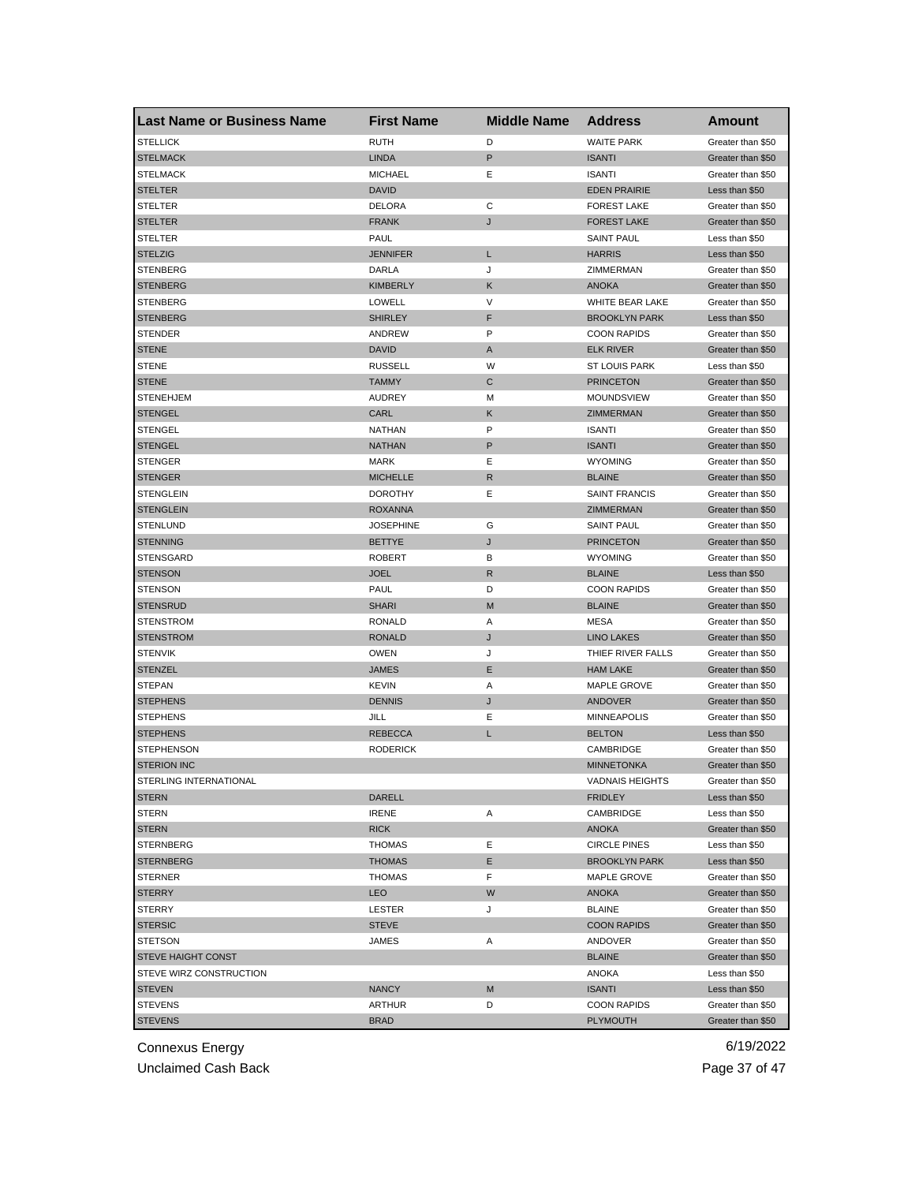| Last Name or Business Name | First Name | Middle Name | Address | Amount |
| --- | --- | --- | --- | --- |
| STELLICK | RUTH | D | WAITE PARK | Greater than $50 |
| STELMACK | LINDA | P | ISANTI | Greater than $50 |
| STELMACK | MICHAEL | E | ISANTI | Greater than $50 |
| STELTER | DAVID | | EDEN PRAIRIE | Less than $50 |
| STELTER | DELORA | C | FOREST LAKE | Greater than $50 |
| STELTER | FRANK | J | FOREST LAKE | Greater than $50 |
| STELTER | PAUL | | SAINT PAUL | Less than $50 |
| STELZIG | JENNIFER | L | HARRIS | Less than $50 |
| STENBERG | DARLA | J | ZIMMERMAN | Greater than $50 |
| STENBERG | KIMBERLY | K | ANOKA | Greater than $50 |
| STENBERG | LOWELL | V | WHITE BEAR LAKE | Greater than $50 |
| STENBERG | SHIRLEY | F | BROOKLYN PARK | Less than $50 |
| STENDER | ANDREW | P | COON RAPIDS | Greater than $50 |
| STENE | DAVID | A | ELK RIVER | Greater than $50 |
| STENE | RUSSELL | W | ST LOUIS PARK | Less than $50 |
| STENE | TAMMY | C | PRINCETON | Greater than $50 |
| STENEHJEM | AUDREY | M | MOUNDSVIEW | Greater than $50 |
| STENGEL | CARL | K | ZIMMERMAN | Greater than $50 |
| STENGEL | NATHAN | P | ISANTI | Greater than $50 |
| STENGEL | NATHAN | P | ISANTI | Greater than $50 |
| STENGER | MARK | E | WYOMING | Greater than $50 |
| STENGER | MICHELLE | R | BLAINE | Greater than $50 |
| STENGLEIN | DOROTHY | E | SAINT FRANCIS | Greater than $50 |
| STENGLEIN | ROXANNA | | ZIMMERMAN | Greater than $50 |
| STENLUND | JOSEPHINE | G | SAINT PAUL | Greater than $50 |
| STENNING | BETTYE | J | PRINCETON | Greater than $50 |
| STENSGARD | ROBERT | B | WYOMING | Greater than $50 |
| STENSON | JOEL | R | BLAINE | Less than $50 |
| STENSON | PAUL | D | COON RAPIDS | Greater than $50 |
| STENSRUD | SHARI | M | BLAINE | Greater than $50 |
| STENSTROM | RONALD | A | MESA | Greater than $50 |
| STENSTROM | RONALD | J | LINO LAKES | Greater than $50 |
| STENVIK | OWEN | J | THIEF RIVER FALLS | Greater than $50 |
| STENZEL | JAMES | E | HAM LAKE | Greater than $50 |
| STEPAN | KEVIN | A | MAPLE GROVE | Greater than $50 |
| STEPHENS | DENNIS | J | ANDOVER | Greater than $50 |
| STEPHENS | JILL | E | MINNEAPOLIS | Greater than $50 |
| STEPHENS | REBECCA | L | BELTON | Less than $50 |
| STEPHENSON | RODERICK | | CAMBRIDGE | Greater than $50 |
| STERION INC | | | MINNETONKA | Greater than $50 |
| STERLING INTERNATIONAL | | | VADNAIS HEIGHTS | Greater than $50 |
| STERN | DARELL | | FRIDLEY | Less than $50 |
| STERN | IRENE | A | CAMBRIDGE | Less than $50 |
| STERN | RICK | | ANOKA | Greater than $50 |
| STERNBERG | THOMAS | E | CIRCLE PINES | Less than $50 |
| STERNBERG | THOMAS | E | BROOKLYN PARK | Less than $50 |
| STERNER | THOMAS | F | MAPLE GROVE | Greater than $50 |
| STERRY | LEO | W | ANOKA | Greater than $50 |
| STERRY | LESTER | J | BLAINE | Greater than $50 |
| STERSIC | STEVE | | COON RAPIDS | Greater than $50 |
| STETSON | JAMES | A | ANDOVER | Greater than $50 |
| STEVE HAIGHT CONST | | | BLAINE | Greater than $50 |
| STEVE WIRZ CONSTRUCTION | | | ANOKA | Less than $50 |
| STEVEN | NANCY | M | ISANTI | Less than $50 |
| STEVENS | ARTHUR | D | COON RAPIDS | Greater than $50 |
| STEVENS | BRAD | | PLYMOUTH | Greater than $50 |

Connexus Energy
Unclaimed Cash Back
6/19/2022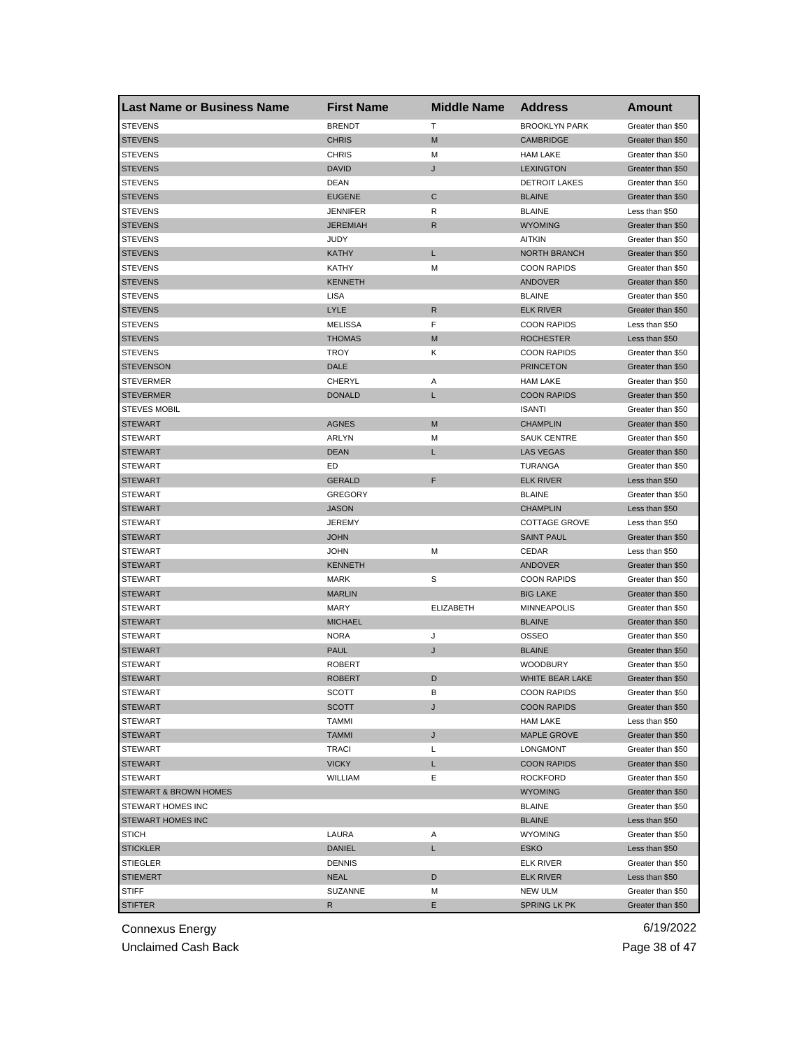| Last Name or Business Name | First Name | Middle Name | Address | Amount |
|---|---|---|---|---|
| STEVENS | BRENDT | T | BROOKLYN PARK | Greater than $50 |
| STEVENS | CHRIS | M | CAMBRIDGE | Greater than $50 |
| STEVENS | CHRIS | M | HAM LAKE | Greater than $50 |
| STEVENS | DAVID | J | LEXINGTON | Greater than $50 |
| STEVENS | DEAN | | DETROIT LAKES | Greater than $50 |
| STEVENS | EUGENE | C | BLAINE | Greater than $50 |
| STEVENS | JENNIFER | R | BLAINE | Less than $50 |
| STEVENS | JEREMIAH | R | WYOMING | Greater than $50 |
| STEVENS | JUDY | | AITKIN | Greater than $50 |
| STEVENS | KATHY | L | NORTH BRANCH | Greater than $50 |
| STEVENS | KATHY | M | COON RAPIDS | Greater than $50 |
| STEVENS | KENNETH | | ANDOVER | Greater than $50 |
| STEVENS | LISA | | BLAINE | Greater than $50 |
| STEVENS | LYLE | R | ELK RIVER | Greater than $50 |
| STEVENS | MELISSA | F | COON RAPIDS | Less than $50 |
| STEVENS | THOMAS | M | ROCHESTER | Less than $50 |
| STEVENS | TROY | K | COON RAPIDS | Greater than $50 |
| STEVENSON | DALE | | PRINCETON | Greater than $50 |
| STEVERMER | CHERYL | A | HAM LAKE | Greater than $50 |
| STEVERMER | DONALD | L | COON RAPIDS | Greater than $50 |
| STEVES MOBIL | | | ISANTI | Greater than $50 |
| STEWART | AGNES | M | CHAMPLIN | Greater than $50 |
| STEWART | ARLYN | M | SAUK CENTRE | Greater than $50 |
| STEWART | DEAN | L | LAS VEGAS | Greater than $50 |
| STEWART | ED | | TURANGA | Greater than $50 |
| STEWART | GERALD | F | ELK RIVER | Less than $50 |
| STEWART | GREGORY | | BLAINE | Greater than $50 |
| STEWART | JASON | | CHAMPLIN | Less than $50 |
| STEWART | JEREMY | | COTTAGE GROVE | Less than $50 |
| STEWART | JOHN | | SAINT PAUL | Greater than $50 |
| STEWART | JOHN | M | CEDAR | Less than $50 |
| STEWART | KENNETH | | ANDOVER | Greater than $50 |
| STEWART | MARK | S | COON RAPIDS | Greater than $50 |
| STEWART | MARLIN | | BIG LAKE | Greater than $50 |
| STEWART | MARY | ELIZABETH | MINNEAPOLIS | Greater than $50 |
| STEWART | MICHAEL | | BLAINE | Greater than $50 |
| STEWART | NORA | J | OSSEO | Greater than $50 |
| STEWART | PAUL | J | BLAINE | Greater than $50 |
| STEWART | ROBERT | | WOODBURY | Greater than $50 |
| STEWART | ROBERT | D | WHITE BEAR LAKE | Greater than $50 |
| STEWART | SCOTT | B | COON RAPIDS | Greater than $50 |
| STEWART | SCOTT | J | COON RAPIDS | Greater than $50 |
| STEWART | TAMMI | | HAM LAKE | Less than $50 |
| STEWART | TAMMI | J | MAPLE GROVE | Greater than $50 |
| STEWART | TRACI | L | LONGMONT | Greater than $50 |
| STEWART | VICKY | L | COON RAPIDS | Greater than $50 |
| STEWART | WILLIAM | E | ROCKFORD | Greater than $50 |
| STEWART & BROWN HOMES | | | WYOMING | Greater than $50 |
| STEWART HOMES INC | | | BLAINE | Greater than $50 |
| STEWART HOMES INC | | | BLAINE | Less than $50 |
| STICH | LAURA | A | WYOMING | Greater than $50 |
| STICKLER | DANIEL | L | ESKO | Less than $50 |
| STIEGLER | DENNIS | | ELK RIVER | Greater than $50 |
| STIEMERT | NEAL | D | ELK RIVER | Less than $50 |
| STIFF | SUZANNE | M | NEW ULM | Greater than $50 |
| STIFTER | R | E | SPRING LK PK | Greater than $50 |

Connexus Energy
Unclaimed Cash Back
6/19/2022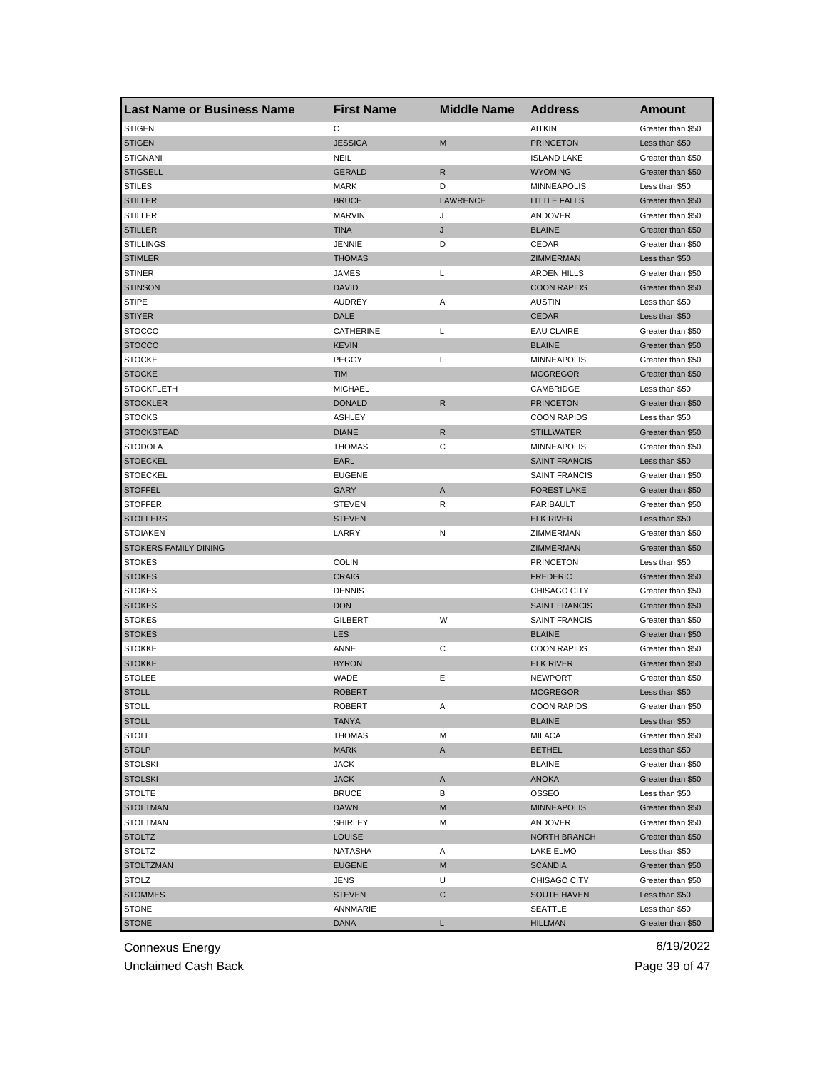| Last Name or Business Name | First Name | Middle Name | Address | Amount |
| --- | --- | --- | --- | --- |
| STIGEN | C | | AITKIN | Greater than $50 |
| STIGEN | JESSICA | M | PRINCETON | Less than $50 |
| STIGNANI | NEIL | | ISLAND LAKE | Greater than $50 |
| STIGSELL | GERALD | R | WYOMING | Greater than $50 |
| STILES | MARK | D | MINNEAPOLIS | Less than $50 |
| STILLER | BRUCE | LAWRENCE | LITTLE FALLS | Greater than $50 |
| STILLER | MARVIN | J | ANDOVER | Greater than $50 |
| STILLER | TINA | J | BLAINE | Greater than $50 |
| STILLINGS | JENNIE | D | CEDAR | Greater than $50 |
| STIMLER | THOMAS | | ZIMMERMAN | Less than $50 |
| STINER | JAMES | L | ARDEN HILLS | Greater than $50 |
| STINSON | DAVID | | COON RAPIDS | Greater than $50 |
| STIPE | AUDREY | A | AUSTIN | Less than $50 |
| STIYER | DALE | | CEDAR | Less than $50 |
| STOCCO | CATHERINE | L | EAU CLAIRE | Greater than $50 |
| STOCCO | KEVIN | | BLAINE | Greater than $50 |
| STOCKE | PEGGY | L | MINNEAPOLIS | Greater than $50 |
| STOCKE | TIM | | MCGREGOR | Greater than $50 |
| STOCKFLETH | MICHAEL | | CAMBRIDGE | Less than $50 |
| STOCKLER | DONALD | R | PRINCETON | Greater than $50 |
| STOCKS | ASHLEY | | COON RAPIDS | Less than $50 |
| STOCKSTEAD | DIANE | R | STILLWATER | Greater than $50 |
| STODOLA | THOMAS | C | MINNEAPOLIS | Greater than $50 |
| STOECKEL | EARL | | SAINT FRANCIS | Less than $50 |
| STOECKEL | EUGENE | | SAINT FRANCIS | Greater than $50 |
| STOFFEL | GARY | A | FOREST LAKE | Greater than $50 |
| STOFFER | STEVEN | R | FARIBAULT | Greater than $50 |
| STOFFERS | STEVEN | | ELK RIVER | Less than $50 |
| STOIAKEN | LARRY | N | ZIMMERMAN | Greater than $50 |
| STOKERS FAMILY DINING | | | ZIMMERMAN | Greater than $50 |
| STOKES | COLIN | | PRINCETON | Less than $50 |
| STOKES | CRAIG | | FREDERIC | Greater than $50 |
| STOKES | DENNIS | | CHISAGO CITY | Greater than $50 |
| STOKES | DON | | SAINT FRANCIS | Greater than $50 |
| STOKES | GILBERT | W | SAINT FRANCIS | Greater than $50 |
| STOKES | LES | | BLAINE | Greater than $50 |
| STOKKE | ANNE | C | COON RAPIDS | Greater than $50 |
| STOKKE | BYRON | | ELK RIVER | Greater than $50 |
| STOLEE | WADE | E | NEWPORT | Greater than $50 |
| STOLL | ROBERT | | MCGREGOR | Less than $50 |
| STOLL | ROBERT | A | COON RAPIDS | Greater than $50 |
| STOLL | TANYA | | BLAINE | Less than $50 |
| STOLL | THOMAS | M | MILACA | Greater than $50 |
| STOLP | MARK | A | BETHEL | Less than $50 |
| STOLSKI | JACK | | BLAINE | Greater than $50 |
| STOLSKI | JACK | A | ANOKA | Greater than $50 |
| STOLTE | BRUCE | B | OSSEO | Less than $50 |
| STOLTMAN | DAWN | M | MINNEAPOLIS | Greater than $50 |
| STOLTMAN | SHIRLEY | M | ANDOVER | Greater than $50 |
| STOLTZ | LOUISE | | NORTH BRANCH | Greater than $50 |
| STOLTZ | NATASHA | A | LAKE ELMO | Less than $50 |
| STOLTZMAN | EUGENE | M | SCANDIA | Greater than $50 |
| STOLZ | JENS | U | CHISAGO CITY | Greater than $50 |
| STOMMES | STEVEN | C | SOUTH HAVEN | Less than $50 |
| STONE | ANNMARIE | | SEATTLE | Less than $50 |
| STONE | DANA | L | HILLMAN | Greater than $50 |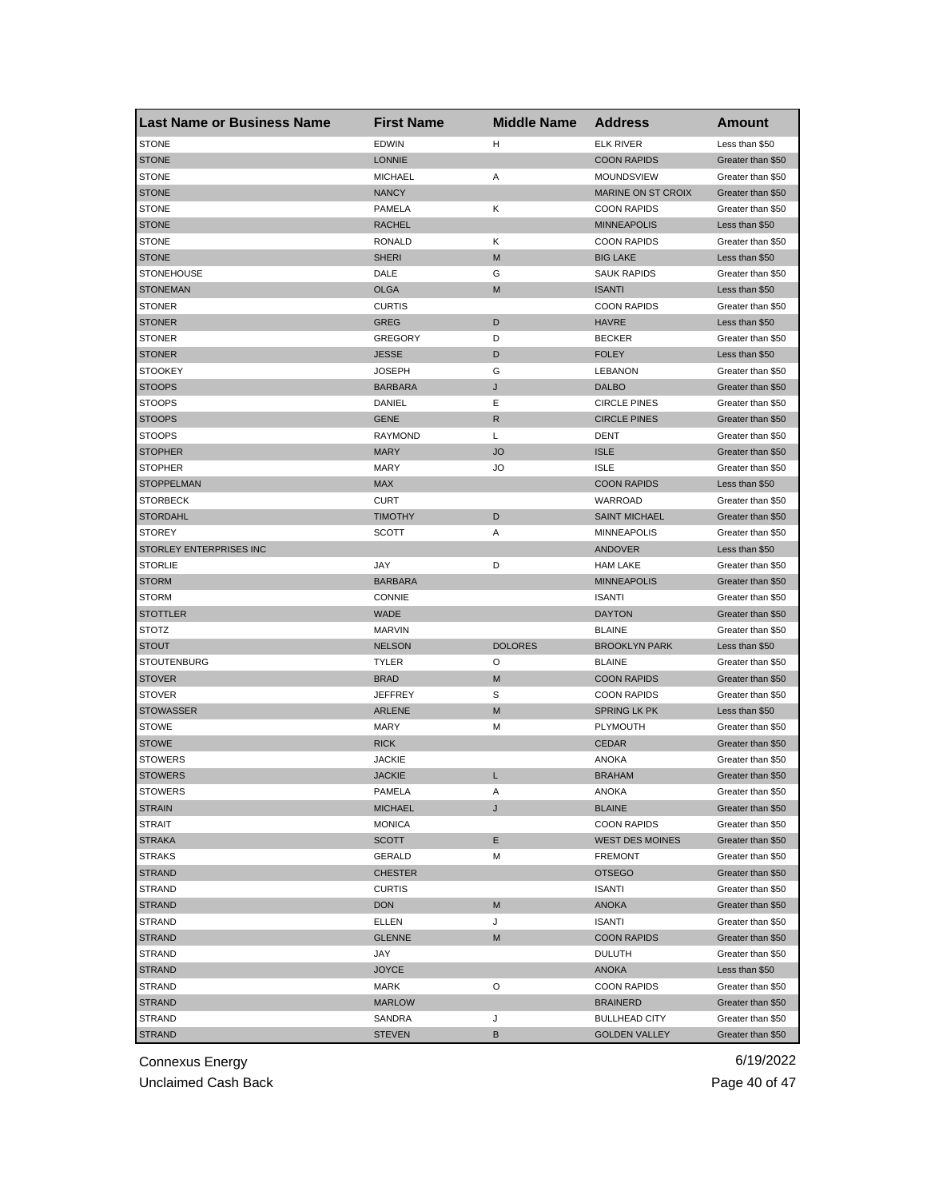| Last Name or Business Name | First Name | Middle Name | Address | Amount |
|---|---|---|---|---|
| STONE | EDWIN | H | ELK RIVER | Less than $50 |
| STONE | LONNIE | | COON RAPIDS | Greater than $50 |
| STONE | MICHAEL | A | MOUNDSVIEW | Greater than $50 |
| STONE | NANCY | | MARINE ON ST CROIX | Greater than $50 |
| STONE | PAMELA | K | COON RAPIDS | Greater than $50 |
| STONE | RACHEL | | MINNEAPOLIS | Less than $50 |
| STONE | RONALD | K | COON RAPIDS | Greater than $50 |
| STONE | SHERI | M | BIG LAKE | Less than $50 |
| STONEHOUSE | DALE | G | SAUK RAPIDS | Greater than $50 |
| STONEMAN | OLGA | M | ISANTI | Less than $50 |
| STONER | CURTIS | | COON RAPIDS | Greater than $50 |
| STONER | GREG | D | HAVRE | Less than $50 |
| STONER | GREGORY | D | BECKER | Greater than $50 |
| STONER | JESSE | D | FOLEY | Less than $50 |
| STOOKEY | JOSEPH | G | LEBANON | Greater than $50 |
| STOOPS | BARBARA | J | DALBO | Greater than $50 |
| STOOPS | DANIEL | E | CIRCLE PINES | Greater than $50 |
| STOOPS | GENE | R | CIRCLE PINES | Greater than $50 |
| STOOPS | RAYMOND | L | DENT | Greater than $50 |
| STOPHER | MARY | JO | ISLE | Greater than $50 |
| STOPHER | MARY | JO | ISLE | Greater than $50 |
| STOPPELMAN | MAX | | COON RAPIDS | Less than $50 |
| STORBECK | CURT | | WARROAD | Greater than $50 |
| STORDAHL | TIMOTHY | D | SAINT MICHAEL | Greater than $50 |
| STOREY | SCOTT | A | MINNEAPOLIS | Greater than $50 |
| STORLEY ENTERPRISES INC | | | ANDOVER | Less than $50 |
| STORLIE | JAY | D | HAM LAKE | Greater than $50 |
| STORM | BARBARA | | MINNEAPOLIS | Greater than $50 |
| STORM | CONNIE | | ISANTI | Greater than $50 |
| STOTTLER | WADE | | DAYTON | Greater than $50 |
| STOTZ | MARVIN | | BLAINE | Greater than $50 |
| STOUT | NELSON | DOLORES | BROOKLYN PARK | Less than $50 |
| STOUTENBURG | TYLER | O | BLAINE | Greater than $50 |
| STOVER | BRAD | M | COON RAPIDS | Greater than $50 |
| STOVER | JEFFREY | S | COON RAPIDS | Greater than $50 |
| STOWASSER | ARLENE | M | SPRING LK PK | Less than $50 |
| STOWE | MARY | M | PLYMOUTH | Greater than $50 |
| STOWE | RICK | | CEDAR | Greater than $50 |
| STOWERS | JACKIE | | ANOKA | Greater than $50 |
| STOWERS | JACKIE | L | BRAHAM | Greater than $50 |
| STOWERS | PAMELA | A | ANOKA | Greater than $50 |
| STRAIN | MICHAEL | J | BLAINE | Greater than $50 |
| STRAIT | MONICA | | COON RAPIDS | Greater than $50 |
| STRAKA | SCOTT | E | WEST DES MOINES | Greater than $50 |
| STRAKS | GERALD | M | FREMONT | Greater than $50 |
| STRAND | CHESTER | | OTSEGO | Greater than $50 |
| STRAND | CURTIS | | ISANTI | Greater than $50 |
| STRAND | DON | M | ANOKA | Greater than $50 |
| STRAND | ELLEN | J | ISANTI | Greater than $50 |
| STRAND | GLENNE | M | COON RAPIDS | Greater than $50 |
| STRAND | JAY | | DULUTH | Greater than $50 |
| STRAND | JOYCE | | ANOKA | Less than $50 |
| STRAND | MARK | O | COON RAPIDS | Greater than $50 |
| STRAND | MARLOW | | BRAINERD | Greater than $50 |
| STRAND | SANDRA | J | BULLHEAD CITY | Greater than $50 |
| STRAND | STEVEN | B | GOLDEN VALLEY | Greater than $50 |

Connexus Energy 6/19/2022

Unclaimed Cash Back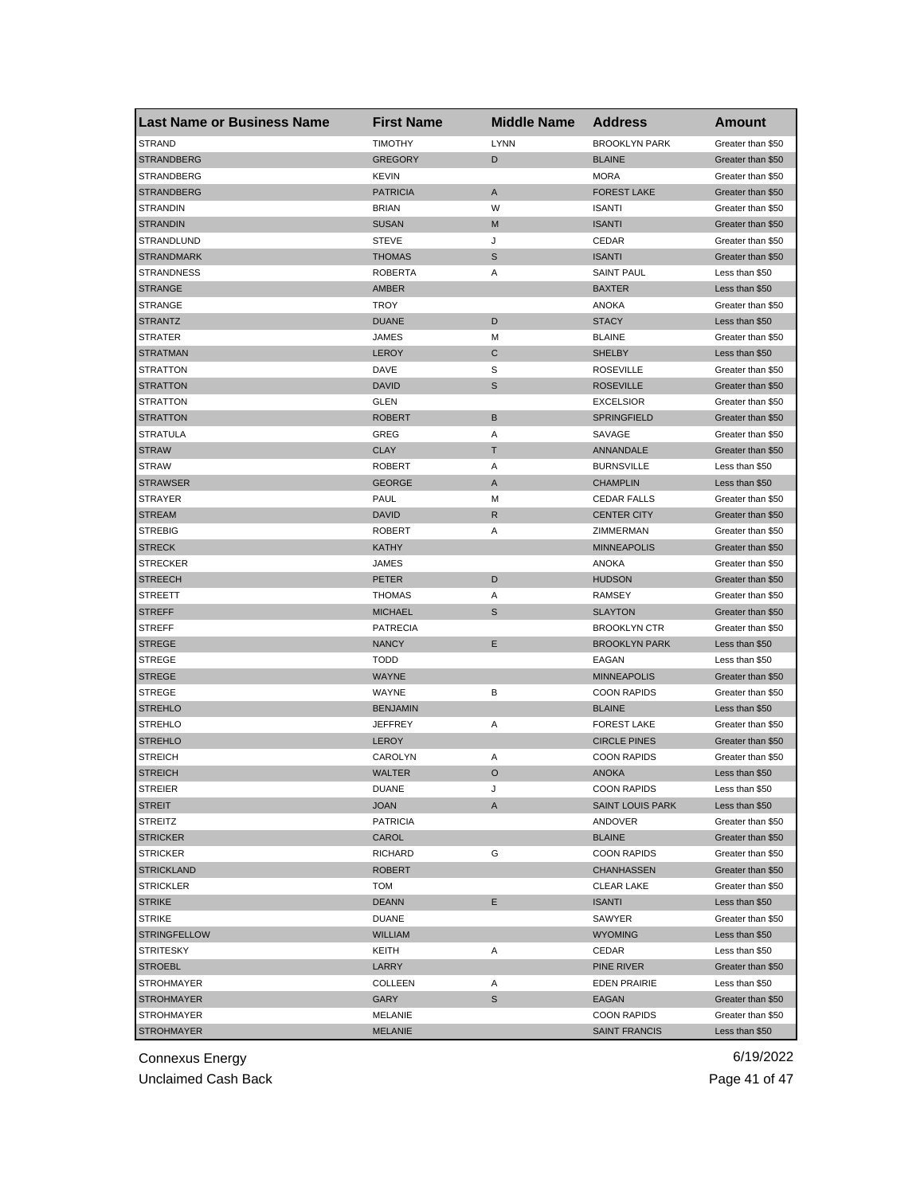| Last Name or Business Name | First Name | Middle Name | Address | Amount |
|---|---|---|---|---|
| STRAND | TIMOTHY | LYNN | BROOKLYN PARK | Greater than $50 |
| STRANDBERG | GREGORY | D | BLAINE | Greater than $50 |
| STRANDBERG | KEVIN | | MORA | Greater than $50 |
| STRANDBERG | PATRICIA | A | FOREST LAKE | Greater than $50 |
| STRANDIN | BRIAN | W | ISANTI | Greater than $50 |
| STRANDIN | SUSAN | M | ISANTI | Greater than $50 |
| STRANDLUND | STEVE | J | CEDAR | Greater than $50 |
| STRANDMARK | THOMAS | S | ISANTI | Greater than $50 |
| STRANDNESS | ROBERTA | A | SAINT PAUL | Less than $50 |
| STRANGE | AMBER | | BAXTER | Less than $50 |
| STRANGE | TROY | | ANOKA | Greater than $50 |
| STRANTZ | DUANE | D | STACY | Less than $50 |
| STRATER | JAMES | M | BLAINE | Greater than $50 |
| STRATMAN | LEROY | C | SHELBY | Less than $50 |
| STRATTON | DAVE | S | ROSEVILLE | Greater than $50 |
| STRATTON | DAVID | S | ROSEVILLE | Greater than $50 |
| STRATTON | GLEN | | EXCELSIOR | Greater than $50 |
| STRATTON | ROBERT | B | SPRINGFIELD | Greater than $50 |
| STRATULA | GREG | A | SAVAGE | Greater than $50 |
| STRAW | CLAY | T | ANNANDALE | Greater than $50 |
| STRAW | ROBERT | A | BURNSVILLE | Less than $50 |
| STRAWSER | GEORGE | A | CHAMPLIN | Less than $50 |
| STRAYER | PAUL | M | CEDAR FALLS | Greater than $50 |
| STREAM | DAVID | R | CENTER CITY | Greater than $50 |
| STREBIG | ROBERT | A | ZIMMERMAN | Greater than $50 |
| STRECK | KATHY | | MINNEAPOLIS | Greater than $50 |
| STRECKER | JAMES | | ANOKA | Greater than $50 |
| STREECH | PETER | D | HUDSON | Greater than $50 |
| STREETT | THOMAS | A | RAMSEY | Greater than $50 |
| STREFF | MICHAEL | S | SLAYTON | Greater than $50 |
| STREFF | PATRECIA | | BROOKLYN CTR | Greater than $50 |
| STREGE | NANCY | E | BROOKLYN PARK | Less than $50 |
| STREGE | TODD | | EAGAN | Less than $50 |
| STREGE | WAYNE | | MINNEAPOLIS | Greater than $50 |
| STREGE | WAYNE | B | COON RAPIDS | Greater than $50 |
| STREHLO | BENJAMIN | | BLAINE | Less than $50 |
| STREHLO | JEFFREY | A | FOREST LAKE | Greater than $50 |
| STREHLO | LEROY | | CIRCLE PINES | Greater than $50 |
| STREICH | CAROLYN | A | COON RAPIDS | Greater than $50 |
| STREICH | WALTER | O | ANOKA | Less than $50 |
| STREIER | DUANE | J | COON RAPIDS | Less than $50 |
| STREIT | JOAN | A | SAINT LOUIS PARK | Less than $50 |
| STREITZ | PATRICIA | | ANDOVER | Greater than $50 |
| STRICKER | CAROL | | BLAINE | Greater than $50 |
| STRICKER | RICHARD | G | COON RAPIDS | Greater than $50 |
| STRICKLAND | ROBERT | | CHANHASSEN | Greater than $50 |
| STRICKLER | TOM | | CLEAR LAKE | Greater than $50 |
| STRIKE | DEANN | E | ISANTI | Less than $50 |
| STRIKE | DUANE | | SAWYER | Greater than $50 |
| STRINGFELLOW | WILLIAM | | WYOMING | Less than $50 |
| STRITESKY | KEITH | A | CEDAR | Less than $50 |
| STROEBL | LARRY | | PINE RIVER | Greater than $50 |
| STROHMAYER | COLLEEN | A | EDEN PRAIRIE | Less than $50 |
| STROHMAYER | GARY | S | EAGAN | Greater than $50 |
| STROHMAYER | MELANIE | | COON RAPIDS | Greater than $50 |
| STROHMAYER | MELANIE | | SAINT FRANCIS | Less than $50 |

Connexus Energy
Unclaimed Cash Back

6/19/2022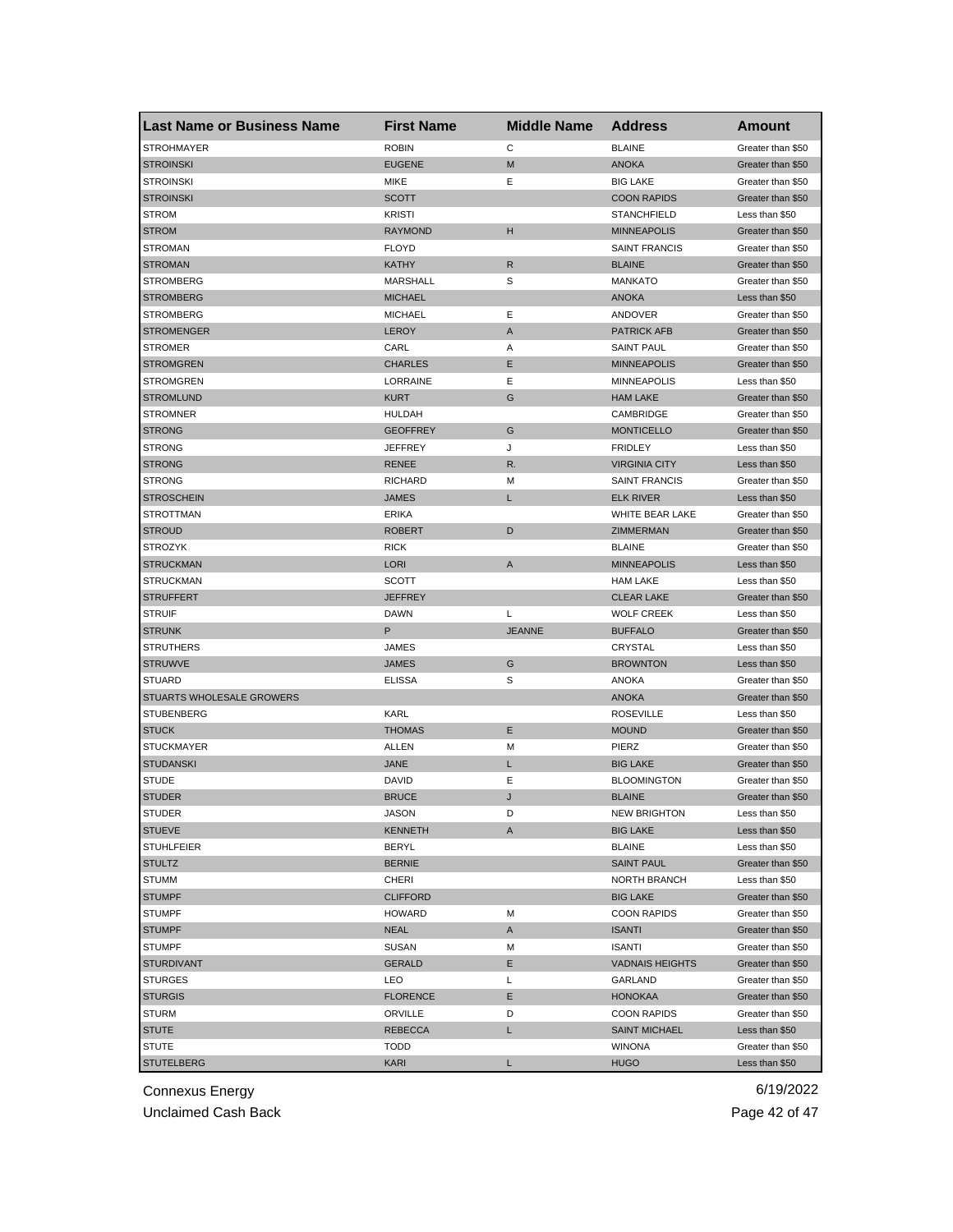| Last Name or Business Name | First Name | Middle Name | Address | Amount |
|---|---|---|---|---|
| STROHMAYER | ROBIN | C | BLAINE | Greater than $50 |
| STROINSKI | EUGENE | M | ANOKA | Greater than $50 |
| STROINSKI | MIKE | E | BIG LAKE | Greater than $50 |
| STROINSKI | SCOTT | | COON RAPIDS | Greater than $50 |
| STROM | KRISTI | | STANCHFIELD | Less than $50 |
| STROM | RAYMOND | H | MINNEAPOLIS | Greater than $50 |
| STROMAN | FLOYD | | SAINT FRANCIS | Greater than $50 |
| STROMAN | KATHY | R | BLAINE | Greater than $50 |
| STROMBERG | MARSHALL | S | MANKATO | Greater than $50 |
| STROMBERG | MICHAEL | | ANOKA | Less than $50 |
| STROMBERG | MICHAEL | E | ANDOVER | Greater than $50 |
| STROMENGER | LEROY | A | PATRICK AFB | Greater than $50 |
| STROMER | CARL | A | SAINT PAUL | Greater than $50 |
| STROMGREN | CHARLES | E | MINNEAPOLIS | Greater than $50 |
| STROMGREN | LORRAINE | E | MINNEAPOLIS | Less than $50 |
| STROMLUND | KURT | G | HAM LAKE | Greater than $50 |
| STROMNER | HULDAH | | CAMBRIDGE | Greater than $50 |
| STRONG | GEOFFREY | G | MONTICELLO | Greater than $50 |
| STRONG | JEFFREY | J | FRIDLEY | Less than $50 |
| STRONG | RENEE | R. | VIRGINIA CITY | Less than $50 |
| STRONG | RICHARD | M | SAINT FRANCIS | Greater than $50 |
| STROSCHEIN | JAMES | L | ELK RIVER | Less than $50 |
| STROTTMAN | ERIKA | | WHITE BEAR LAKE | Greater than $50 |
| STROUD | ROBERT | D | ZIMMERMAN | Greater than $50 |
| STROZYK | RICK | | BLAINE | Greater than $50 |
| STRUCKMAN | LORI | A | MINNEAPOLIS | Less than $50 |
| STRUCKMAN | SCOTT | | HAM LAKE | Less than $50 |
| STRUFFERT | JEFFREY | | CLEAR LAKE | Greater than $50 |
| STRUIF | DAWN | L | WOLF CREEK | Less than $50 |
| STRUNK | P | JEANNE | BUFFALO | Greater than $50 |
| STRUTHERS | JAMES | | CRYSTAL | Less than $50 |
| STRUWVE | JAMES | G | BROWNTON | Less than $50 |
| STUARD | ELISSA | S | ANOKA | Greater than $50 |
| STUARTS WHOLESALE GROWERS | | | ANOKA | Greater than $50 |
| STUBENBERG | KARL | | ROSEVILLE | Less than $50 |
| STUCK | THOMAS | E | MOUND | Greater than $50 |
| STUCKMAYER | ALLEN | M | PIERZ | Greater than $50 |
| STUDANSKI | JANE | L | BIG LAKE | Greater than $50 |
| STUDE | DAVID | E | BLOOMINGTON | Greater than $50 |
| STUDER | BRUCE | J | BLAINE | Greater than $50 |
| STUDER | JASON | D | NEW BRIGHTON | Less than $50 |
| STUEVE | KENNETH | A | BIG LAKE | Less than $50 |
| STUHLFEIER | BERYL | | BLAINE | Less than $50 |
| STULTZ | BERNIE | | SAINT PAUL | Greater than $50 |
| STUMM | CHERI | | NORTH BRANCH | Less than $50 |
| STUMPF | CLIFFORD | | BIG LAKE | Greater than $50 |
| STUMPF | HOWARD | M | COON RAPIDS | Greater than $50 |
| STUMPF | NEAL | A | ISANTI | Greater than $50 |
| STUMPF | SUSAN | M | ISANTI | Greater than $50 |
| STURDIVANT | GERALD | E | VADNAIS HEIGHTS | Greater than $50 |
| STURGES | LEO | L | GARLAND | Greater than $50 |
| STURGIS | FLORENCE | E | HONOKAA | Greater than $50 |
| STURM | ORVILLE | D | COON RAPIDS | Greater than $50 |
| STUTE | REBECCA | L | SAINT MICHAEL | Less than $50 |
| STUTE | TODD | | WINONA | Greater than $50 |
| STUTELBERG | KARI | L | HUGO | Less than $50 |

Connexus Energy 6/19/2022

Unclaimed Cash Back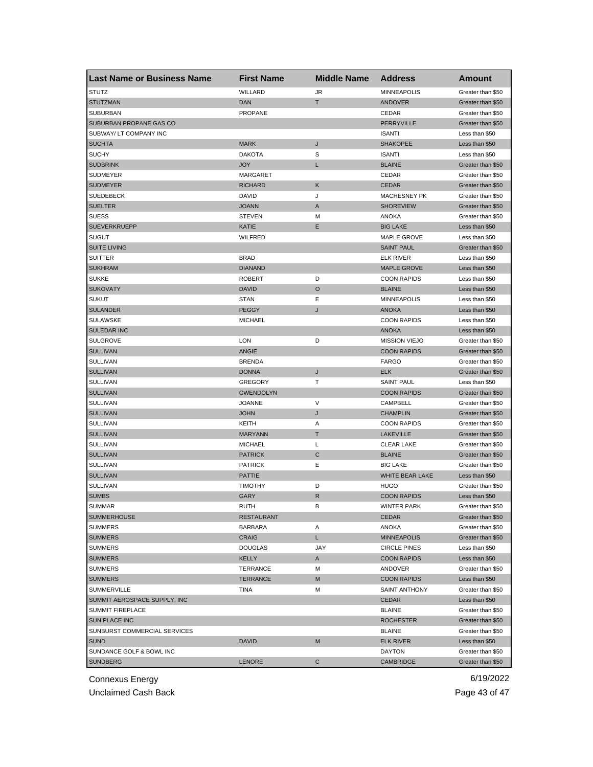| Last Name or Business Name | First Name | Middle Name | Address | Amount |
|---|---|---|---|---|
| STUTZ | WILLARD | JR | MINNEAPOLIS | Greater than $50 |
| STUTZMAN | DAN | T | ANDOVER | Greater than $50 |
| SUBURBAN | PROPANE | | CEDAR | Greater than $50 |
| SUBURBAN PROPANE GAS CO | | | PERRYVILLE | Greater than $50 |
| SUBWAY/ LT COMPANY INC | | | ISANTI | Less than $50 |
| SUCHTA | MARK | J | SHAKOPEE | Less than $50 |
| SUCHY | DAKOTA | S | ISANTI | Less than $50 |
| SUDBRINK | JOY | L | BLAINE | Greater than $50 |
| SUDMEYER | MARGARET | | CEDAR | Greater than $50 |
| SUDMEYER | RICHARD | K | CEDAR | Greater than $50 |
| SUEDEBECK | DAVID | J | MACHESNEY PK | Greater than $50 |
| SUELTER | JOANN | A | SHOREVIEW | Greater than $50 |
| SUESS | STEVEN | M | ANOKA | Greater than $50 |
| SUEVERKRUEPP | KATIE | E | BIG LAKE | Less than $50 |
| SUGUT | WILFRED | | MAPLE GROVE | Less than $50 |
| SUITE LIVING | | | SAINT PAUL | Greater than $50 |
| SUITTER | BRAD | | ELK RIVER | Less than $50 |
| SUKHRAM | DIANAND | | MAPLE GROVE | Less than $50 |
| SUKKE | ROBERT | D | COON RAPIDS | Less than $50 |
| SUKOVATY | DAVID | O | BLAINE | Less than $50 |
| SUKUT | STAN | E | MINNEAPOLIS | Less than $50 |
| SULANDER | PEGGY | J | ANOKA | Less than $50 |
| SULAWSKE | MICHAEL | | COON RAPIDS | Less than $50 |
| SULEDAR INC | | | ANOKA | Less than $50 |
| SULGROVE | LON | D | MISSION VIEJO | Greater than $50 |
| SULLIVAN | ANGIE | | COON RAPIDS | Greater than $50 |
| SULLIVAN | BRENDA | | FARGO | Greater than $50 |
| SULLIVAN | DONNA | J | ELK | Greater than $50 |
| SULLIVAN | GREGORY | T | SAINT PAUL | Less than $50 |
| SULLIVAN | GWENDOLYN | | COON RAPIDS | Greater than $50 |
| SULLIVAN | JOANNE | V | CAMPBELL | Greater than $50 |
| SULLIVAN | JOHN | J | CHAMPLIN | Greater than $50 |
| SULLIVAN | KEITH | A | COON RAPIDS | Greater than $50 |
| SULLIVAN | MARYANN | T | LAKEVILLE | Greater than $50 |
| SULLIVAN | MICHAEL | L | CLEAR LAKE | Greater than $50 |
| SULLIVAN | PATRICK | C | BLAINE | Greater than $50 |
| SULLIVAN | PATRICK | E | BIG LAKE | Greater than $50 |
| SULLIVAN | PATTIE | | WHITE BEAR LAKE | Less than $50 |
| SULLIVAN | TIMOTHY | D | HUGO | Greater than $50 |
| SUMBS | GARY | R | COON RAPIDS | Less than $50 |
| SUMMAR | RUTH | B | WINTER PARK | Greater than $50 |
| SUMMERHOUSE | RESTAURANT | | CEDAR | Greater than $50 |
| SUMMERS | BARBARA | A | ANOKA | Greater than $50 |
| SUMMERS | CRAIG | L | MINNEAPOLIS | Greater than $50 |
| SUMMERS | DOUGLAS | JAY | CIRCLE PINES | Less than $50 |
| SUMMERS | KELLY | A | COON RAPIDS | Less than $50 |
| SUMMERS | TERRANCE | M | ANDOVER | Greater than $50 |
| SUMMERS | TERRANCE | M | COON RAPIDS | Less than $50 |
| SUMMERVILLE | TINA | M | SAINT ANTHONY | Greater than $50 |
| SUMMIT AEROSPACE SUPPLY, INC | | | CEDAR | Less than $50 |
| SUMMIT FIREPLACE | | | BLAINE | Greater than $50 |
| SUN PLACE INC | | | ROCHESTER | Greater than $50 |
| SUNBURST COMMERCIAL SERVICES | | | BLAINE | Greater than $50 |
| SUND | DAVID | M | ELK RIVER | Less than $50 |
| SUNDANCE GOLF & BOWL INC | | | DAYTON | Greater than $50 |
| SUNDBERG | LENORE | C | CAMBRIDGE | Greater than $50 |

Connexus Energy
Unclaimed Cash Back

6/19/2022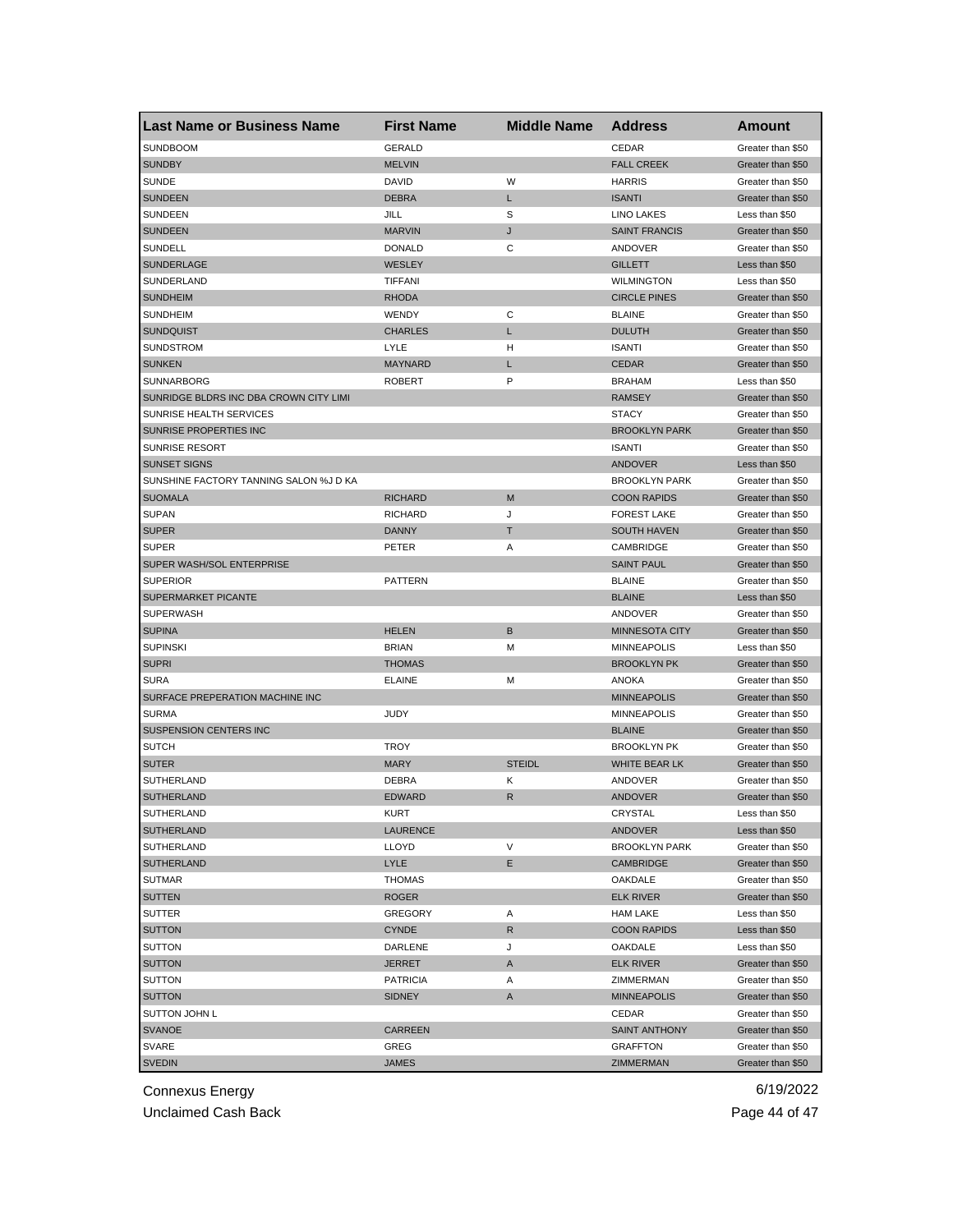| Last Name or Business Name | First Name | Middle Name | Address | Amount |
|---|---|---|---|---|
| SUNDBOOM | GERALD | | CEDAR | Greater than $50 |
| SUNDBY | MELVIN | | FALL CREEK | Greater than $50 |
| SUNDE | DAVID | W | HARRIS | Greater than $50 |
| SUNDEEN | DEBRA | L | ISANTI | Greater than $50 |
| SUNDEEN | JILL | S | LINO LAKES | Less than $50 |
| SUNDEEN | MARVIN | J | SAINT FRANCIS | Greater than $50 |
| SUNDELL | DONALD | C | ANDOVER | Greater than $50 |
| SUNDERLAGE | WESLEY | | GILLETT | Less than $50 |
| SUNDERLAND | TIFFANI | | WILMINGTON | Less than $50 |
| SUNDHEIM | RHODA | | CIRCLE PINES | Greater than $50 |
| SUNDHEIM | WENDY | C | BLAINE | Greater than $50 |
| SUNDQUIST | CHARLES | L | DULUTH | Greater than $50 |
| SUNDSTROM | LYLE | H | ISANTI | Greater than $50 |
| SUNKEN | MAYNARD | L | CEDAR | Greater than $50 |
| SUNNARBORG | ROBERT | P | BRAHAM | Less than $50 |
| SUNRIDGE BLDRS INC DBA CROWN CITY LIMI | | | RAMSEY | Greater than $50 |
| SUNRISE HEALTH SERVICES | | | STACY | Greater than $50 |
| SUNRISE PROPERTIES INC | | | BROOKLYN PARK | Greater than $50 |
| SUNRISE RESORT | | | ISANTI | Greater than $50 |
| SUNSET SIGNS | | | ANDOVER | Less than $50 |
| SUNSHINE FACTORY TANNING SALON %J D KA | | | BROOKLYN PARK | Greater than $50 |
| SUOMALA | RICHARD | M | COON RAPIDS | Greater than $50 |
| SUPAN | RICHARD | J | FOREST LAKE | Greater than $50 |
| SUPER | DANNY | T | SOUTH HAVEN | Greater than $50 |
| SUPER | PETER | A | CAMBRIDGE | Greater than $50 |
| SUPER WASH/SOL ENTERPRISE | | | SAINT PAUL | Greater than $50 |
| SUPERIOR | PATTERN | | BLAINE | Greater than $50 |
| SUPERMARKET PICANTE | | | BLAINE | Less than $50 |
| SUPERWASH | | | ANDOVER | Greater than $50 |
| SUPINA | HELEN | B | MINNESOTA CITY | Greater than $50 |
| SUPINSKI | BRIAN | M | MINNEAPOLIS | Less than $50 |
| SUPRI | THOMAS | | BROOKLYN PK | Greater than $50 |
| SURA | ELAINE | M | ANOKA | Greater than $50 |
| SURFACE PREPERATION MACHINE INC | | | MINNEAPOLIS | Greater than $50 |
| SURMA | JUDY | | MINNEAPOLIS | Greater than $50 |
| SUSPENSION CENTERS INC | | | BLAINE | Greater than $50 |
| SUTCH | TROY | | BROOKLYN PK | Greater than $50 |
| SUTER | MARY | STEIDL | WHITE BEAR LK | Greater than $50 |
| SUTHERLAND | DEBRA | K | ANDOVER | Greater than $50 |
| SUTHERLAND | EDWARD | R | ANDOVER | Greater than $50 |
| SUTHERLAND | KURT | | CRYSTAL | Less than $50 |
| SUTHERLAND | LAURENCE | | ANDOVER | Less than $50 |
| SUTHERLAND | LLOYD | V | BROOKLYN PARK | Greater than $50 |
| SUTHERLAND | LYLE | E | CAMBRIDGE | Greater than $50 |
| SUTMAR | THOMAS | | OAKDALE | Greater than $50 |
| SUTTEN | ROGER | | ELK RIVER | Greater than $50 |
| SUTTER | GREGORY | A | HAM LAKE | Less than $50 |
| SUTTON | CYNDE | R | COON RAPIDS | Less than $50 |
| SUTTON | DARLENE | J | OAKDALE | Less than $50 |
| SUTTON | JERRET | A | ELK RIVER | Greater than $50 |
| SUTTON | PATRICIA | A | ZIMMERMAN | Greater than $50 |
| SUTTON | SIDNEY | A | MINNEAPOLIS | Greater than $50 |
| SUTTON JOHN L | | | CEDAR | Greater than $50 |
| SVANOE | CARREEN | | SAINT ANTHONY | Greater than $50 |
| SVARE | GREG | | GRAFFTON | Greater than $50 |
| SVEDIN | JAMES | | ZIMMERMAN | Greater than $50 |

Connexus Energy
Unclaimed Cash Back
6/19/2022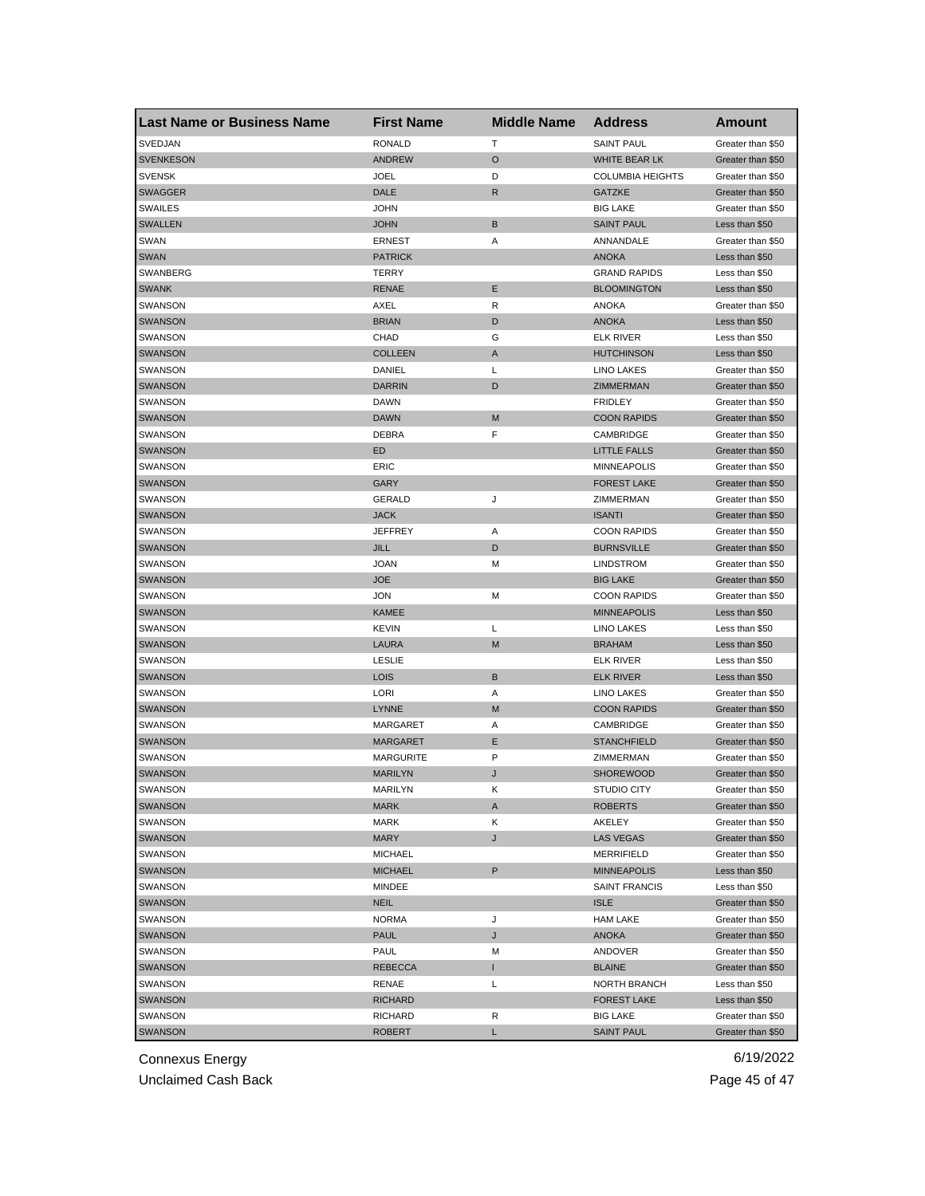| Last Name or Business Name | First Name | Middle Name | Address | Amount |
| --- | --- | --- | --- | --- |
| SVEDJAN | RONALD | T | SAINT PAUL | Greater than $50 |
| SVENKESON | ANDREW | O | WHITE BEAR LK | Greater than $50 |
| SVENSK | JOEL | D | COLUMBIA HEIGHTS | Greater than $50 |
| SWAGGER | DALE | R | GATZKE | Greater than $50 |
| SWAILES | JOHN | | BIG LAKE | Greater than $50 |
| SWALLEN | JOHN | B | SAINT PAUL | Less than $50 |
| SWAN | ERNEST | A | ANNANDALE | Greater than $50 |
| SWAN | PATRICK | | ANOKA | Less than $50 |
| SWANBERG | TERRY | | GRAND RAPIDS | Less than $50 |
| SWANK | RENAE | E | BLOOMINGTON | Less than $50 |
| SWANSON | AXEL | R | ANOKA | Greater than $50 |
| SWANSON | BRIAN | D | ANOKA | Less than $50 |
| SWANSON | CHAD | G | ELK RIVER | Less than $50 |
| SWANSON | COLLEEN | A | HUTCHINSON | Less than $50 |
| SWANSON | DANIEL | L | LINO LAKES | Greater than $50 |
| SWANSON | DARRIN | D | ZIMMERMAN | Greater than $50 |
| SWANSON | DAWN | | FRIDLEY | Greater than $50 |
| SWANSON | DAWN | M | COON RAPIDS | Greater than $50 |
| SWANSON | DEBRA | F | CAMBRIDGE | Greater than $50 |
| SWANSON | ED | | LITTLE FALLS | Greater than $50 |
| SWANSON | ERIC | | MINNEAPOLIS | Greater than $50 |
| SWANSON | GARY | | FOREST LAKE | Greater than $50 |
| SWANSON | GERALD | J | ZIMMERMAN | Greater than $50 |
| SWANSON | JACK | | ISANTI | Greater than $50 |
| SWANSON | JEFFREY | A | COON RAPIDS | Greater than $50 |
| SWANSON | JILL | D | BURNSVILLE | Greater than $50 |
| SWANSON | JOAN | M | LINDSTROM | Greater than $50 |
| SWANSON | JOE | | BIG LAKE | Greater than $50 |
| SWANSON | JON | M | COON RAPIDS | Greater than $50 |
| SWANSON | KAMEE | | MINNEAPOLIS | Less than $50 |
| SWANSON | KEVIN | L | LINO LAKES | Less than $50 |
| SWANSON | LAURA | M | BRAHAM | Less than $50 |
| SWANSON | LESLIE | | ELK RIVER | Less than $50 |
| SWANSON | LOIS | B | ELK RIVER | Less than $50 |
| SWANSON | LORI | A | LINO LAKES | Greater than $50 |
| SWANSON | LYNNE | M | COON RAPIDS | Greater than $50 |
| SWANSON | MARGARET | A | CAMBRIDGE | Greater than $50 |
| SWANSON | MARGARET | E | STANCHFIELD | Greater than $50 |
| SWANSON | MARGURITE | P | ZIMMERMAN | Greater than $50 |
| SWANSON | MARILYN | J | SHOREWOOD | Greater than $50 |
| SWANSON | MARILYN | K | STUDIO CITY | Greater than $50 |
| SWANSON | MARK | A | ROBERTS | Greater than $50 |
| SWANSON | MARK | K | AKELEY | Greater than $50 |
| SWANSON | MARY | J | LAS VEGAS | Greater than $50 |
| SWANSON | MICHAEL | | MERRIFIELD | Greater than $50 |
| SWANSON | MICHAEL | P | MINNEAPOLIS | Less than $50 |
| SWANSON | MINDEE | | SAINT FRANCIS | Less than $50 |
| SWANSON | NEIL | | ISLE | Greater than $50 |
| SWANSON | NORMA | J | HAM LAKE | Greater than $50 |
| SWANSON | PAUL | J | ANOKA | Greater than $50 |
| SWANSON | PAUL | M | ANDOVER | Greater than $50 |
| SWANSON | REBECCA | I | BLAINE | Greater than $50 |
| SWANSON | RENAE | L | NORTH BRANCH | Less than $50 |
| SWANSON | RICHARD | | FOREST LAKE | Less than $50 |
| SWANSON | RICHARD | R | BIG LAKE | Greater than $50 |
| SWANSON | ROBERT | L | SAINT PAUL | Greater than $50 |

Connexus Energy
Unclaimed Cash Back

6/19/2022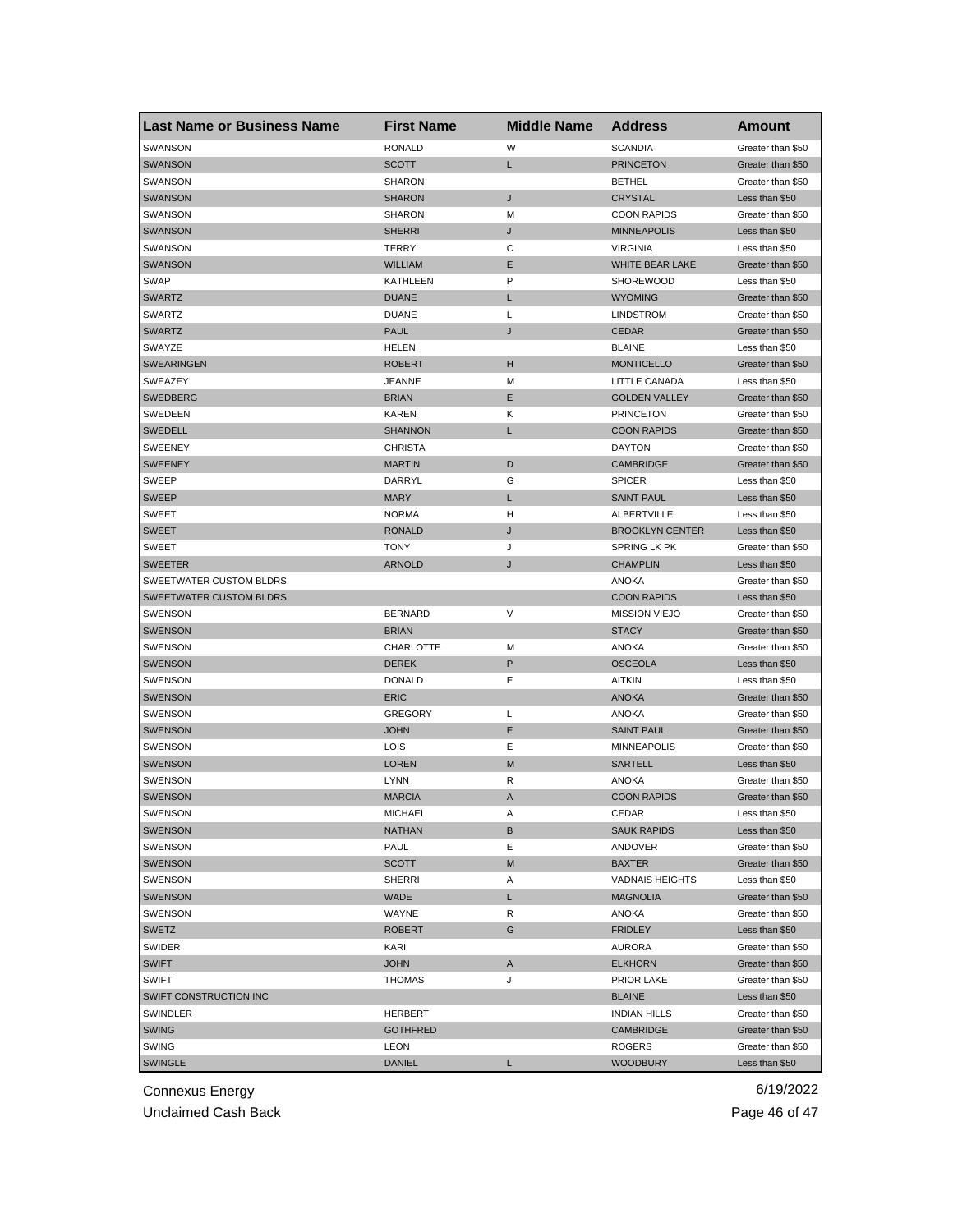| Last Name or Business Name | First Name | Middle Name | Address | Amount |
|---|---|---|---|---|
| SWANSON | RONALD | W | SCANDIA | Greater than $50 |
| SWANSON | SCOTT | L | PRINCETON | Greater than $50 |
| SWANSON | SHARON | | BETHEL | Greater than $50 |
| SWANSON | SHARON | J | CRYSTAL | Less than $50 |
| SWANSON | SHARON | M | COON RAPIDS | Greater than $50 |
| SWANSON | SHERRI | J | MINNEAPOLIS | Less than $50 |
| SWANSON | TERRY | C | VIRGINIA | Less than $50 |
| SWANSON | WILLIAM | E | WHITE BEAR LAKE | Greater than $50 |
| SWAP | KATHLEEN | P | SHOREWOOD | Less than $50 |
| SWARTZ | DUANE | L | WYOMING | Greater than $50 |
| SWARTZ | DUANE | L | LINDSTROM | Greater than $50 |
| SWARTZ | PAUL | J | CEDAR | Greater than $50 |
| SWAYZE | HELEN | | BLAINE | Less than $50 |
| SWEARINGEN | ROBERT | H | MONTICELLO | Greater than $50 |
| SWEAZEY | JEANNE | M | LITTLE CANADA | Less than $50 |
| SWEDBERG | BRIAN | E | GOLDEN VALLEY | Greater than $50 |
| SWEDEEN | KAREN | K | PRINCETON | Greater than $50 |
| SWEDELL | SHANNON | L | COON RAPIDS | Greater than $50 |
| SWEENEY | CHRISTA | | DAYTON | Greater than $50 |
| SWEENEY | MARTIN | D | CAMBRIDGE | Greater than $50 |
| SWEEP | DARRYL | G | SPICER | Less than $50 |
| SWEEP | MARY | L | SAINT PAUL | Less than $50 |
| SWEET | NORMA | H | ALBERTVILLE | Less than $50 |
| SWEET | RONALD | J | BROOKLYN CENTER | Less than $50 |
| SWEET | TONY | J | SPRING LK PK | Greater than $50 |
| SWEETER | ARNOLD | J | CHAMPLIN | Less than $50 |
| SWEETWATER CUSTOM BLDRS | | | ANOKA | Greater than $50 |
| SWEETWATER CUSTOM BLDRS | | | COON RAPIDS | Less than $50 |
| SWENSON | BERNARD | V | MISSION VIEJO | Greater than $50 |
| SWENSON | BRIAN | | STACY | Greater than $50 |
| SWENSON | CHARLOTTE | M | ANOKA | Greater than $50 |
| SWENSON | DEREK | P | OSCEOLA | Less than $50 |
| SWENSON | DONALD | E | AITKIN | Less than $50 |
| SWENSON | ERIC | | ANOKA | Greater than $50 |
| SWENSON | GREGORY | L | ANOKA | Greater than $50 |
| SWENSON | JOHN | E | SAINT PAUL | Greater than $50 |
| SWENSON | LOIS | E | MINNEAPOLIS | Greater than $50 |
| SWENSON | LOREN | M | SARTELL | Less than $50 |
| SWENSON | LYNN | R | ANOKA | Greater than $50 |
| SWENSON | MARCIA | A | COON RAPIDS | Greater than $50 |
| SWENSON | MICHAEL | A | CEDAR | Less than $50 |
| SWENSON | NATHAN | B | SAUK RAPIDS | Less than $50 |
| SWENSON | PAUL | E | ANDOVER | Greater than $50 |
| SWENSON | SCOTT | M | BAXTER | Greater than $50 |
| SWENSON | SHERRI | A | VADNAIS HEIGHTS | Less than $50 |
| SWENSON | WADE | L | MAGNOLIA | Greater than $50 |
| SWENSON | WAYNE | R | ANOKA | Greater than $50 |
| SWETZ | ROBERT | G | FRIDLEY | Less than $50 |
| SWIDER | KARI | | AURORA | Greater than $50 |
| SWIFT | JOHN | A | ELKHORN | Greater than $50 |
| SWIFT | THOMAS | J | PRIOR LAKE | Greater than $50 |
| SWIFT CONSTRUCTION INC | | | BLAINE | Less than $50 |
| SWINDLER | HERBERT | | INDIAN HILLS | Greater than $50 |
| SWING | GOTHFRED | | CAMBRIDGE | Greater than $50 |
| SWING | LEON | | ROGERS | Greater than $50 |
| SWINGLE | DANIEL | L | WOODBURY | Less than $50 |

Connexus Energy
Unclaimed Cash Back
6/19/2022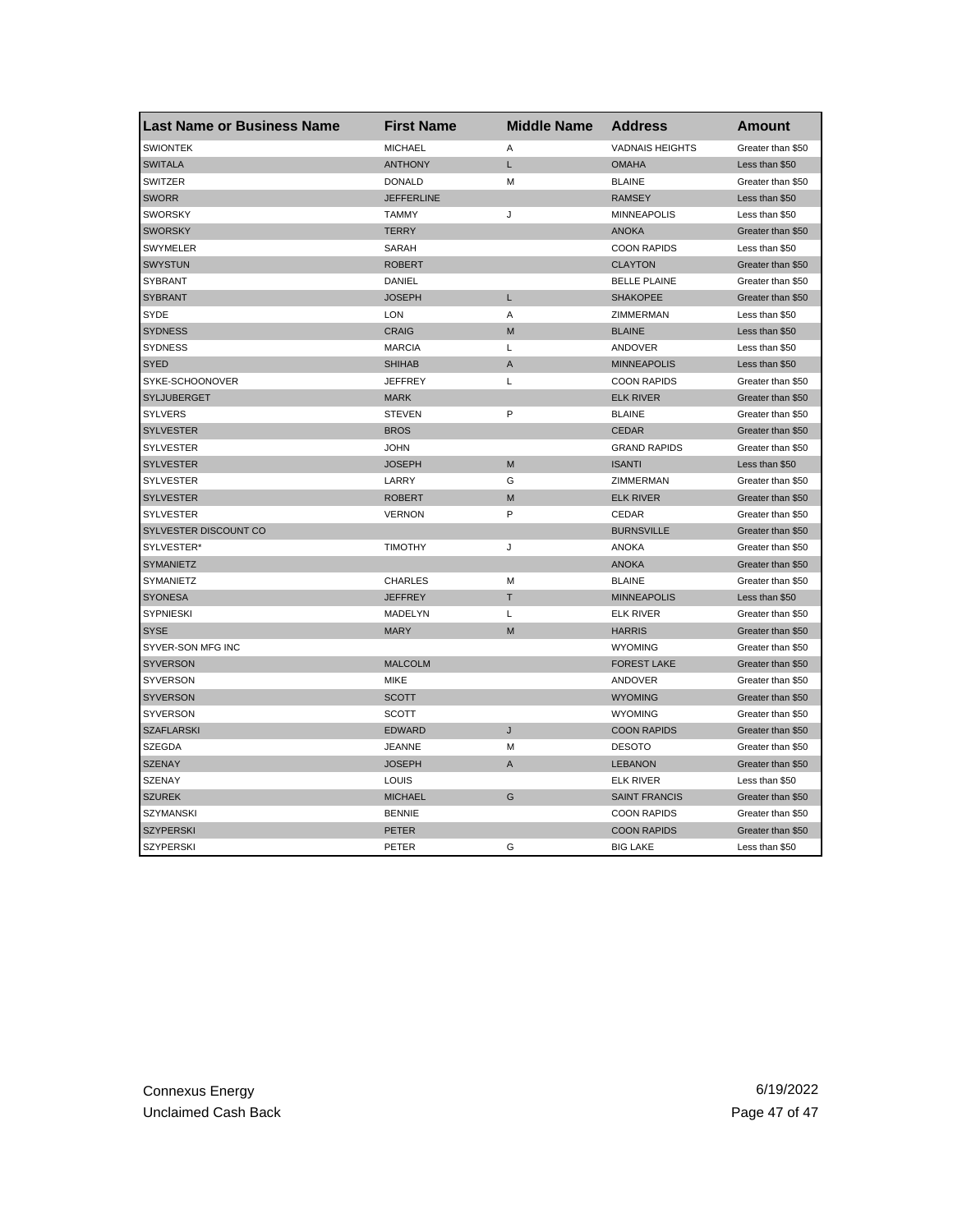| Last Name or Business Name | First Name | Middle Name | Address | Amount |
|---|---|---|---|---|
| SWIONTEK | MICHAEL | A | VADNAIS HEIGHTS | Greater than $50 |
| SWITALA | ANTHONY | L | OMAHA | Less than $50 |
| SWITZER | DONALD | M | BLAINE | Greater than $50 |
| SWORR | JEFFERLINE | | RAMSEY | Less than $50 |
| SWORSKY | TAMMY | J | MINNEAPOLIS | Less than $50 |
| SWORSKY | TERRY | | ANOKA | Greater than $50 |
| SWYMELER | SARAH | | COON RAPIDS | Less than $50 |
| SWYSTUN | ROBERT | | CLAYTON | Greater than $50 |
| SYBRANT | DANIEL | | BELLE PLAINE | Greater than $50 |
| SYBRANT | JOSEPH | L | SHAKOPEE | Greater than $50 |
| SYDE | LON | A | ZIMMERMAN | Less than $50 |
| SYDNESS | CRAIG | M | BLAINE | Less than $50 |
| SYDNESS | MARCIA | L | ANDOVER | Less than $50 |
| SYED | SHIHAB | A | MINNEAPOLIS | Less than $50 |
| SYKE-SCHOONOVER | JEFFREY | L | COON RAPIDS | Greater than $50 |
| SYLJUBERGET | MARK | | ELK RIVER | Greater than $50 |
| SYLVERS | STEVEN | P | BLAINE | Greater than $50 |
| SYLVESTER | BROS | | CEDAR | Greater than $50 |
| SYLVESTER | JOHN | | GRAND RAPIDS | Greater than $50 |
| SYLVESTER | JOSEPH | M | ISANTI | Less than $50 |
| SYLVESTER | LARRY | G | ZIMMERMAN | Greater than $50 |
| SYLVESTER | ROBERT | M | ELK RIVER | Greater than $50 |
| SYLVESTER | VERNON | P | CEDAR | Greater than $50 |
| SYLVESTER DISCOUNT CO | | | BURNSVILLE | Greater than $50 |
| SYLVESTER* | TIMOTHY | J | ANOKA | Greater than $50 |
| SYMANIETZ | | | ANOKA | Greater than $50 |
| SYMANIETZ | CHARLES | M | BLAINE | Greater than $50 |
| SYONESA | JEFFREY | T | MINNEAPOLIS | Less than $50 |
| SYPNIESKI | MADELYN | L | ELK RIVER | Greater than $50 |
| SYSE | MARY | M | HARRIS | Greater than $50 |
| SYVER-SON MFG INC | | | WYOMING | Greater than $50 |
| SYVERSON | MALCOLM | | FOREST LAKE | Greater than $50 |
| SYVERSON | MIKE | | ANDOVER | Greater than $50 |
| SYVERSON | SCOTT | | WYOMING | Greater than $50 |
| SYVERSON | SCOTT | | WYOMING | Greater than $50 |
| SZAFLARSKI | EDWARD | J | COON RAPIDS | Greater than $50 |
| SZEGDA | JEANNE | M | DESOTO | Greater than $50 |
| SZENAY | JOSEPH | A | LEBANON | Greater than $50 |
| SZENAY | LOUIS | | ELK RIVER | Less than $50 |
| SZUREK | MICHAEL | G | SAINT FRANCIS | Greater than $50 |
| SZYMANSKI | BENNIE | | COON RAPIDS | Greater than $50 |
| SZYPERSKI | PETER | | COON RAPIDS | Greater than $50 |
| SZYPERSKI | PETER | G | BIG LAKE | Less than $50 |